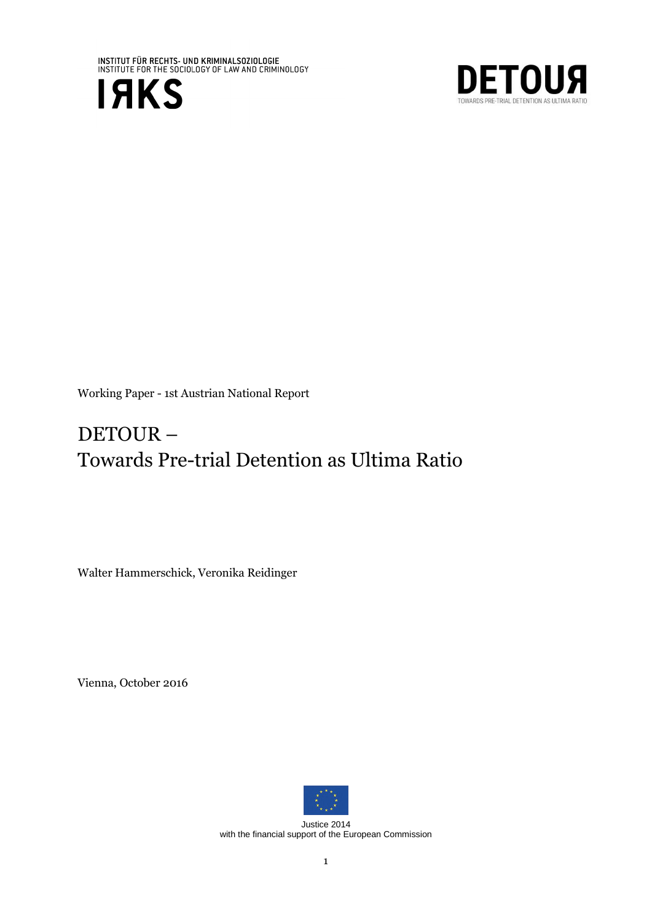INSTITUT FÜR RECHTS- UND KRIMINALSOZIOLOGIE
INSTITUTE FOR THE SOCIOLOGY OF LAW AND CRIMINOLOGY

IRKS

DETOUR
TOWARDS PRE-TRIAL DETENTION AS ULTIMA RATIO

Working Paper - 1st Austrian National Report

# DETOUR – Towards Pre-trial Detention as Ultima Ratio

Walter Hammerschick, Veronika Reidinger

Vienna, October 2016

Justice 2014
with the financial support of the European Commission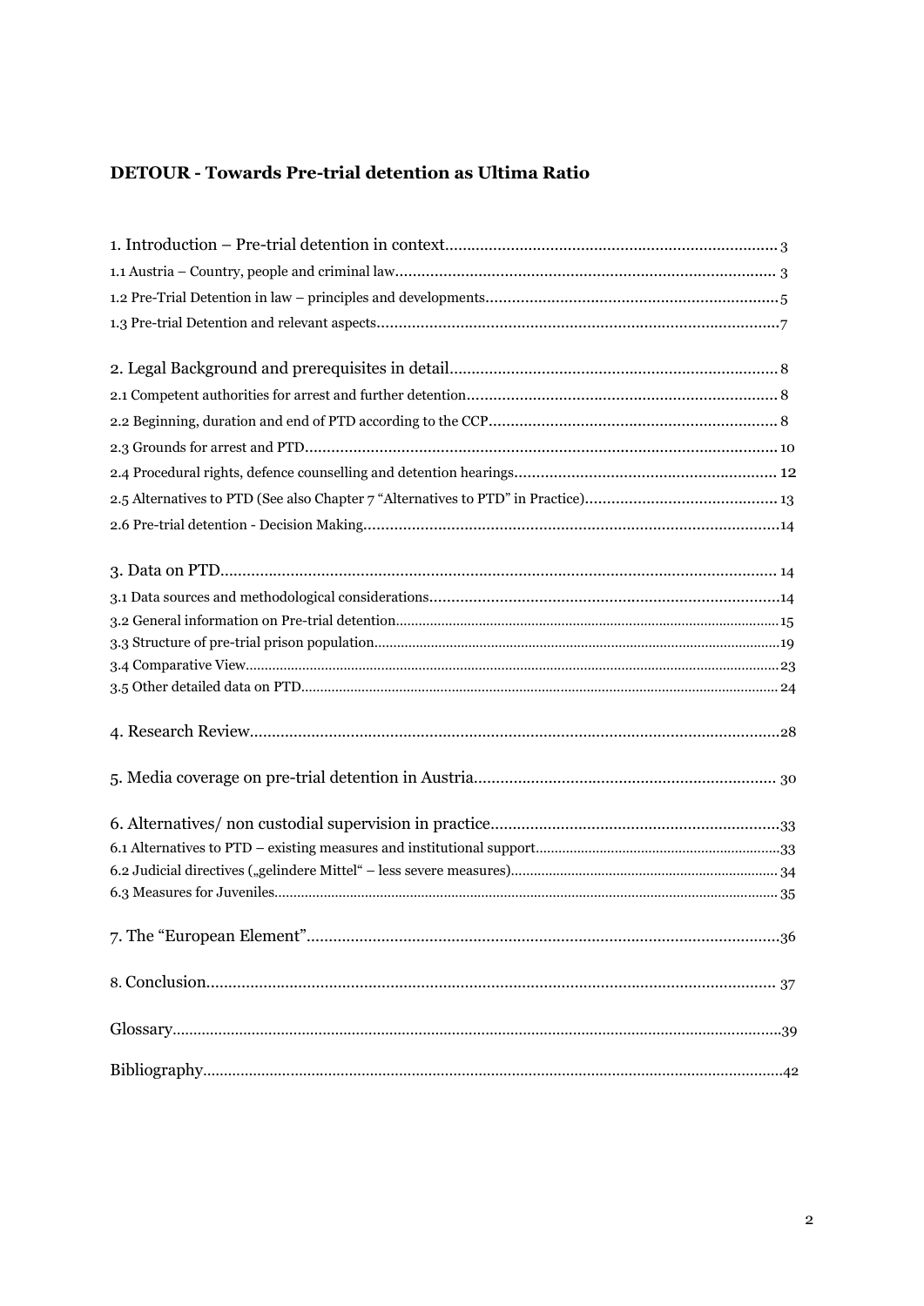**DETOUR - Towards Pre-trial detention as Ultima Ratio**

1. Introduction – Pre-trial detention in context........................................................................ 3
1.1 Austria – Country, people and criminal law........................................................................ 3
1.2 Pre-Trial Detention in law – principles and developments................................................. 5
1.3 Pre-trial Detention and relevant aspects............................................................................ 7

2. Legal Background and prerequisites in detail..................................................................... 8
2.1 Competent authorities for arrest and further detention...................................................... 8
2.2 Beginning, duration and end of PTD according to the CCP................................................ 8
2.3 Grounds for arrest and PTD.............................................................................................. 10
2.4 Procedural rights, defence counselling and detention hearings......................................... 12
2.5 Alternatives to PTD (See also Chapter 7 "Alternatives to PTD" in Practice)..................... 13
2.6 Pre-trial detention - Decision Making................................................................................ 14

3. Data on PTD........................................................................................................................ 14
3.1 Data sources and methodological considerations............................................................. 14
3.2 General information on Pre-trial detention....................................................................... 15
3.3 Structure of pre-trial prison population............................................................................. 19
3.4 Comparative View.............................................................................................................. 23
3.5 Other detailed data on PTD............................................................................................... 24

4. Research Review.................................................................................................................. 28

5. Media coverage on pre-trial detention in Austria................................................................ 30

6. Alternatives/ non custodial supervision in practice............................................................. 33
6.1 Alternatives to PTD – existing measures and institutional support................................... 33
6.2 Judicial directives („gelindere Mittel" – less severe measures).......................................... 34
6.3 Measures for Juveniles....................................................................................................... 35

7. The "European Element"..................................................................................................... 36

8. Conclusion........................................................................................................................... 37

Glossary................................................................................................................................... 39

Bibliography............................................................................................................................ 42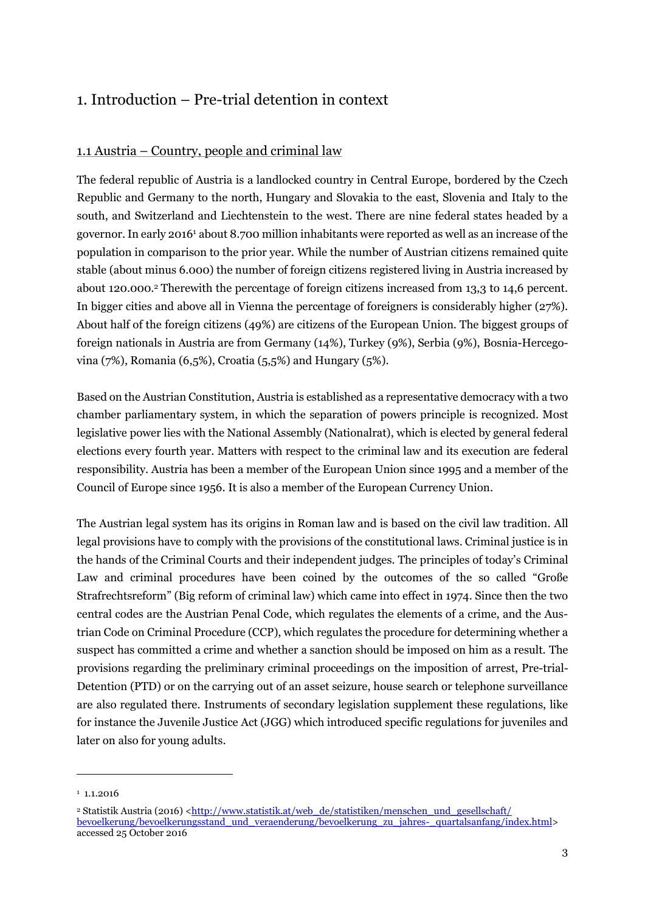# 1. Introduction – Pre-trial detention in context

## 1.1 Austria – Country, people and criminal law

The federal republic of Austria is a landlocked country in Central Europe, bordered by the Czech Republic and Germany to the north, Hungary and Slovakia to the east, Slovenia and Italy to the south, and Switzerland and Liechtenstein to the west. There are nine federal states headed by a governor. In early 2016[1] about 8.700 million inhabitants were reported as well as an increase of the population in comparison to the prior year. While the number of Austrian citizens remained quite stable (about minus 6.000) the number of foreign citizens registered living in Austria increased by about 120.000.[2] Therewith the percentage of foreign citizens increased from 13,3 to 14,6 percent. In bigger cities and above all in Vienna the percentage of foreigners is considerably higher (27%). About half of the foreign citizens (49%) are citizens of the European Union. The biggest groups of foreign nationals in Austria are from Germany (14%), Turkey (9%), Serbia (9%), Bosnia-Hercegovina (7%), Romania (6,5%), Croatia (5,5%) and Hungary (5%).

Based on the Austrian Constitution, Austria is established as a representative democracy with a two chamber parliamentary system, in which the separation of powers principle is recognized. Most legislative power lies with the National Assembly (Nationalrat), which is elected by general federal elections every fourth year. Matters with respect to the criminal law and its execution are federal responsibility. Austria has been a member of the European Union since 1995 and a member of the Council of Europe since 1956. It is also a member of the European Currency Union.

The Austrian legal system has its origins in Roman law and is based on the civil law tradition. All legal provisions have to comply with the provisions of the constitutional laws. Criminal justice is in the hands of the Criminal Courts and their independent judges. The principles of today's Criminal Law and criminal procedures have been coined by the outcomes of the so called "Große Strafrechtsreform" (Big reform of criminal law) which came into effect in 1974. Since then the two central codes are the Austrian Penal Code, which regulates the elements of a crime, and the Austrian Code on Criminal Procedure (CCP), which regulates the procedure for determining whether a suspect has committed a crime and whether a sanction should be imposed on him as a result. The provisions regarding the preliminary criminal proceedings on the imposition of arrest, Pre-trial-Detention (PTD) or on the carrying out of an asset seizure, house search or telephone surveillance are also regulated there. Instruments of secondary legislation supplement these regulations, like for instance the Juvenile Justice Act (JGG) which introduced specific regulations for juveniles and later on also for young adults.

---

[1] 1.1.2016

[2] Statistik Austria (2016) <http://www.statistik.at/web_de/statistiken/menschen_und_gesellschaft/bevoelkerung/bevoelkerungsstand_und_veraenderung/bevoelkerung_zu_jahres-_quartalsanfang/index.html> accessed 25 October 2016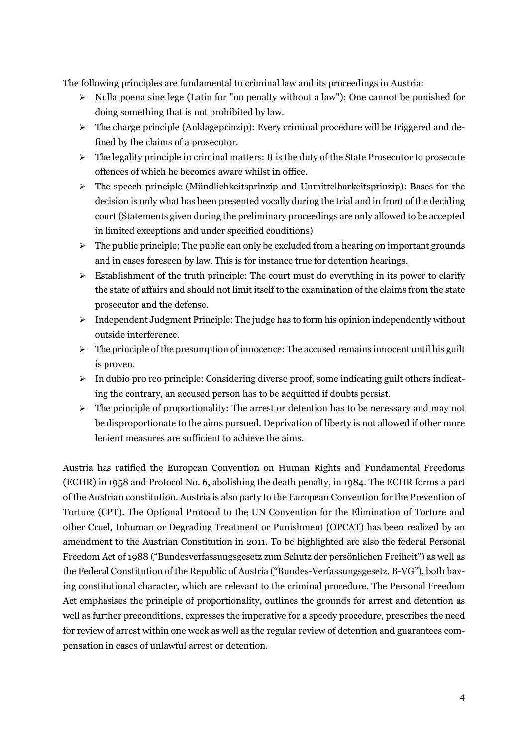The following principles are fundamental to criminal law and its proceedings in Austria:

- Nulla poena sine lege (Latin for "no penalty without a law"): One cannot be punished for doing something that is not prohibited by law.
- The charge principle (Anklageprinzip): Every criminal procedure will be triggered and defined by the claims of a prosecutor.
- The legality principle in criminal matters: It is the duty of the State Prosecutor to prosecute offences of which he becomes aware whilst in office.
- The speech principle (Mündlichkeitsprinzip and Unmittelbarkeitsprinzip): Bases for the decision is only what has been presented vocally during the trial and in front of the deciding court (Statements given during the preliminary proceedings are only allowed to be accepted in limited exceptions and under specified conditions)
- The public principle: The public can only be excluded from a hearing on important grounds and in cases foreseen by law. This is for instance true for detention hearings.
- Establishment of the truth principle: The court must do everything in its power to clarify the state of affairs and should not limit itself to the examination of the claims from the state prosecutor and the defense.
- Independent Judgment Principle: The judge has to form his opinion independently without outside interference.
- The principle of the presumption of innocence: The accused remains innocent until his guilt is proven.
- In dubio pro reo principle: Considering diverse proof, some indicating guilt others indicating the contrary, an accused person has to be acquitted if doubts persist.
- The principle of proportionality: The arrest or detention has to be necessary and may not be disproportionate to the aims pursued. Deprivation of liberty is not allowed if other more lenient measures are sufficient to achieve the aims.

Austria has ratified the European Convention on Human Rights and Fundamental Freedoms (ECHR) in 1958 and Protocol No. 6, abolishing the death penalty, in 1984. The ECHR forms a part of the Austrian constitution. Austria is also party to the European Convention for the Prevention of Torture (CPT). The Optional Protocol to the UN Convention for the Elimination of Torture and other Cruel, Inhuman or Degrading Treatment or Punishment (OPCAT) has been realized by an amendment to the Austrian Constitution in 2011. To be highlighted are also the federal Personal Freedom Act of 1988 ("Bundesverfassungsgesetz zum Schutz der persönlichen Freiheit") as well as the Federal Constitution of the Republic of Austria ("Bundes-Verfassungsgesetz, B-VG"), both having constitutional character, which are relevant to the criminal procedure. The Personal Freedom Act emphasises the principle of proportionality, outlines the grounds for arrest and detention as well as further preconditions, expresses the imperative for a speedy procedure, prescribes the need for review of arrest within one week as well as the regular review of detention and guarantees compensation in cases of unlawful arrest or detention.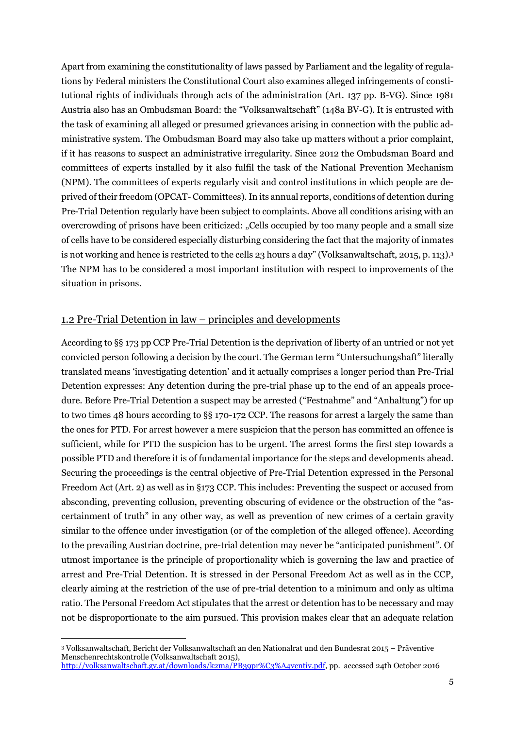Apart from examining the constitutionality of laws passed by Parliament and the legality of regulations by Federal ministers the Constitutional Court also examines alleged infringements of constitutional rights of individuals through acts of the administration (Art. 137 pp. B-VG). Since 1981 Austria also has an Ombudsman Board: the "Volksanwaltschaft" (148a BV-G). It is entrusted with the task of examining all alleged or presumed grievances arising in connection with the public administrative system. The Ombudsman Board may also take up matters without a prior complaint, if it has reasons to suspect an administrative irregularity. Since 2012 the Ombudsman Board and committees of experts installed by it also fulfil the task of the National Prevention Mechanism (NPM). The committees of experts regularly visit and control institutions in which people are deprived of their freedom (OPCAT- Committees). In its annual reports, conditions of detention during Pre-Trial Detention regularly have been subject to complaints. Above all conditions arising with an overcrowding of prisons have been criticized: „Cells occupied by too many people and a small size of cells have to be considered especially disturbing considering the fact that the majority of inmates is not working and hence is restricted to the cells 23 hours a day" (Volksanwaltschaft, 2015, p. 113).[3] The NPM has to be considered a most important institution with respect to improvements of the situation in prisons.

## 1.2 Pre-Trial Detention in law – principles and developments

According to §§ 173 pp CCP Pre-Trial Detention is the deprivation of liberty of an untried or not yet convicted person following a decision by the court. The German term "Untersuchungshaft" literally translated means 'investigating detention' and it actually comprises a longer period than Pre-Trial Detention expresses: Any detention during the pre-trial phase up to the end of an appeals procedure. Before Pre-Trial Detention a suspect may be arrested ("Festnahme" and "Anhaltung") for up to two times 48 hours according to §§ 170-172 CCP. The reasons for arrest a largely the same than the ones for PTD. For arrest however a mere suspicion that the person has committed an offence is sufficient, while for PTD the suspicion has to be urgent. The arrest forms the first step towards a possible PTD and therefore it is of fundamental importance for the steps and developments ahead. Securing the proceedings is the central objective of Pre-Trial Detention expressed in the Personal Freedom Act (Art. 2) as well as in §173 CCP. This includes: Preventing the suspect or accused from absconding, preventing collusion, preventing obscuring of evidence or the obstruction of the "ascertainment of truth" in any other way, as well as prevention of new crimes of a certain gravity similar to the offence under investigation (or of the completion of the alleged offence). According to the prevailing Austrian doctrine, pre-trial detention may never be "anticipated punishment". Of utmost importance is the principle of proportionality which is governing the law and practice of arrest and Pre-Trial Detention. It is stressed in der Personal Freedom Act as well as in the CCP, clearly aiming at the restriction of the use of pre-trial detention to a minimum and only as ultima ratio. The Personal Freedom Act stipulates that the arrest or detention has to be necessary and may not be disproportionate to the aim pursued. This provision makes clear that an adequate relation

---

[3] Volksanwaltschaft, Bericht der Volksanwaltschaft an den Nationalrat und den Bundesrat 2015 – Präventive Menschenrechtskontrolle (Volksanwaltschaft 2015), http://volksanwaltschaft.gv.at/downloads/k2ma/PB39pr%C3%A4ventiv.pdf, pp. accessed 24th October 2016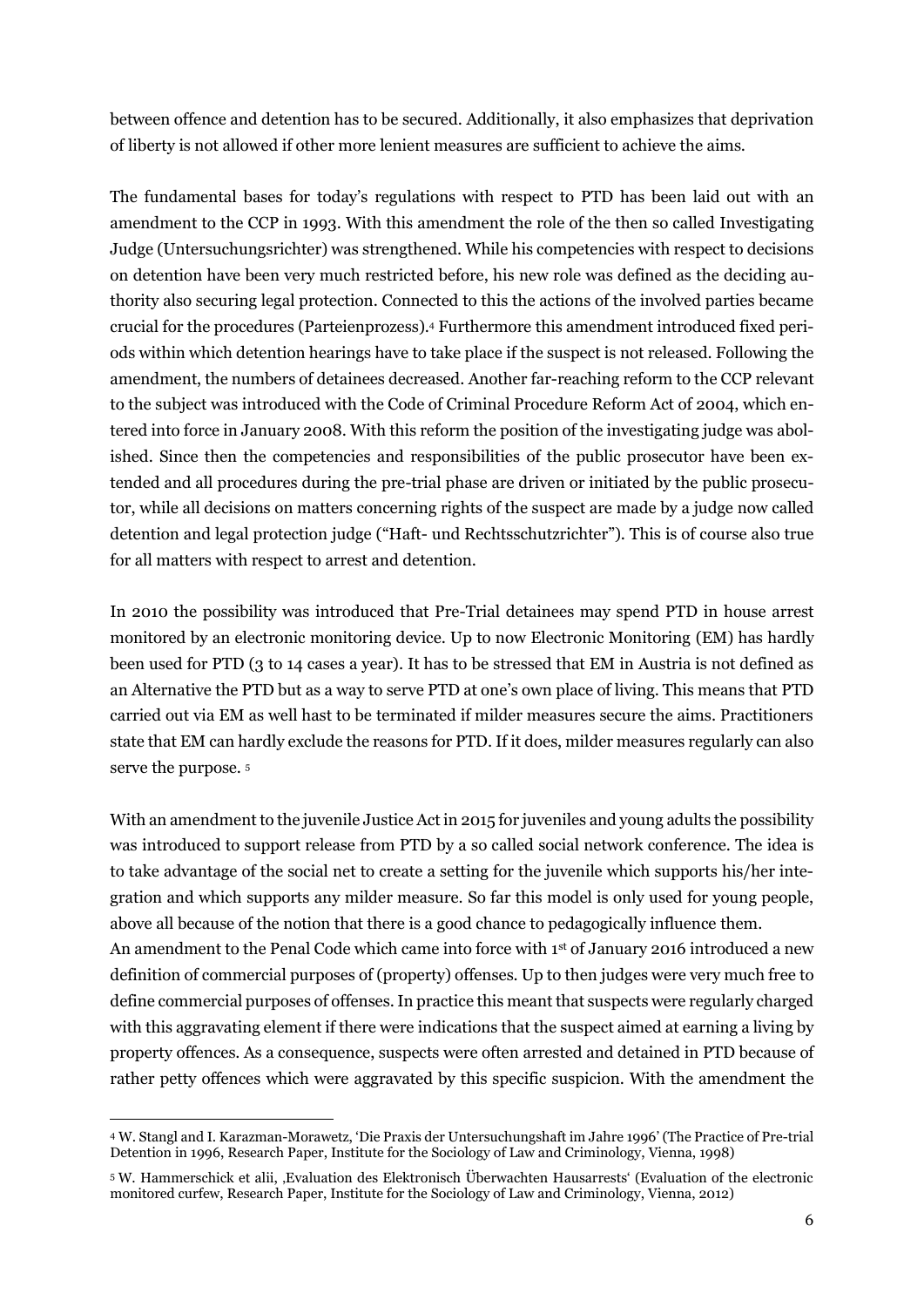between offence and detention has to be secured. Additionally, it also emphasizes that deprivation of liberty is not allowed if other more lenient measures are sufficient to achieve the aims.

The fundamental bases for today's regulations with respect to PTD has been laid out with an amendment to the CCP in 1993. With this amendment the role of the then so called Investigating Judge (Untersuchungsrichter) was strengthened. While his competencies with respect to decisions on detention have been very much restricted before, his new role was defined as the deciding authority also securing legal protection. Connected to this the actions of the involved parties became crucial for the procedures (Parteienprozess).[4] Furthermore this amendment introduced fixed periods within which detention hearings have to take place if the suspect is not released. Following the amendment, the numbers of detainees decreased. Another far-reaching reform to the CCP relevant to the subject was introduced with the Code of Criminal Procedure Reform Act of 2004, which entered into force in January 2008. With this reform the position of the investigating judge was abolished. Since then the competencies and responsibilities of the public prosecutor have been extended and all procedures during the pre-trial phase are driven or initiated by the public prosecutor, while all decisions on matters concerning rights of the suspect are made by a judge now called detention and legal protection judge ("Haft- und Rechtsschutzrichter"). This is of course also true for all matters with respect to arrest and detention.

In 2010 the possibility was introduced that Pre-Trial detainees may spend PTD in house arrest monitored by an electronic monitoring device. Up to now Electronic Monitoring (EM) has hardly been used for PTD (3 to 14 cases a year). It has to be stressed that EM in Austria is not defined as an Alternative the PTD but as a way to serve PTD at one's own place of living. This means that PTD carried out via EM as well hast to be terminated if milder measures secure the aims. Practitioners state that EM can hardly exclude the reasons for PTD. If it does, milder measures regularly can also serve the purpose. [5]

With an amendment to the juvenile Justice Act in 2015 for juveniles and young adults the possibility was introduced to support release from PTD by a so called social network conference. The idea is to take advantage of the social net to create a setting for the juvenile which supports his/her integration and which supports any milder measure. So far this model is only used for young people, above all because of the notion that there is a good chance to pedagogically influence them.
An amendment to the Penal Code which came into force with 1st of January 2016 introduced a new definition of commercial purposes of (property) offenses. Up to then judges were very much free to define commercial purposes of offenses. In practice this meant that suspects were regularly charged with this aggravating element if there were indications that the suspect aimed at earning a living by property offences. As a consequence, suspects were often arrested and detained in PTD because of rather petty offences which were aggravated by this specific suspicion. With the amendment the

---

[4] W. Stangl and I. Karazman-Morawetz, 'Die Praxis der Untersuchungshaft im Jahre 1996' (The Practice of Pre-trial Detention in 1996, Research Paper, Institute for the Sociology of Law and Criminology, Vienna, 1998)

[5] W. Hammerschick et alii, ‚Evaluation des Elektronisch Überwachten Hausarrests' (Evaluation of the electronic monitored curfew, Research Paper, Institute for the Sociology of Law and Criminology, Vienna, 2012)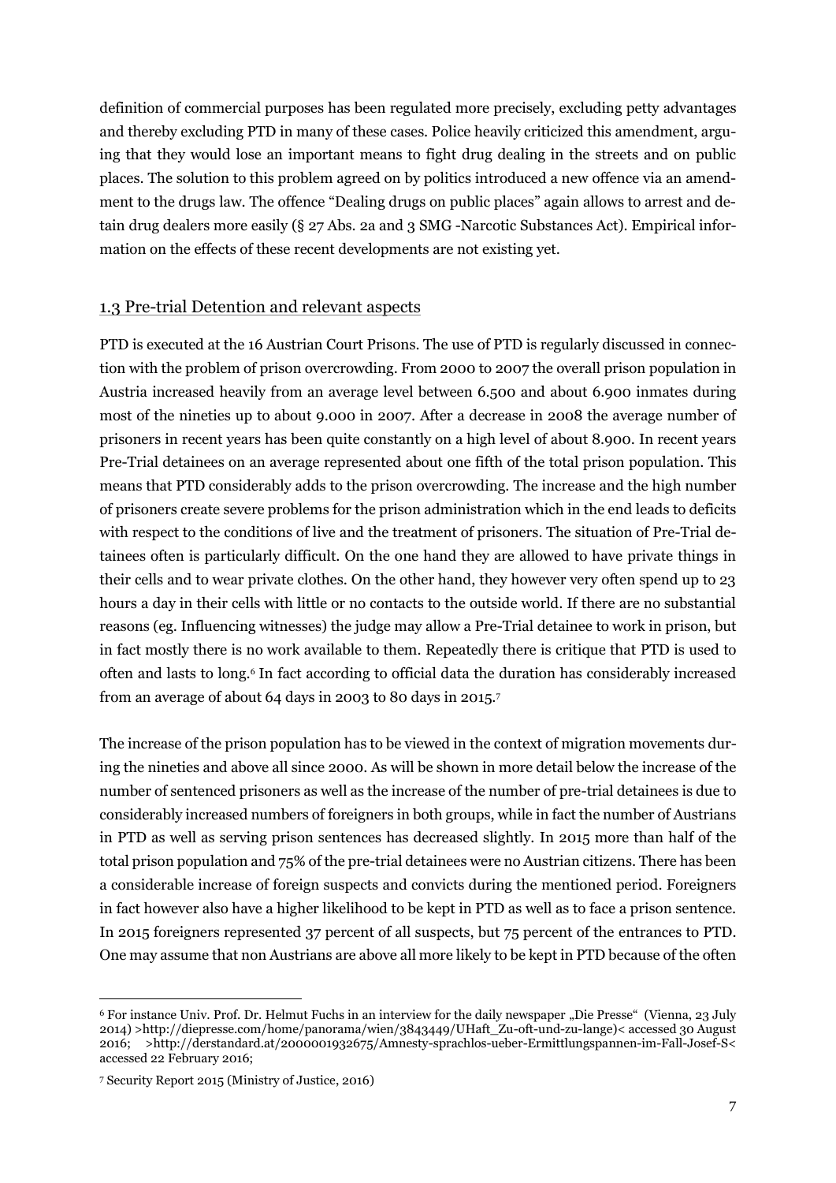definition of commercial purposes has been regulated more precisely, excluding petty advantages and thereby excluding PTD in many of these cases. Police heavily criticized this amendment, arguing that they would lose an important means to fight drug dealing in the streets and on public places. The solution to this problem agreed on by politics introduced a new offence via an amendment to the drugs law. The offence "Dealing drugs on public places" again allows to arrest and detain drug dealers more easily (§ 27 Abs. 2a and 3 SMG -Narcotic Substances Act). Empirical information on the effects of these recent developments are not existing yet.

## 1.3 Pre-trial Detention and relevant aspects

PTD is executed at the 16 Austrian Court Prisons. The use of PTD is regularly discussed in connection with the problem of prison overcrowding. From 2000 to 2007 the overall prison population in Austria increased heavily from an average level between 6.500 and about 6.900 inmates during most of the nineties up to about 9.000 in 2007. After a decrease in 2008 the average number of prisoners in recent years has been quite constantly on a high level of about 8.900. In recent years Pre-Trial detainees on an average represented about one fifth of the total prison population. This means that PTD considerably adds to the prison overcrowding. The increase and the high number of prisoners create severe problems for the prison administration which in the end leads to deficits with respect to the conditions of live and the treatment of prisoners. The situation of Pre-Trial detainees often is particularly difficult. On the one hand they are allowed to have private things in their cells and to wear private clothes. On the other hand, they however very often spend up to 23 hours a day in their cells with little or no contacts to the outside world. If there are no substantial reasons (eg. Influencing witnesses) the judge may allow a Pre-Trial detainee to work in prison, but in fact mostly there is no work available to them. Repeatedly there is critique that PTD is used to often and lasts to long.[6] In fact according to official data the duration has considerably increased from an average of about 64 days in 2003 to 80 days in 2015.[7]

The increase of the prison population has to be viewed in the context of migration movements during the nineties and above all since 2000. As will be shown in more detail below the increase of the number of sentenced prisoners as well as the increase of the number of pre-trial detainees is due to considerably increased numbers of foreigners in both groups, while in fact the number of Austrians in PTD as well as serving prison sentences has decreased slightly. In 2015 more than half of the total prison population and 75% of the pre-trial detainees were no Austrian citizens. There has been a considerable increase of foreign suspects and convicts during the mentioned period. Foreigners in fact however also have a higher likelihood to be kept in PTD as well as to face a prison sentence. In 2015 foreigners represented 37 percent of all suspects, but 75 percent of the entrances to PTD. One may assume that non Austrians are above all more likely to be kept in PTD because of the often

[6] For instance Univ. Prof. Dr. Helmut Fuchs in an interview for the daily newspaper „Die Presse" (Vienna, 23 July 2014) >http://diepresse.com/home/panorama/wien/3843449/UHaft_Zu-oft-und-zu-lange)< accessed 30 August 2016; >http://derstandard.at/2000001932675/Amnesty-sprachlos-ueber-Ermittlungspannen-im-Fall-Josef-S< accessed 22 February 2016;

[7] Security Report 2015 (Ministry of Justice, 2016)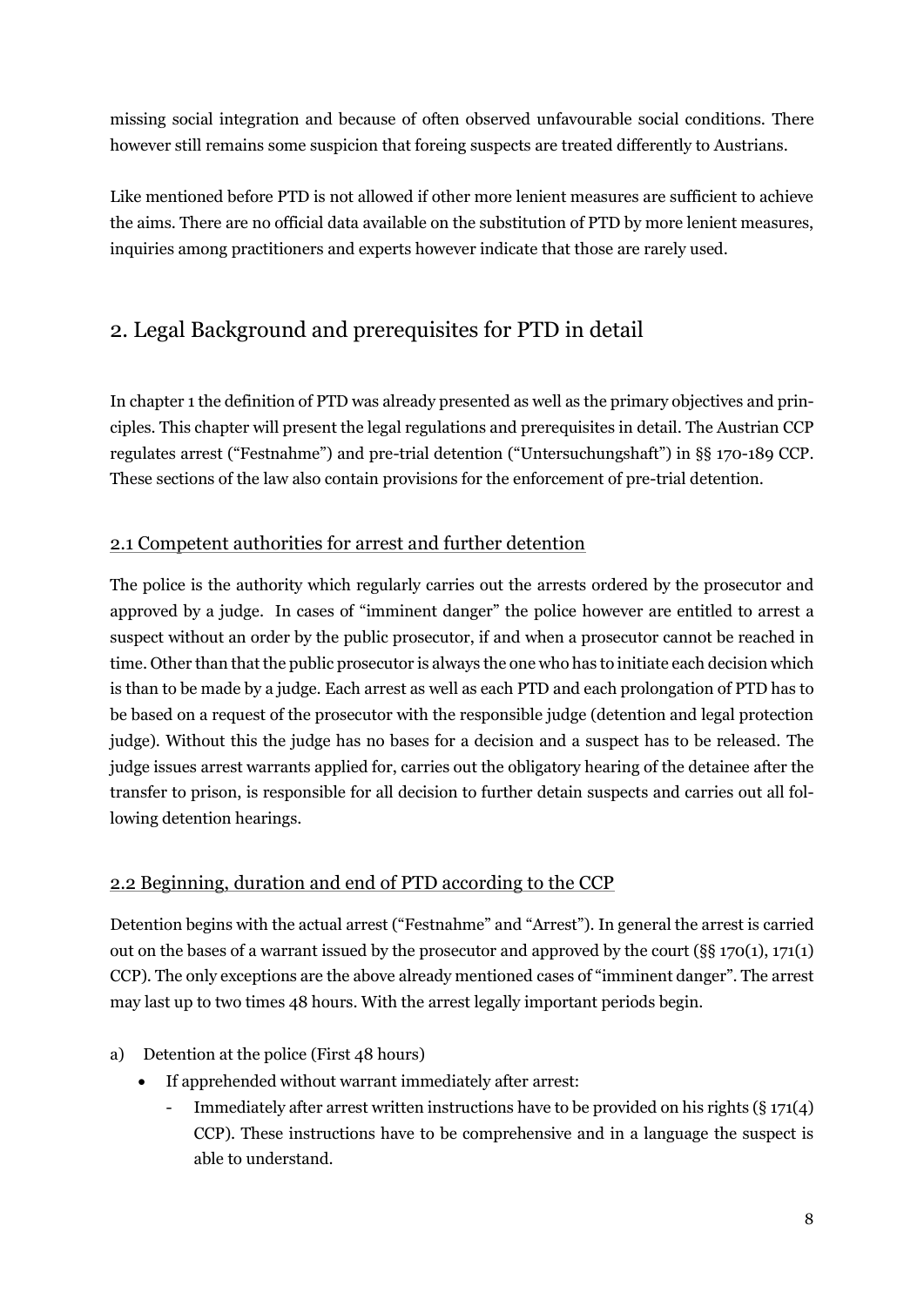missing social integration and because of often observed unfavourable social conditions. There however still remains some suspicion that foreing suspects are treated differently to Austrians.

Like mentioned before PTD is not allowed if other more lenient measures are sufficient to achieve the aims. There are no official data available on the substitution of PTD by more lenient measures, inquiries among practitioners and experts however indicate that those are rarely used.

## 2. Legal Background and prerequisites for PTD in detail

In chapter 1 the definition of PTD was already presented as well as the primary objectives and principles. This chapter will present the legal regulations and prerequisites in detail. The Austrian CCP regulates arrest ("Festnahme") and pre-trial detention ("Untersuchungshaft") in §§ 170-189 CCP. These sections of the law also contain provisions for the enforcement of pre-trial detention.

### 2.1 Competent authorities for arrest and further detention

The police is the authority which regularly carries out the arrests ordered by the prosecutor and approved by a judge. In cases of "imminent danger" the police however are entitled to arrest a suspect without an order by the public prosecutor, if and when a prosecutor cannot be reached in time. Other than that the public prosecutor is always the one who has to initiate each decision which is than to be made by a judge. Each arrest as well as each PTD and each prolongation of PTD has to be based on a request of the prosecutor with the responsible judge (detention and legal protection judge). Without this the judge has no bases for a decision and a suspect has to be released. The judge issues arrest warrants applied for, carries out the obligatory hearing of the detainee after the transfer to prison, is responsible for all decision to further detain suspects and carries out all following detention hearings.

### 2.2 Beginning, duration and end of PTD according to the CCP

Detention begins with the actual arrest ("Festnahme" and "Arrest"). In general the arrest is carried out on the bases of a warrant issued by the prosecutor and approved by the court (§§ 170(1), 171(1) CCP). The only exceptions are the above already mentioned cases of "imminent danger". The arrest may last up to two times 48 hours. With the arrest legally important periods begin.

a) Detention at the police (First 48 hours)
   - If apprehended without warrant immediately after arrest:
     - Immediately after arrest written instructions have to be provided on his rights (§ 171(4) CCP). These instructions have to be comprehensive and in a language the suspect is able to understand.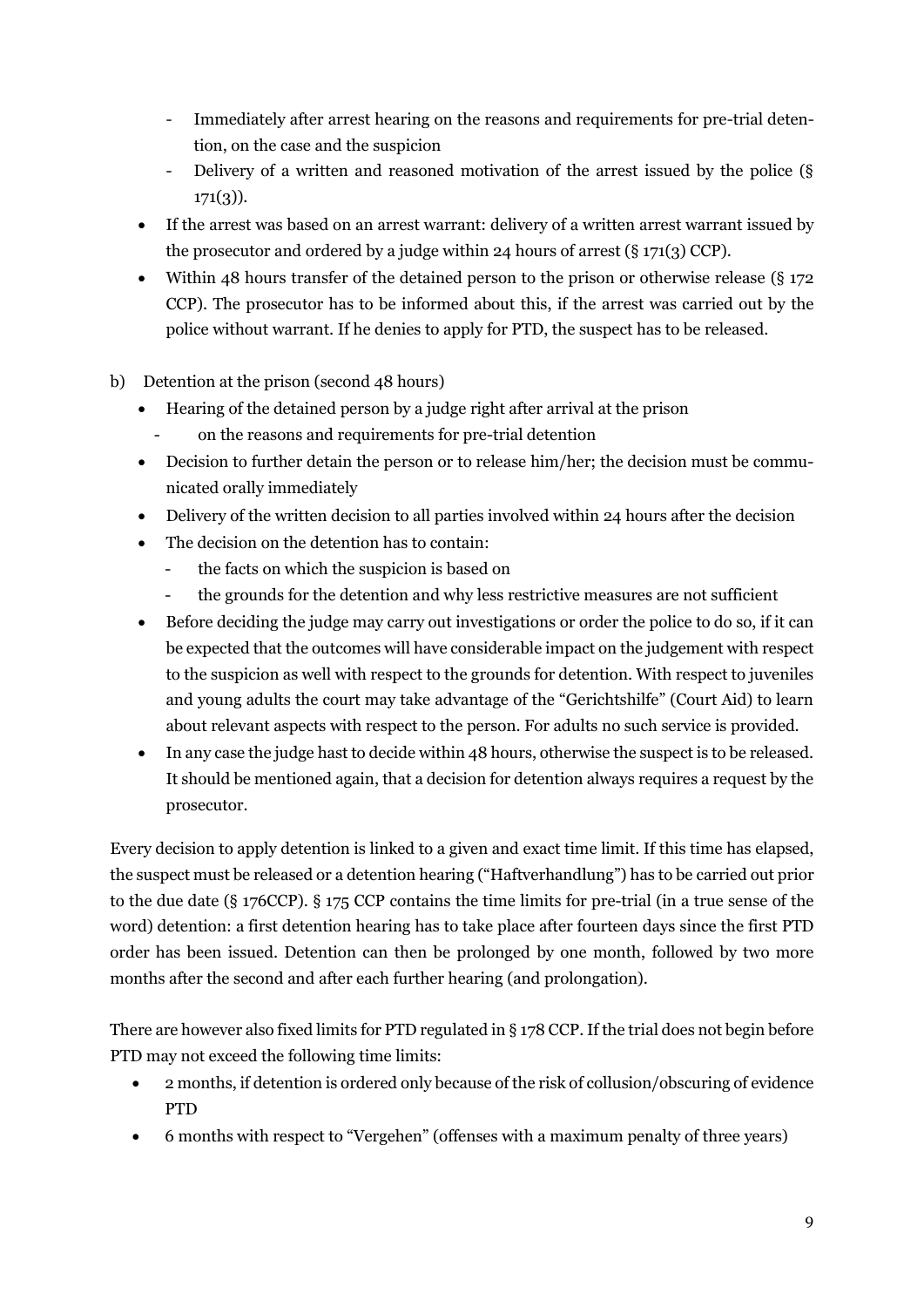- Immediately after arrest hearing on the reasons and requirements for pre-trial detention, on the case and the suspicion
- Delivery of a written and reasoned motivation of the arrest issued by the police (§ 171(3)).

- If the arrest was based on an arrest warrant: delivery of a written arrest warrant issued by the prosecutor and ordered by a judge within 24 hours of arrest (§ 171(3) CCP).
- Within 48 hours transfer of the detained person to the prison or otherwise release (§ 172 CCP). The prosecutor has to be informed about this, if the arrest was carried out by the police without warrant. If he denies to apply for PTD, the suspect has to be released.

b) Detention at the prison (second 48 hours)

- Hearing of the detained person by a judge right after arrival at the prison
  - on the reasons and requirements for pre-trial detention
- Decision to further detain the person or to release him/her; the decision must be communicated orally immediately
- Delivery of the written decision to all parties involved within 24 hours after the decision
- The decision on the detention has to contain:
  - the facts on which the suspicion is based on
  - the grounds for the detention and why less restrictive measures are not sufficient
- Before deciding the judge may carry out investigations or order the police to do so, if it can be expected that the outcomes will have considerable impact on the judgement with respect to the suspicion as well with respect to the grounds for detention. With respect to juveniles and young adults the court may take advantage of the "Gerichtshilfe" (Court Aid) to learn about relevant aspects with respect to the person. For adults no such service is provided.
- In any case the judge hast to decide within 48 hours, otherwise the suspect is to be released. It should be mentioned again, that a decision for detention always requires a request by the prosecutor.

Every decision to apply detention is linked to a given and exact time limit. If this time has elapsed, the suspect must be released or a detention hearing ("Haftverhandlung") has to be carried out prior to the due date (§ 176CCP). § 175 CCP contains the time limits for pre-trial (in a true sense of the word) detention: a first detention hearing has to take place after fourteen days since the first PTD order has been issued. Detention can then be prolonged by one month, followed by two more months after the second and after each further hearing (and prolongation).

There are however also fixed limits for PTD regulated in § 178 CCP. If the trial does not begin before PTD may not exceed the following time limits:

- 2 months, if detention is ordered only because of the risk of collusion/obscuring of evidence PTD
- 6 months with respect to "Vergehen" (offenses with a maximum penalty of three years)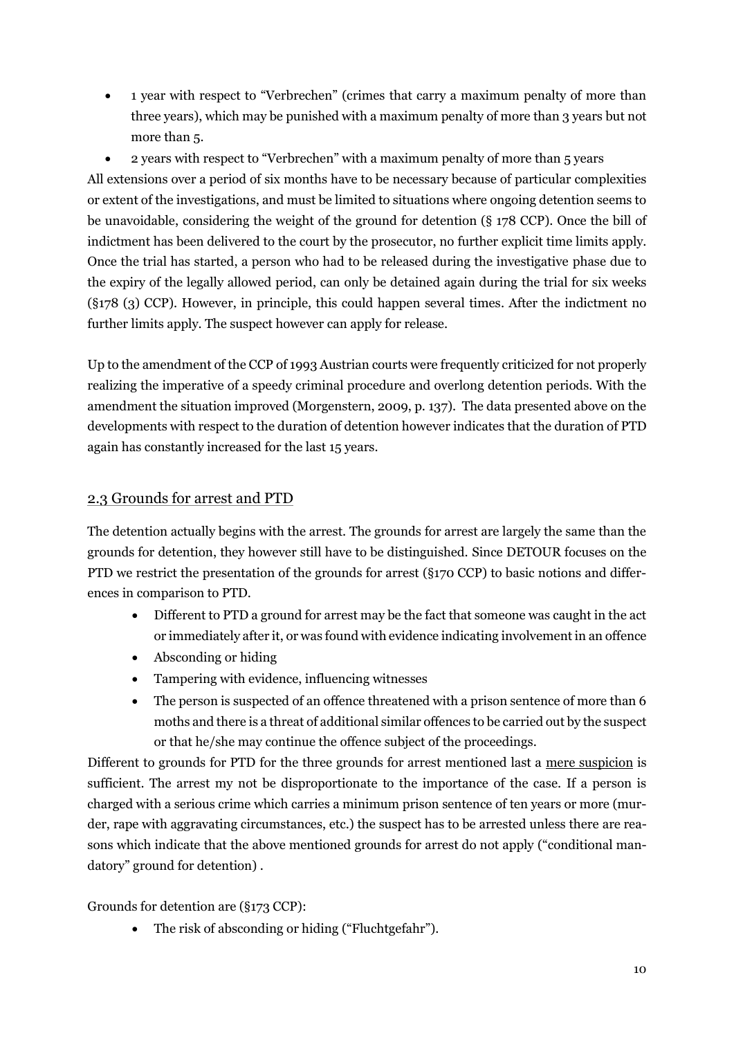- 1 year with respect to "Verbrechen" (crimes that carry a maximum penalty of more than three years), which may be punished with a maximum penalty of more than 3 years but not more than 5.
- 2 years with respect to "Verbrechen" with a maximum penalty of more than 5 years

All extensions over a period of six months have to be necessary because of particular complexities or extent of the investigations, and must be limited to situations where ongoing detention seems to be unavoidable, considering the weight of the ground for detention (§ 178 CCP). Once the bill of indictment has been delivered to the court by the prosecutor, no further explicit time limits apply. Once the trial has started, a person who had to be released during the investigative phase due to the expiry of the legally allowed period, can only be detained again during the trial for six weeks (§178 (3) CCP). However, in principle, this could happen several times. After the indictment no further limits apply. The suspect however can apply for release.

Up to the amendment of the CCP of 1993 Austrian courts were frequently criticized for not properly realizing the imperative of a speedy criminal procedure and overlong detention periods. With the amendment the situation improved (Morgenstern, 2009, p. 137). The data presented above on the developments with respect to the duration of detention however indicates that the duration of PTD again has constantly increased for the last 15 years.

## 2.3 Grounds for arrest and PTD

The detention actually begins with the arrest. The grounds for arrest are largely the same than the grounds for detention, they however still have to be distinguished. Since DETOUR focuses on the PTD we restrict the presentation of the grounds for arrest (§170 CCP) to basic notions and differences in comparison to PTD.

- Different to PTD a ground for arrest may be the fact that someone was caught in the act or immediately after it, or was found with evidence indicating involvement in an offence
- Absconding or hiding
- Tampering with evidence, influencing witnesses
- The person is suspected of an offence threatened with a prison sentence of more than 6 moths and there is a threat of additional similar offences to be carried out by the suspect or that he/she may continue the offence subject of the proceedings.

Different to grounds for PTD for the three grounds for arrest mentioned last a mere suspicion is sufficient. The arrest my not be disproportionate to the importance of the case. If a person is charged with a serious crime which carries a minimum prison sentence of ten years or more (murder, rape with aggravating circumstances, etc.) the suspect has to be arrested unless there are reasons which indicate that the above mentioned grounds for arrest do not apply ("conditional mandatory" ground for detention) .

Grounds for detention are (§173 CCP):

- The risk of absconding or hiding ("Fluchtgefahr").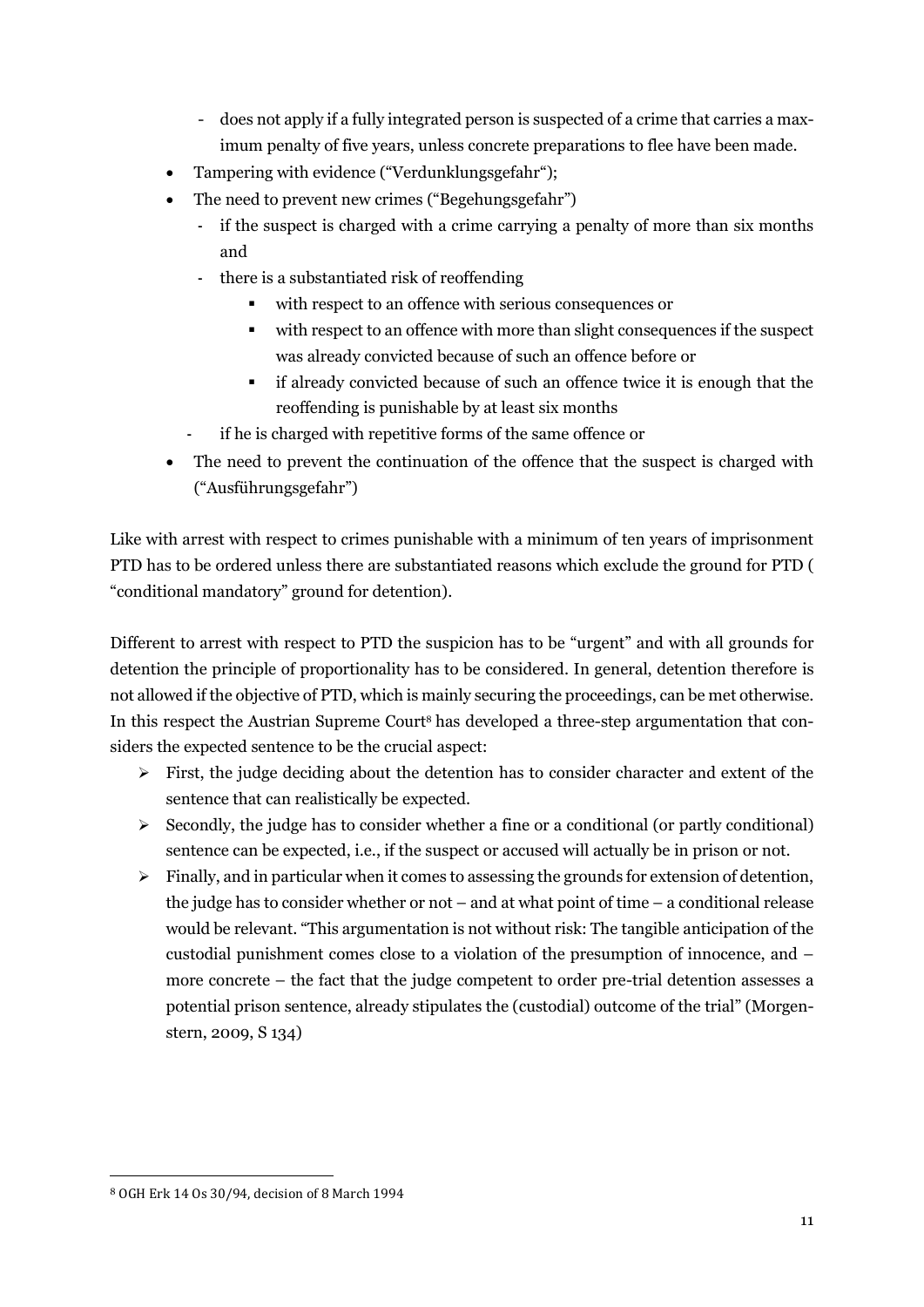- does not apply if a fully integrated person is suspected of a crime that carries a maximum penalty of five years, unless concrete preparations to flee have been made.
- Tampering with evidence ("Verdunklungsgefahr");
- The need to prevent new crimes ("Begehungsgefahr")
    - if the suspect is charged with a crime carrying a penalty of more than six months and
    - there is a substantiated risk of reoffending
        - with respect to an offence with serious consequences or
        - with respect to an offence with more than slight consequences if the suspect was already convicted because of such an offence before or
        - if already convicted because of such an offence twice it is enough that the reoffending is punishable by at least six months
    - if he is charged with repetitive forms of the same offence or
- The need to prevent the continuation of the offence that the suspect is charged with ("Ausführungsgefahr")

Like with arrest with respect to crimes punishable with a minimum of ten years of imprisonment PTD has to be ordered unless there are substantiated reasons which exclude the ground for PTD ( "conditional mandatory" ground for detention).

Different to arrest with respect to PTD the suspicion has to be "urgent" and with all grounds for detention the principle of proportionality has to be considered. In general, detention therefore is not allowed if the objective of PTD, which is mainly securing the proceedings, can be met otherwise. In this respect the Austrian Supreme Court[8] has developed a three-step argumentation that considers the expected sentence to be the crucial aspect:

- First, the judge deciding about the detention has to consider character and extent of the sentence that can realistically be expected.
- Secondly, the judge has to consider whether a fine or a conditional (or partly conditional) sentence can be expected, i.e., if the suspect or accused will actually be in prison or not.
- Finally, and in particular when it comes to assessing the grounds for extension of detention, the judge has to consider whether or not – and at what point of time – a conditional release would be relevant. "This argumentation is not without risk: The tangible anticipation of the custodial punishment comes close to a violation of the presumption of innocence, and – more concrete – the fact that the judge competent to order pre-trial detention assesses a potential prison sentence, already stipulates the (custodial) outcome of the trial" (Morgenstern, 2009, S 134)

[8] OGH Erk 14 Os 30/94, decision of 8 March 1994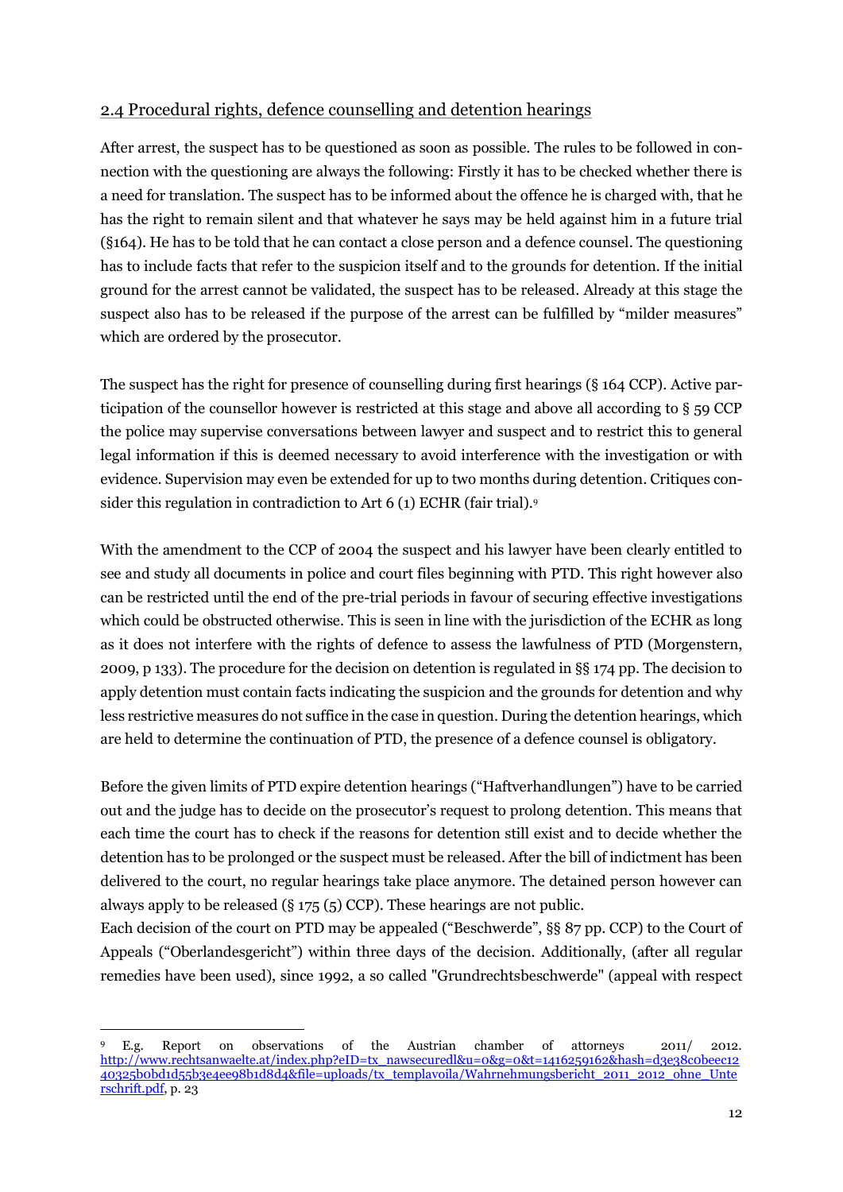## 2.4 Procedural rights, defence counselling and detention hearings

After arrest, the suspect has to be questioned as soon as possible. The rules to be followed in connection with the questioning are always the following: Firstly it has to be checked whether there is a need for translation. The suspect has to be informed about the offence he is charged with, that he has the right to remain silent and that whatever he says may be held against him in a future trial (§164). He has to be told that he can contact a close person and a defence counsel. The questioning has to include facts that refer to the suspicion itself and to the grounds for detention. If the initial ground for the arrest cannot be validated, the suspect has to be released. Already at this stage the suspect also has to be released if the purpose of the arrest can be fulfilled by "milder measures" which are ordered by the prosecutor.

The suspect has the right for presence of counselling during first hearings (§ 164 CCP). Active participation of the counsellor however is restricted at this stage and above all according to § 59 CCP the police may supervise conversations between lawyer and suspect and to restrict this to general legal information if this is deemed necessary to avoid interference with the investigation or with evidence. Supervision may even be extended for up to two months during detention. Critiques consider this regulation in contradiction to Art 6 (1) ECHR (fair trial).[9]

With the amendment to the CCP of 2004 the suspect and his lawyer have been clearly entitled to see and study all documents in police and court files beginning with PTD. This right however also can be restricted until the end of the pre-trial periods in favour of securing effective investigations which could be obstructed otherwise. This is seen in line with the jurisdiction of the ECHR as long as it does not interfere with the rights of defence to assess the lawfulness of PTD (Morgenstern, 2009, p 133). The procedure for the decision on detention is regulated in §§ 174 pp. The decision to apply detention must contain facts indicating the suspicion and the grounds for detention and why less restrictive measures do not suffice in the case in question. During the detention hearings, which are held to determine the continuation of PTD, the presence of a defence counsel is obligatory.

Before the given limits of PTD expire detention hearings ("Haftverhandlungen") have to be carried out and the judge has to decide on the prosecutor's request to prolong detention. This means that each time the court has to check if the reasons for detention still exist and to decide whether the detention has to be prolonged or the suspect must be released. After the bill of indictment has been delivered to the court, no regular hearings take place anymore. The detained person however can always apply to be released (§ 175 (5) CCP). These hearings are not public.
Each decision of the court on PTD may be appealed ("Beschwerde", §§ 87 pp. CCP) to the Court of Appeals ("Oberlandesgericht") within three days of the decision. Additionally, (after all regular remedies have been used), since 1992, a so called "Grundrechtsbeschwerde" (appeal with respect

[9] E.g. Report on observations of the Austrian chamber of attorneys 2011/ 2012. http://www.rechtsanwaelte.at/index.php?eID=tx_nawsecuredl&u=0&g=0&t=1416259162&hash=d3e38c0beec1240325b0bd1d55b3e4ee98b1d8d4&file=uploads/tx_templavoila/Wahrnehmungsbericht_2011_2012_ohne_Unterschrift.pdf, p. 23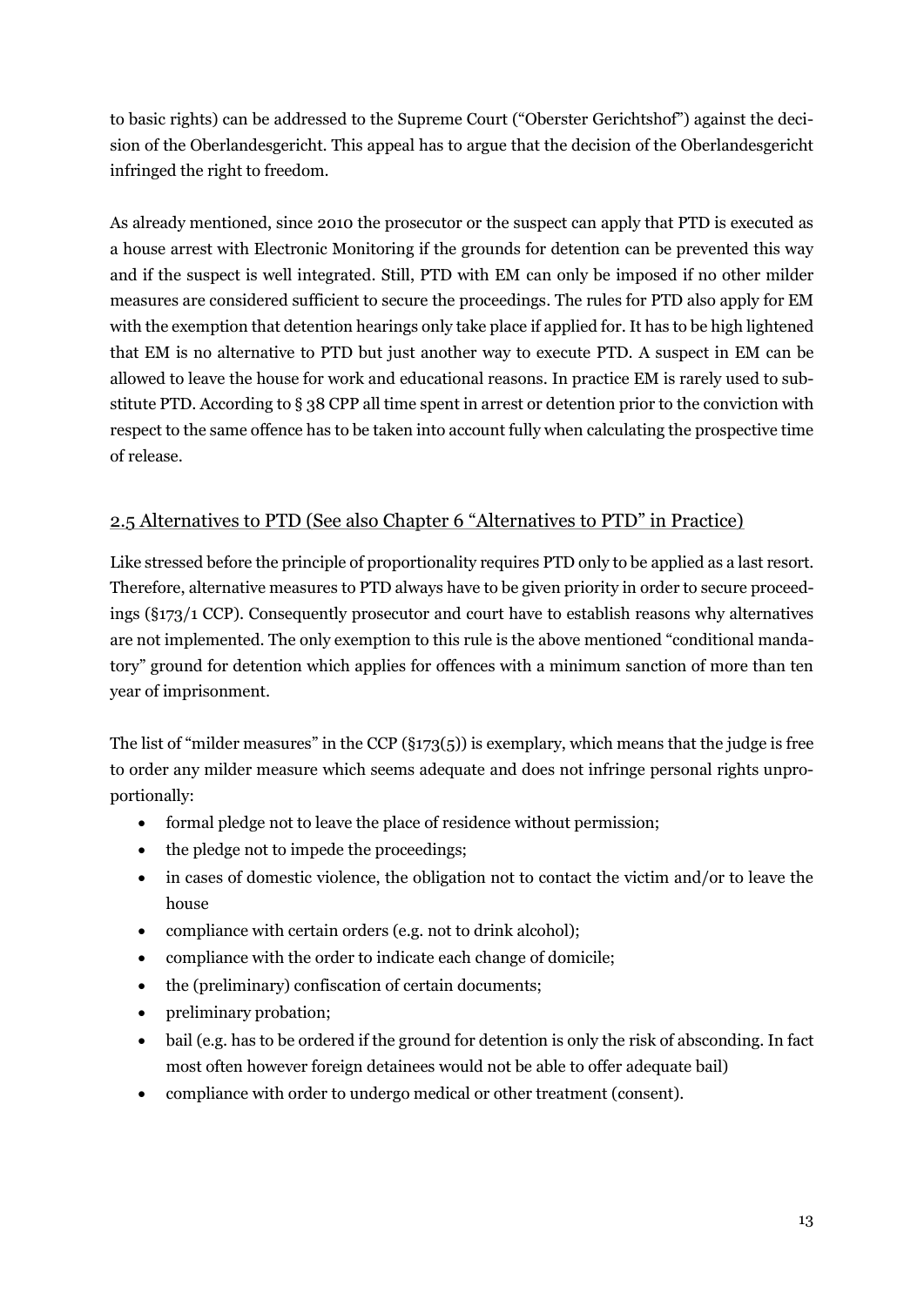to basic rights) can be addressed to the Supreme Court ("Oberster Gerichtshof") against the decision of the Oberlandesgericht. This appeal has to argue that the decision of the Oberlandesgericht infringed the right to freedom.

As already mentioned, since 2010 the prosecutor or the suspect can apply that PTD is executed as a house arrest with Electronic Monitoring if the grounds for detention can be prevented this way and if the suspect is well integrated. Still, PTD with EM can only be imposed if no other milder measures are considered sufficient to secure the proceedings. The rules for PTD also apply for EM with the exemption that detention hearings only take place if applied for. It has to be high lightened that EM is no alternative to PTD but just another way to execute PTD. A suspect in EM can be allowed to leave the house for work and educational reasons. In practice EM is rarely used to substitute PTD. According to § 38 CPP all time spent in arrest or detention prior to the conviction with respect to the same offence has to be taken into account fully when calculating the prospective time of release.

## 2.5 Alternatives to PTD (See also Chapter 6 "Alternatives to PTD" in Practice)

Like stressed before the principle of proportionality requires PTD only to be applied as a last resort. Therefore, alternative measures to PTD always have to be given priority in order to secure proceedings (§173/1 CCP). Consequently prosecutor and court have to establish reasons why alternatives are not implemented. The only exemption to this rule is the above mentioned "conditional mandatory" ground for detention which applies for offences with a minimum sanction of more than ten year of imprisonment.

The list of "milder measures" in the CCP (§173(5)) is exemplary, which means that the judge is free to order any milder measure which seems adequate and does not infringe personal rights unproportionally:

- formal pledge not to leave the place of residence without permission;
- the pledge not to impede the proceedings;
- in cases of domestic violence, the obligation not to contact the victim and/or to leave the house
- compliance with certain orders (e.g. not to drink alcohol);
- compliance with the order to indicate each change of domicile;
- the (preliminary) confiscation of certain documents;
- preliminary probation;
- bail (e.g. has to be ordered if the ground for detention is only the risk of absconding. In fact most often however foreign detainees would not be able to offer adequate bail)
- compliance with order to undergo medical or other treatment (consent).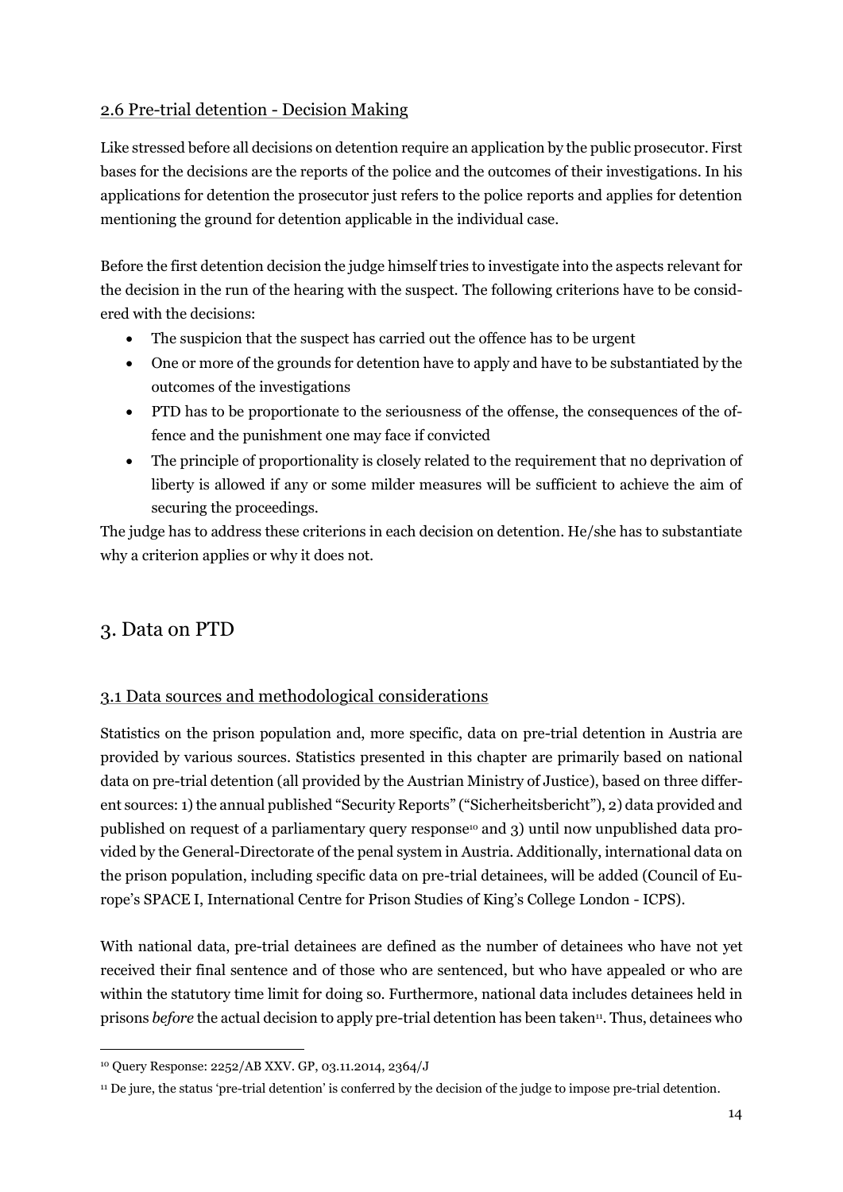## 2.6 Pre-trial detention - Decision Making

Like stressed before all decisions on detention require an application by the public prosecutor. First bases for the decisions are the reports of the police and the outcomes of their investigations. In his applications for detention the prosecutor just refers to the police reports and applies for detention mentioning the ground for detention applicable in the individual case.

Before the first detention decision the judge himself tries to investigate into the aspects relevant for the decision in the run of the hearing with the suspect. The following criterions have to be considered with the decisions:

- The suspicion that the suspect has carried out the offence has to be urgent
- One or more of the grounds for detention have to apply and have to be substantiated by the outcomes of the investigations
- PTD has to be proportionate to the seriousness of the offense, the consequences of the offence and the punishment one may face if convicted
- The principle of proportionality is closely related to the requirement that no deprivation of liberty is allowed if any or some milder measures will be sufficient to achieve the aim of securing the proceedings.

The judge has to address these criterions in each decision on detention. He/she has to substantiate why a criterion applies or why it does not.

# 3. Data on PTD

## 3.1 Data sources and methodological considerations

Statistics on the prison population and, more specific, data on pre-trial detention in Austria are provided by various sources. Statistics presented in this chapter are primarily based on national data on pre-trial detention (all provided by the Austrian Ministry of Justice), based on three different sources: 1) the annual published "Security Reports" ("Sicherheitsbericht"), 2) data provided and published on request of a parliamentary query response[10] and 3) until now unpublished data provided by the General-Directorate of the penal system in Austria. Additionally, international data on the prison population, including specific data on pre-trial detainees, will be added (Council of Europe's SPACE I, International Centre for Prison Studies of King's College London - ICPS).

With national data, pre-trial detainees are defined as the number of detainees who have not yet received their final sentence and of those who are sentenced, but who have appealed or who are within the statutory time limit for doing so. Furthermore, national data includes detainees held in prisons *before* the actual decision to apply pre-trial detention has been taken[11]. Thus, detainees who

[10] Query Response: 2252/AB XXV. GP, 03.11.2014, 2364/J

[11] De jure, the status 'pre-trial detention' is conferred by the decision of the judge to impose pre-trial detention.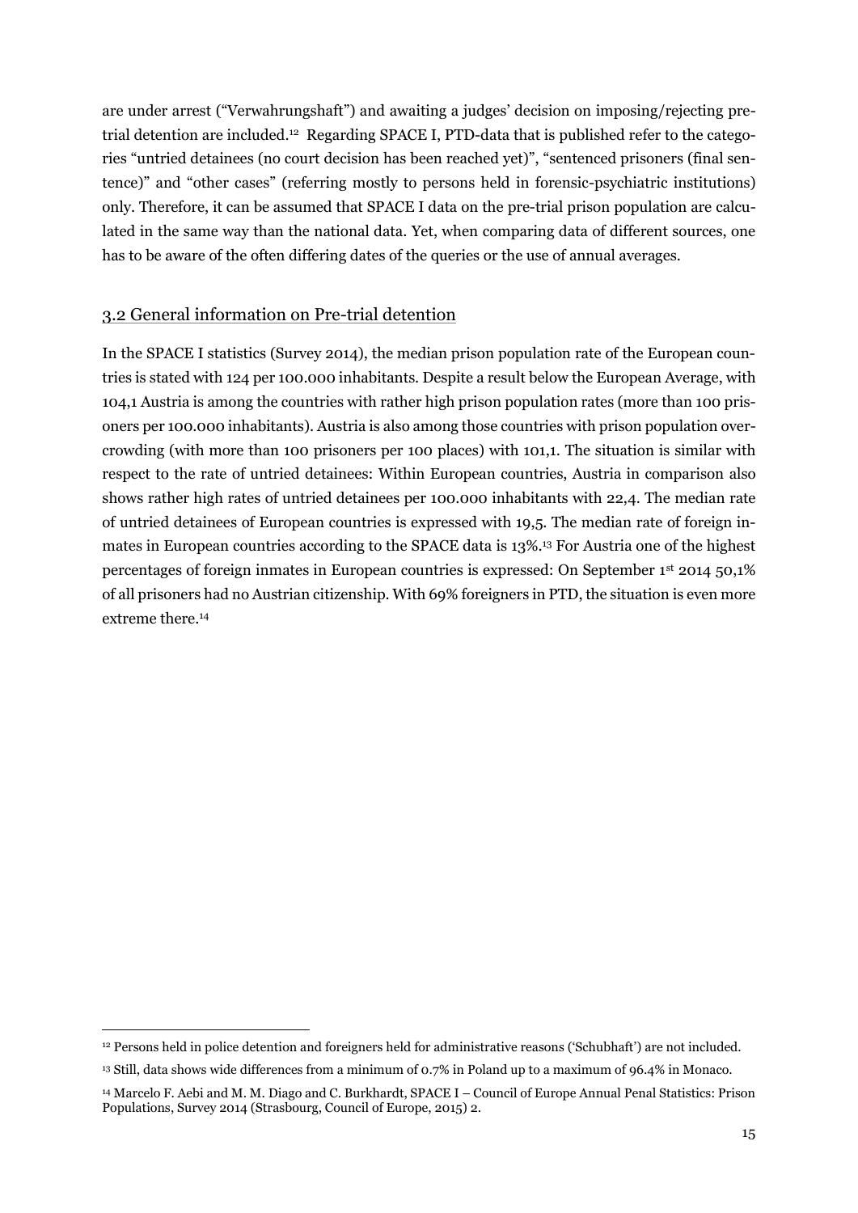are under arrest ("Verwahrungshaft") and awaiting a judges' decision on imposing/rejecting pre-trial detention are included.[12] Regarding SPACE I, PTD-data that is published refer to the categories "untried detainees (no court decision has been reached yet)", "sentenced prisoners (final sentence)" and "other cases" (referring mostly to persons held in forensic-psychiatric institutions) only. Therefore, it can be assumed that SPACE I data on the pre-trial prison population are calculated in the same way than the national data. Yet, when comparing data of different sources, one has to be aware of the often differing dates of the queries or the use of annual averages.

## 3.2 General information on Pre-trial detention

In the SPACE I statistics (Survey 2014), the median prison population rate of the European countries is stated with 124 per 100.000 inhabitants. Despite a result below the European Average, with 104,1 Austria is among the countries with rather high prison population rates (more than 100 prisoners per 100.000 inhabitants). Austria is also among those countries with prison population overcrowding (with more than 100 prisoners per 100 places) with 101,1. The situation is similar with respect to the rate of untried detainees: Within European countries, Austria in comparison also shows rather high rates of untried detainees per 100.000 inhabitants with 22,4. The median rate of untried detainees of European countries is expressed with 19,5. The median rate of foreign inmates in European countries according to the SPACE data is 13%.[13] For Austria one of the highest percentages of foreign inmates in European countries is expressed: On September 1st 2014 50,1% of all prisoners had no Austrian citizenship. With 69% foreigners in PTD, the situation is even more extreme there.[14]

---

[12] Persons held in police detention and foreigners held for administrative reasons ('Schubhaft') are not included.

[13] Still, data shows wide differences from a minimum of 0.7% in Poland up to a maximum of 96.4% in Monaco.

[14] Marcelo F. Aebi and M. M. Diago and C. Burkhardt, SPACE I – Council of Europe Annual Penal Statistics: Prison Populations, Survey 2014 (Strasbourg, Council of Europe, 2015) 2.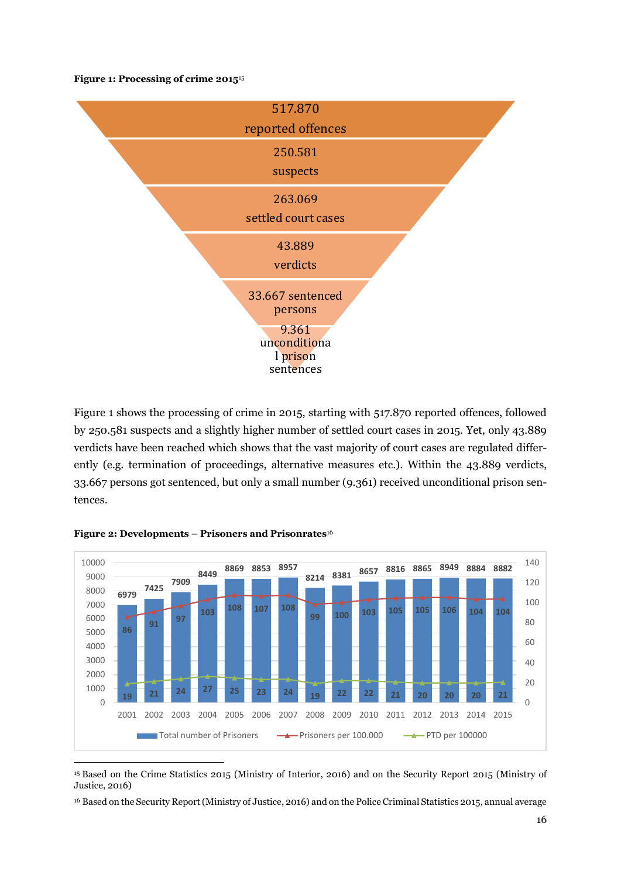**Figure 1: Processing of crime 2015**[15]

517.870 reported offences

250.581 suspects

263.069 settled court cases

43.889 verdicts

33.667 sentenced persons

9.361 unconditional prison sentences

Figure 1 shows the processing of crime in 2015, starting with 517.870 reported offences, followed by 250.581 suspects and a slightly higher number of settled court cases in 2015. Yet, only 43.889 verdicts have been reached which shows that the vast majority of court cases are regulated differently (e.g. termination of proceedings, alternative measures etc.). Within the 43.889 verdicts, 33.667 persons got sentenced, but only a small number (9.361) received unconditional prison sentences.

**Figure 2: Developments – Prisoners and Prisonrates**[16]

| Year | Total number of Prisoners | Prisoners per 100.000 | PTD per 100000 |
|---|---|---|---|
| 2001 | 6979 | 86 | 19 |
| 2002 | 7425 | 91 | 21 |
| 2003 | 7909 | 97 | 24 |
| 2004 | 8449 | 103 | 27 |
| 2005 | 8869 | 108 | 25 |
| 2006 | 8853 | 107 | 23 |
| 2007 | 8957 | 108 | 24 |
| 2008 | 8214 | 99 | 19 |
| 2009 | 8381 | 100 | 22 |
| 2010 | 8657 | 103 | 22 |
| 2011 | 8816 | 105 | 21 |
| 2012 | 8865 | 105 | 20 |
| 2013 | 8949 | 106 | 20 |
| 2014 | 8884 | 104 | 20 |
| 2015 | 8882 | 104 | 21 |

[15] Based on the Crime Statistics 2015 (Ministry of Interior, 2016) and on the Security Report 2015 (Ministry of Justice, 2016)

[16] Based on the Security Report (Ministry of Justice, 2016) and on the Police Criminal Statistics 2015, annual average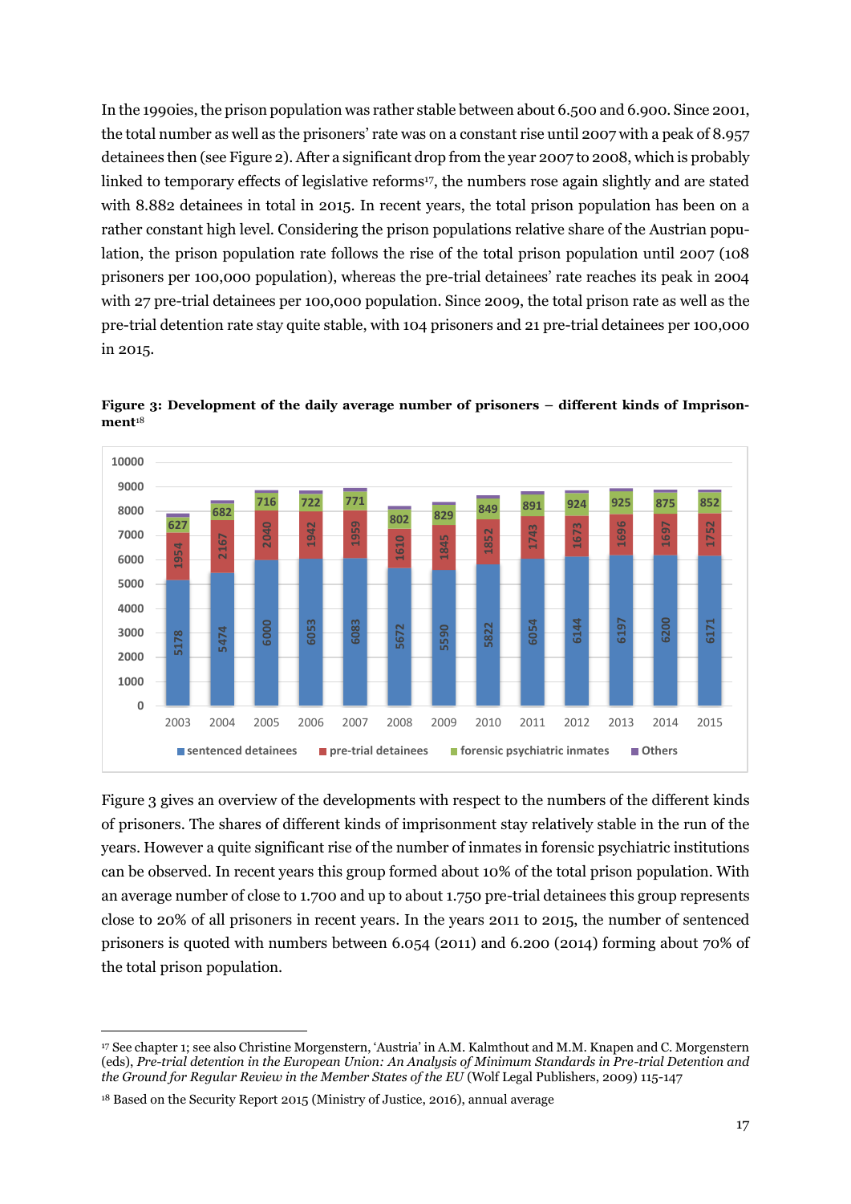In the 1990ies, the prison population was rather stable between about 6.500 and 6.900. Since 2001, the total number as well as the prisoners' rate was on a constant rise until 2007 with a peak of 8.957 detainees then (see Figure 2). After a significant drop from the year 2007 to 2008, which is probably linked to temporary effects of legislative reforms[17], the numbers rose again slightly and are stated with 8.882 detainees in total in 2015. In recent years, the total prison population has been on a rather constant high level. Considering the prison populations relative share of the Austrian population, the prison population rate follows the rise of the total prison population until 2007 (108 prisoners per 100,000 population), whereas the pre-trial detainees' rate reaches its peak in 2004 with 27 pre-trial detainees per 100,000 population. Since 2009, the total prison rate as well as the pre-trial detention rate stay quite stable, with 104 prisoners and 21 pre-trial detainees per 100,000 in 2015.

**Figure 3: Development of the daily average number of prisoners – different kinds of Imprisonment**[18]

| Year | sentenced detainees | pre-trial detainees | forensic psychiatric inmates |
|---|---|---|---|
| 2003 | 5178 | 1954 | 627 |
| 2004 | 5474 | 2167 | 682 |
| 2005 | 6000 | 2040 | 716 |
| 2006 | 6053 | 1942 | 722 |
| 2007 | 6083 | 1959 | 771 |
| 2008 | 5672 | 1610 | 802 |
| 2009 | 5590 | 1845 | 829 |
| 2010 | 5822 | 1852 | 849 |
| 2011 | 6054 | 1743 | 891 |
| 2012 | 6144 | 1673 | 924 |
| 2013 | 6197 | 1696 | 925 |
| 2014 | 6200 | 1697 | 875 |
| 2015 | 6171 | 1752 | 852 |

Figure 3 gives an overview of the developments with respect to the numbers of the different kinds of prisoners. The shares of different kinds of imprisonment stay relatively stable in the run of the years. However a quite significant rise of the number of inmates in forensic psychiatric institutions can be observed. In recent years this group formed about 10% of the total prison population. With an average number of close to 1.700 and up to about 1.750 pre-trial detainees this group represents close to 20% of all prisoners in recent years. In the years 2011 to 2015, the number of sentenced prisoners is quoted with numbers between 6.054 (2011) and 6.200 (2014) forming about 70% of the total prison population.

---

[17] See chapter 1; see also Christine Morgenstern, 'Austria' in A.M. Kalmthout and M.M. Knapen and C. Morgenstern (eds), *Pre-trial detention in the European Union: An Analysis of Minimum Standards in Pre-trial Detention and the Ground for Regular Review in the Member States of the EU* (Wolf Legal Publishers, 2009) 115-147

[18] Based on the Security Report 2015 (Ministry of Justice, 2016), annual average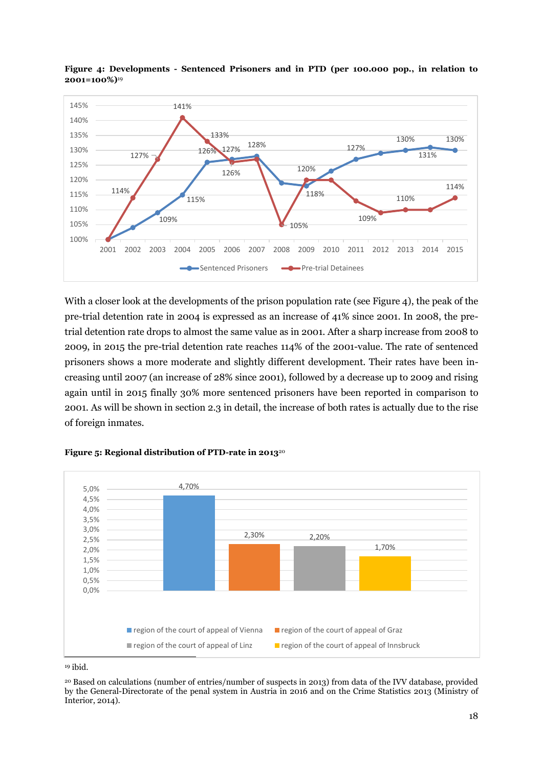**Figure 4: Developments - Sentenced Prisoners and in PTD (per 100.000 pop., in relation to 2001=100%)**[19]

With a closer look at the developments of the prison population rate (see Figure 4), the peak of the pre-trial detention rate in 2004 is expressed as an increase of 41% since 2001. In 2008, the pre-trial detention rate drops to almost the same value as in 2001. After a sharp increase from 2008 to 2009, in 2015 the pre-trial detention rate reaches 114% of the 2001-value. The rate of sentenced prisoners shows a more moderate and slightly different development. Their rates have been increasing until 2007 (an increase of 28% since 2001), followed by a decrease up to 2009 and rising again until in 2015 finally 30% more sentenced prisoners have been reported in comparison to 2001. As will be shown in section 2.3 in detail, the increase of both rates is actually due to the rise of foreign inmates.

**Figure 5: Regional distribution of PTD-rate in 2013**[20]

[19] ibid.

[20] Based on calculations (number of entries/number of suspects in 2013) from data of the IVV database, provided by the General-Directorate of the penal system in Austria in 2016 and on the Crime Statistics 2013 (Ministry of Interior, 2014).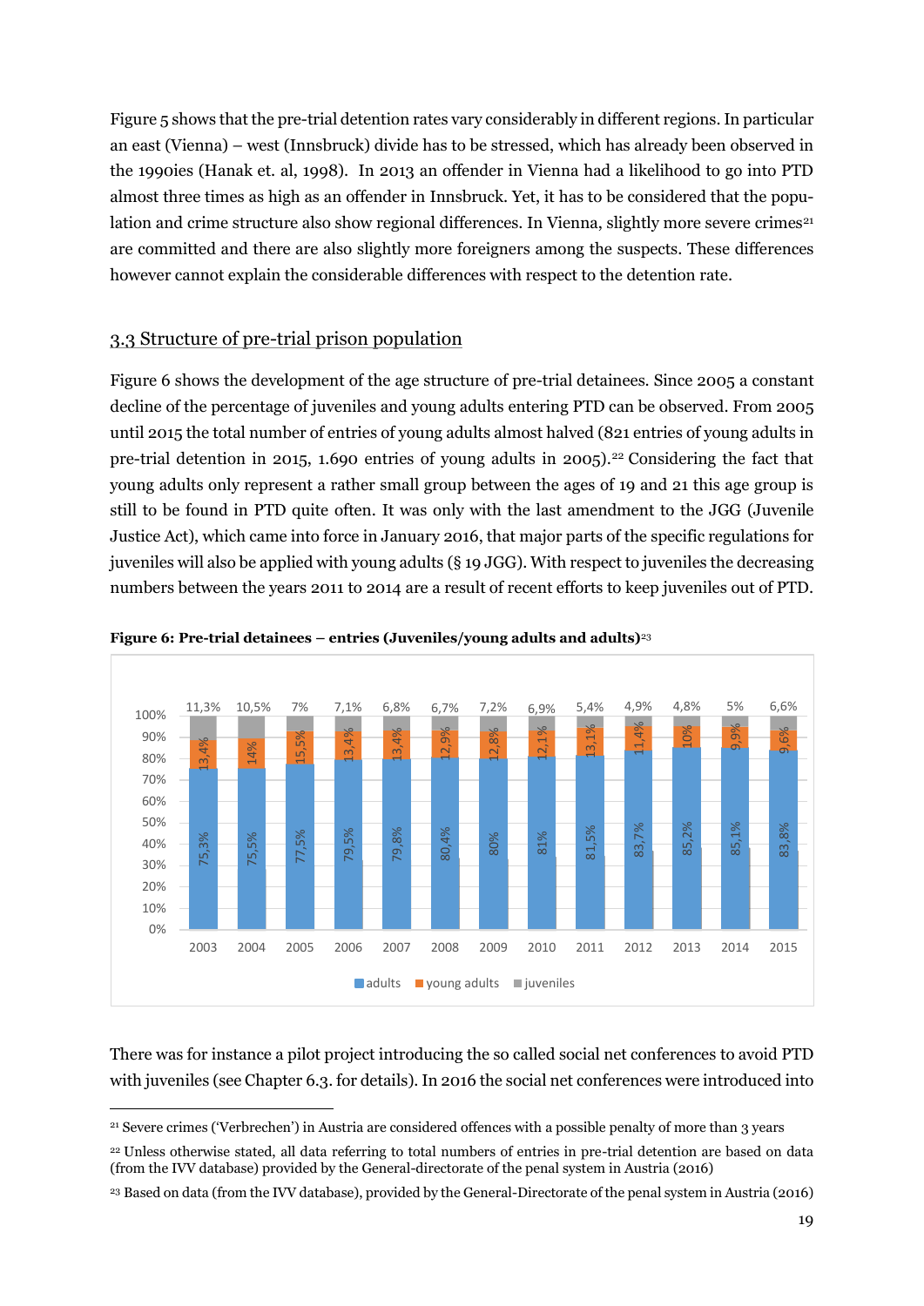Figure 5 shows that the pre-trial detention rates vary considerably in different regions. In particular an east (Vienna) – west (Innsbruck) divide has to be stressed, which has already been observed in the 1990ies (Hanak et. al, 1998). In 2013 an offender in Vienna had a likelihood to go into PTD almost three times as high as an offender in Innsbruck. Yet, it has to be considered that the population and crime structure also show regional differences. In Vienna, slightly more severe crimes[21] are committed and there are also slightly more foreigners among the suspects. These differences however cannot explain the considerable differences with respect to the detention rate.

## 3.3 Structure of pre-trial prison population

Figure 6 shows the development of the age structure of pre-trial detainees. Since 2005 a constant decline of the percentage of juveniles and young adults entering PTD can be observed. From 2005 until 2015 the total number of entries of young adults almost halved (821 entries of young adults in pre-trial detention in 2015, 1.690 entries of young adults in 2005).[22] Considering the fact that young adults only represent a rather small group between the ages of 19 and 21 this age group is still to be found in PTD quite often. It was only with the last amendment to the JGG (Juvenile Justice Act), which came into force in January 2016, that major parts of the specific regulations for juveniles will also be applied with young adults (§ 19 JGG). With respect to juveniles the decreasing numbers between the years 2011 to 2014 are a result of recent efforts to keep juveniles out of PTD.

**Figure 6: Pre-trial detainees – entries (Juveniles/young adults and adults)**[23]

| Year | adults | young adults | juveniles |
|---|---|---|---|
| 2003 | 75,3% | 13,4% | 11,3% |
| 2004 | 75,5% | 14% | 10,5% |
| 2005 | 77,5% | 15,5% | 7% |
| 2006 | 79,5% | 13,4% | 7,1% |
| 2007 | 79,8% | 13,4% | 6,8% |
| 2008 | 80,4% | 12,9% | 6,7% |
| 2009 | 80% | 12,8% | 7,2% |
| 2010 | 81% | 12,1% | 6,9% |
| 2011 | 81,5% | 13,1% | 5,4% |
| 2012 | 83,7% | 11,4% | 4,9% |
| 2013 | 85,2% | 10% | 4,8% |
| 2014 | 85,1% | 9,9% | 5% |
| 2015 | 83,8% | 9,6% | 6,6% |

There was for instance a pilot project introducing the so called social net conferences to avoid PTD with juveniles (see Chapter 6.3. for details). In 2016 the social net conferences were introduced into

[21] Severe crimes ('Verbrechen') in Austria are considered offences with a possible penalty of more than 3 years

[22] Unless otherwise stated, all data referring to total numbers of entries in pre-trial detention are based on data (from the IVV database) provided by the General-directorate of the penal system in Austria (2016)

[23] Based on data (from the IVV database), provided by the General-Directorate of the penal system in Austria (2016)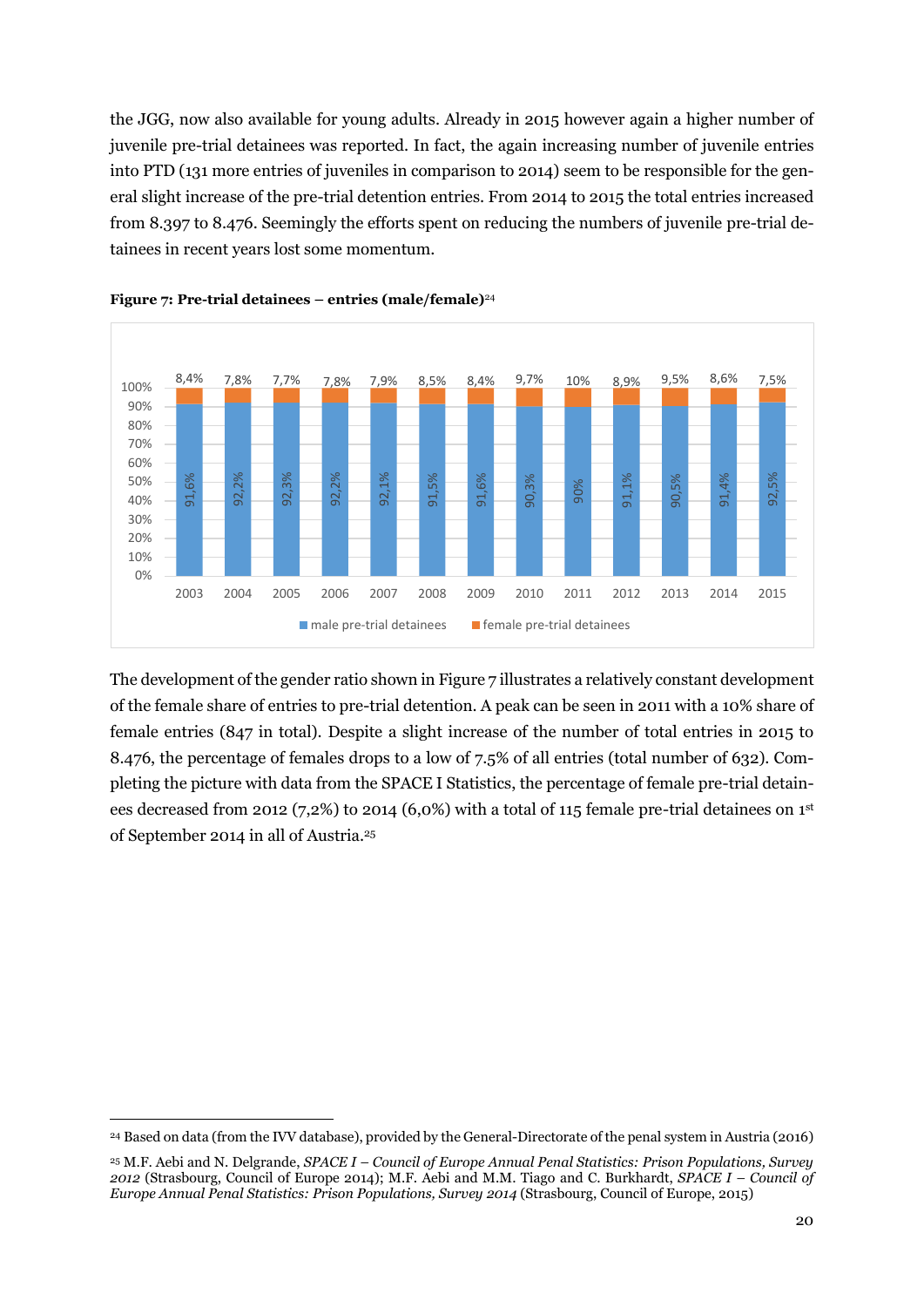the JGG, now also available for young adults. Already in 2015 however again a higher number of juvenile pre-trial detainees was reported. In fact, the again increasing number of juvenile entries into PTD (131 more entries of juveniles in comparison to 2014) seem to be responsible for the general slight increase of the pre-trial detention entries. From 2014 to 2015 the total entries increased from 8.397 to 8.476. Seemingly the efforts spent on reducing the numbers of juvenile pre-trial detainees in recent years lost some momentum.

**Figure 7: Pre-trial detainees – entries (male/female)**[24]

| | 2003 | 2004 | 2005 | 2006 | 2007 | 2008 | 2009 | 2010 | 2011 | 2012 | 2013 | 2014 | 2015 |
|---|---|---|---|---|---|---|---|---|---|---|---|---|---|
| male pre-trial detainees | 91,6% | 92,2% | 92,3% | 92,2% | 92,1% | 91,5% | 91,6% | 90,3% | 90% | 91,1% | 90,5% | 91,4% | 92,5% |
| female pre-trial detainees | 8,4% | 7,8% | 7,7% | 7,8% | 7,9% | 8,5% | 8,4% | 9,7% | 10% | 8,9% | 9,5% | 8,6% | 7,5% |

The development of the gender ratio shown in Figure 7 illustrates a relatively constant development of the female share of entries to pre-trial detention. A peak can be seen in 2011 with a 10% share of female entries (847 in total). Despite a slight increase of the number of total entries in 2015 to 8.476, the percentage of females drops to a low of 7.5% of all entries (total number of 632). Completing the picture with data from the SPACE I Statistics, the percentage of female pre-trial detainees decreased from 2012 (7,2%) to 2014 (6,0%) with a total of 115 female pre-trial detainees on 1st of September 2014 in all of Austria.[25]

---

[24] Based on data (from the IVV database), provided by the General-Directorate of the penal system in Austria (2016)

[25] M.F. Aebi and N. Delgrande, *SPACE I – Council of Europe Annual Penal Statistics: Prison Populations, Survey 2012* (Strasbourg, Council of Europe 2014); M.F. Aebi and M.M. Tiago and C. Burkhardt, *SPACE I – Council of Europe Annual Penal Statistics: Prison Populations, Survey 2014* (Strasbourg, Council of Europe, 2015)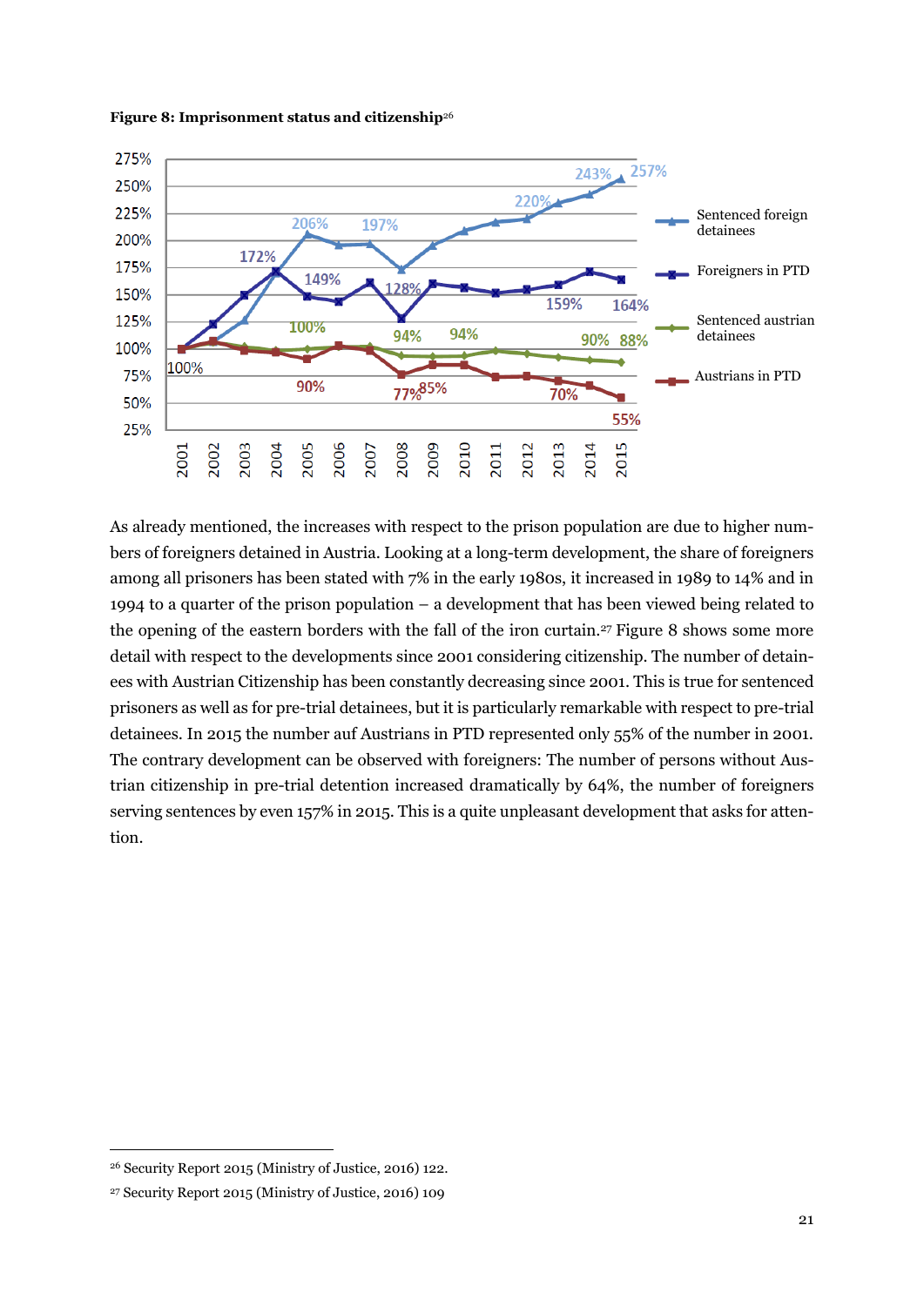**Figure 8: Imprisonment status and citizenship**[26]

As already mentioned, the increases with respect to the prison population are due to higher numbers of foreigners detained in Austria. Looking at a long-term development, the share of foreigners among all prisoners has been stated with 7% in the early 1980s, it increased in 1989 to 14% and in 1994 to a quarter of the prison population – a development that has been viewed being related to the opening of the eastern borders with the fall of the iron curtain.[27] Figure 8 shows some more detail with respect to the developments since 2001 considering citizenship. The number of detainees with Austrian Citizenship has been constantly decreasing since 2001. This is true for sentenced prisoners as well as for pre-trial detainees, but it is particularly remarkable with respect to pre-trial detainees. In 2015 the number auf Austrians in PTD represented only 55% of the number in 2001. The contrary development can be observed with foreigners: The number of persons without Austrian citizenship in pre-trial detention increased dramatically by 64%, the number of foreigners serving sentences by even 157% in 2015. This is a quite unpleasant development that asks for attention.

---

[26] Security Report 2015 (Ministry of Justice, 2016) 122.

[27] Security Report 2015 (Ministry of Justice, 2016) 109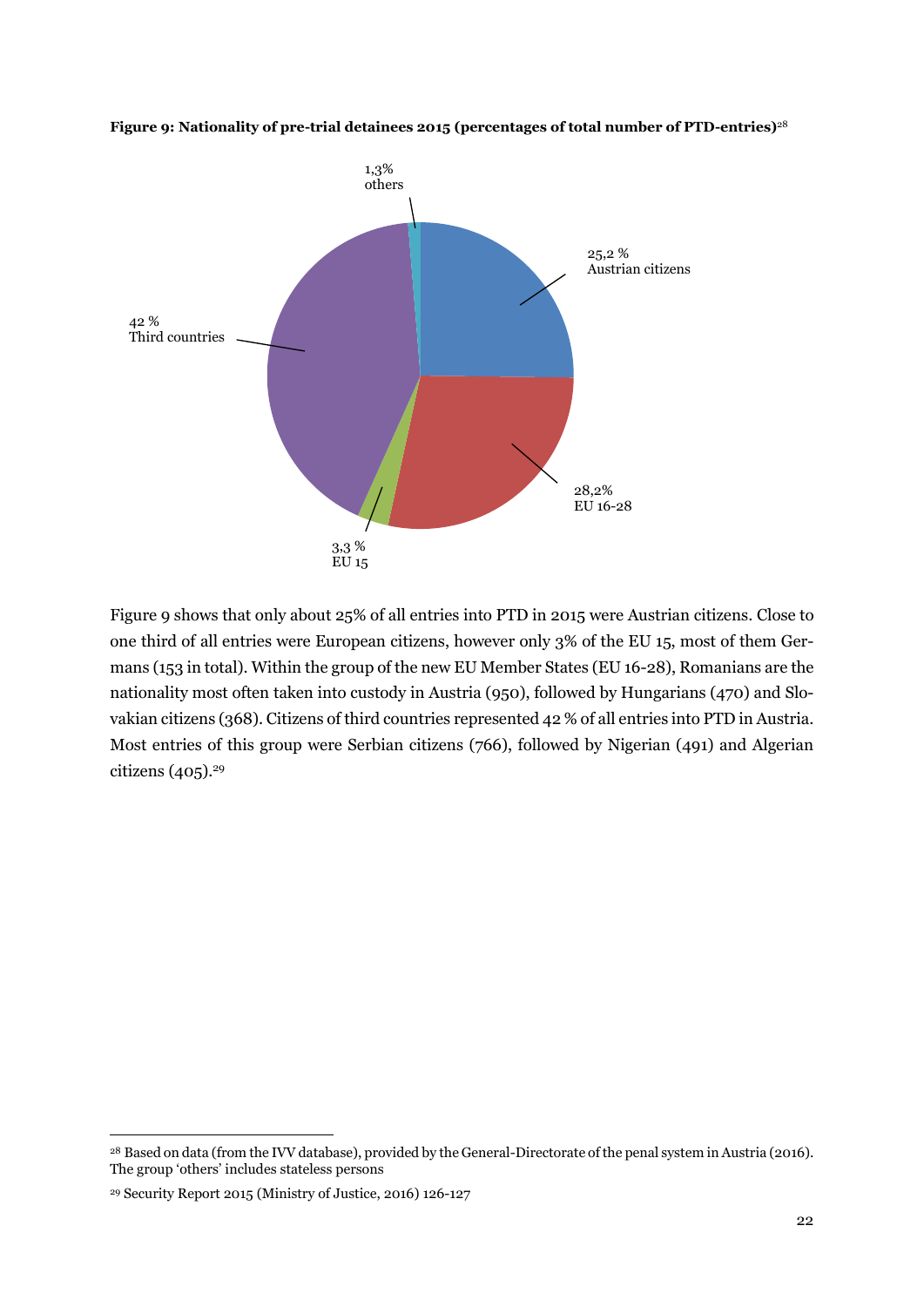**Figure 9: Nationality of pre-trial detainees 2015 (percentages of total number of PTD-entries)**[28]

1,3% others

25,2 % Austrian citizens

42 % Third countries

28,2% EU 16-28

3,3 % EU 15

Figure 9 shows that only about 25% of all entries into PTD in 2015 were Austrian citizens. Close to one third of all entries were European citizens, however only 3% of the EU 15, most of them Germans (153 in total). Within the group of the new EU Member States (EU 16-28), Romanians are the nationality most often taken into custody in Austria (950), followed by Hungarians (470) and Slovakian citizens (368). Citizens of third countries represented 42 % of all entries into PTD in Austria. Most entries of this group were Serbian citizens (766), followed by Nigerian (491) and Algerian citizens (405).[29]

---

[28] Based on data (from the IVV database), provided by the General-Directorate of the penal system in Austria (2016). The group 'others' includes stateless persons

[29] Security Report 2015 (Ministry of Justice, 2016) 126-127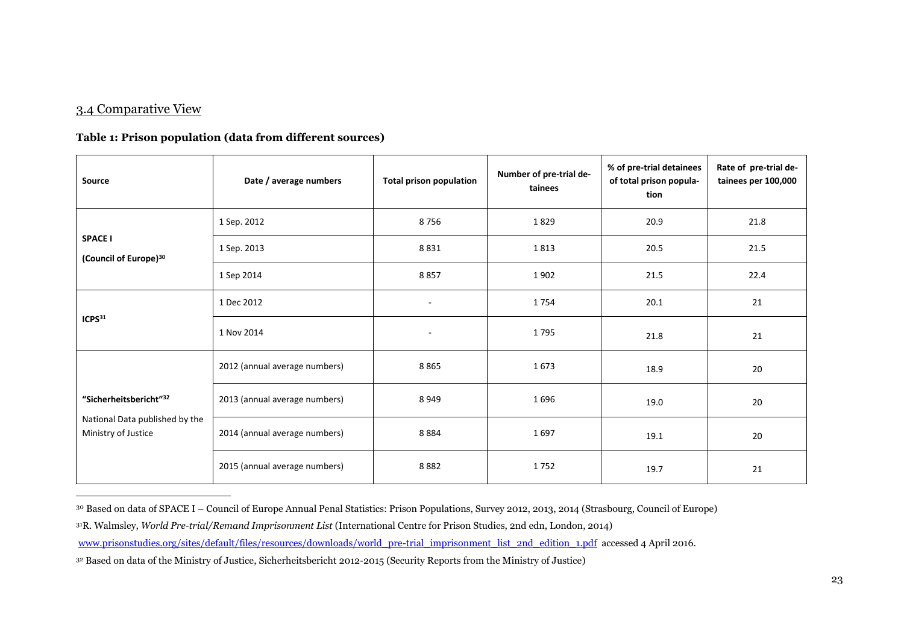## 3.4 Comparative View

**Table 1: Prison population (data from different sources)**

| Source | Date / average numbers | Total prison population | Number of pre-trial detainees | % of pre-trial detainees of total prison population | Rate of pre-trial detainees per 100,000 |
|---|---|---|---|---|---|
| **SPACE I (Council of Europe)**[30] | 1 Sep. 2012 | 8 756 | 1 829 | 20.9 | 21.8 |
| | 1 Sep. 2013 | 8 831 | 1 813 | 20.5 | 21.5 |
| | 1 Sep 2014 | 8 857 | 1 902 | 21.5 | 22.4 |
| **ICPS**[31] | 1 Dec 2012 | - | 1 754 | 20.1 | 21 |
| | 1 Nov 2014 | - | 1 795 | 21.8 | 21 |
| **"Sicherheitsbericht"**[32] National Data published by the Ministry of Justice | 2012 (annual average numbers) | 8 865 | 1 673 | 18.9 | 20 |
| | 2013 (annual average numbers) | 8 949 | 1 696 | 19.0 | 20 |
| | 2014 (annual average numbers) | 8 884 | 1 697 | 19.1 | 20 |
| | 2015 (annual average numbers) | 8 882 | 1 752 | 19.7 | 21 |

[30] Based on data of SPACE I – Council of Europe Annual Penal Statistics: Prison Populations, Survey 2012, 2013, 2014 (Strasbourg, Council of Europe)

[31] R. Walmsley, *World Pre-trial/Remand Imprisonment List* (International Centre for Prison Studies, 2nd edn, London, 2014) www.prisonstudies.org/sites/default/files/resources/downloads/world_pre-trial_imprisonment_list_2nd_edition_1.pdf accessed 4 April 2016.

[32] Based on data of the Ministry of Justice, Sicherheitsbericht 2012-2015 (Security Reports from the Ministry of Justice)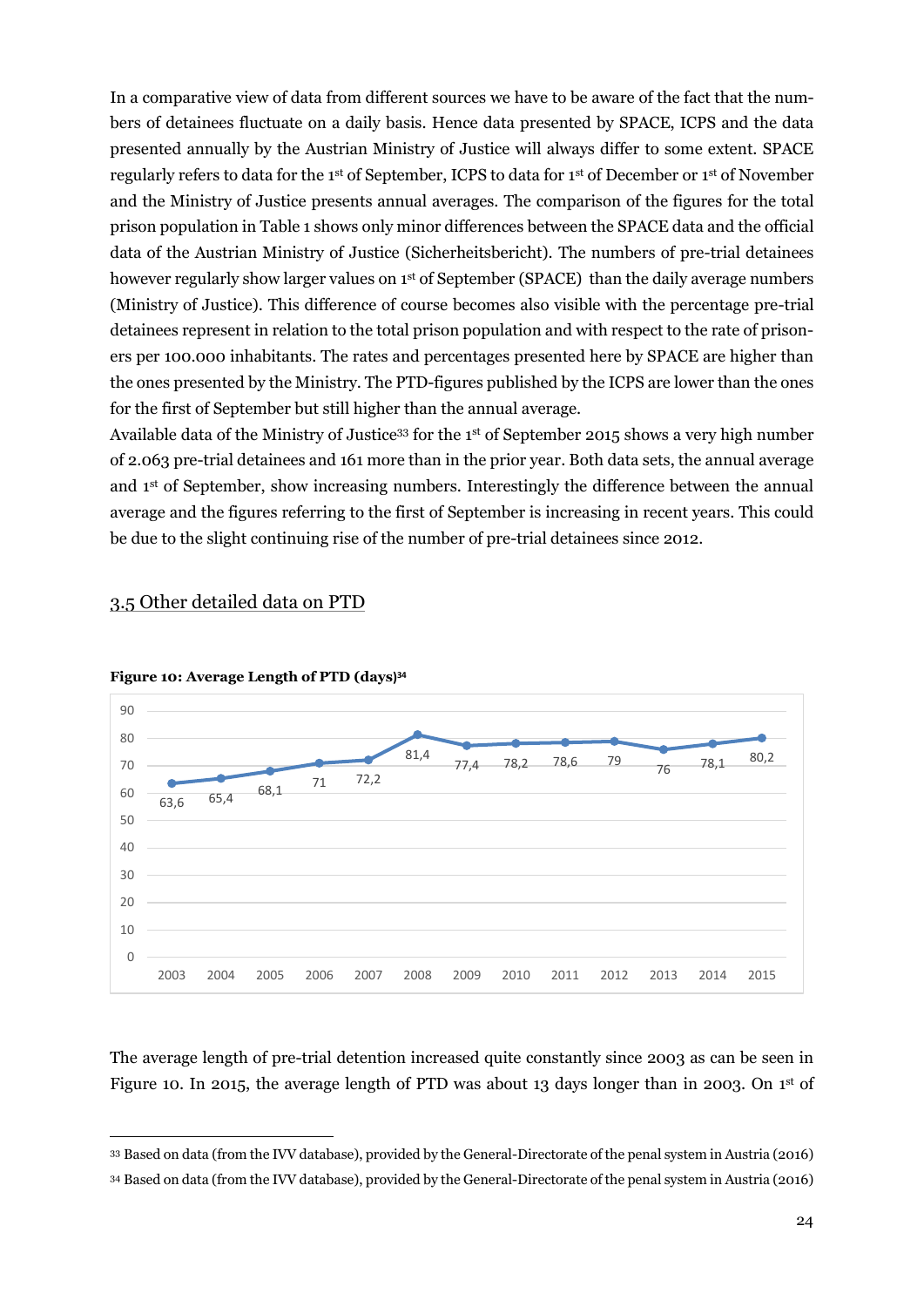In a comparative view of data from different sources we have to be aware of the fact that the numbers of detainees fluctuate on a daily basis. Hence data presented by SPACE, ICPS and the data presented annually by the Austrian Ministry of Justice will always differ to some extent. SPACE regularly refers to data for the 1st of September, ICPS to data for 1st of December or 1st of November and the Ministry of Justice presents annual averages. The comparison of the figures for the total prison population in Table 1 shows only minor differences between the SPACE data and the official data of the Austrian Ministry of Justice (Sicherheitsbericht). The numbers of pre-trial detainees however regularly show larger values on 1st of September (SPACE) than the daily average numbers (Ministry of Justice). This difference of course becomes also visible with the percentage pre-trial detainees represent in relation to the total prison population and with respect to the rate of prisoners per 100.000 inhabitants. The rates and percentages presented here by SPACE are higher than the ones presented by the Ministry. The PTD-figures published by the ICPS are lower than the ones for the first of September but still higher than the annual average.

Available data of the Ministry of Justice[33] for the 1st of September 2015 shows a very high number of 2.063 pre-trial detainees and 161 more than in the prior year. Both data sets, the annual average and 1st of September, show increasing numbers. Interestingly the difference between the annual average and the figures referring to the first of September is increasing in recent years. This could be due to the slight continuing rise of the number of pre-trial detainees since 2012.

## 3.5 Other detailed data on PTD

**Figure 10: Average Length of PTD (days)[34]**

| Year | 2003 | 2004 | 2005 | 2006 | 2007 | 2008 | 2009 | 2010 | 2011 | 2012 | 2013 | 2014 | 2015 |
|---|---|---|---|---|---|---|---|---|---|---|---|---|---|
| Days | 63,6 | 65,4 | 68,1 | 71 | 72,2 | 81,4 | 77,4 | 78,2 | 78,6 | 79 | 76 | 78,1 | 80,2 |

The average length of pre-trial detention increased quite constantly since 2003 as can be seen in Figure 10. In 2015, the average length of PTD was about 13 days longer than in 2003. On 1st of

[33] Based on data (from the IVV database), provided by the General-Directorate of the penal system in Austria (2016)

[34] Based on data (from the IVV database), provided by the General-Directorate of the penal system in Austria (2016)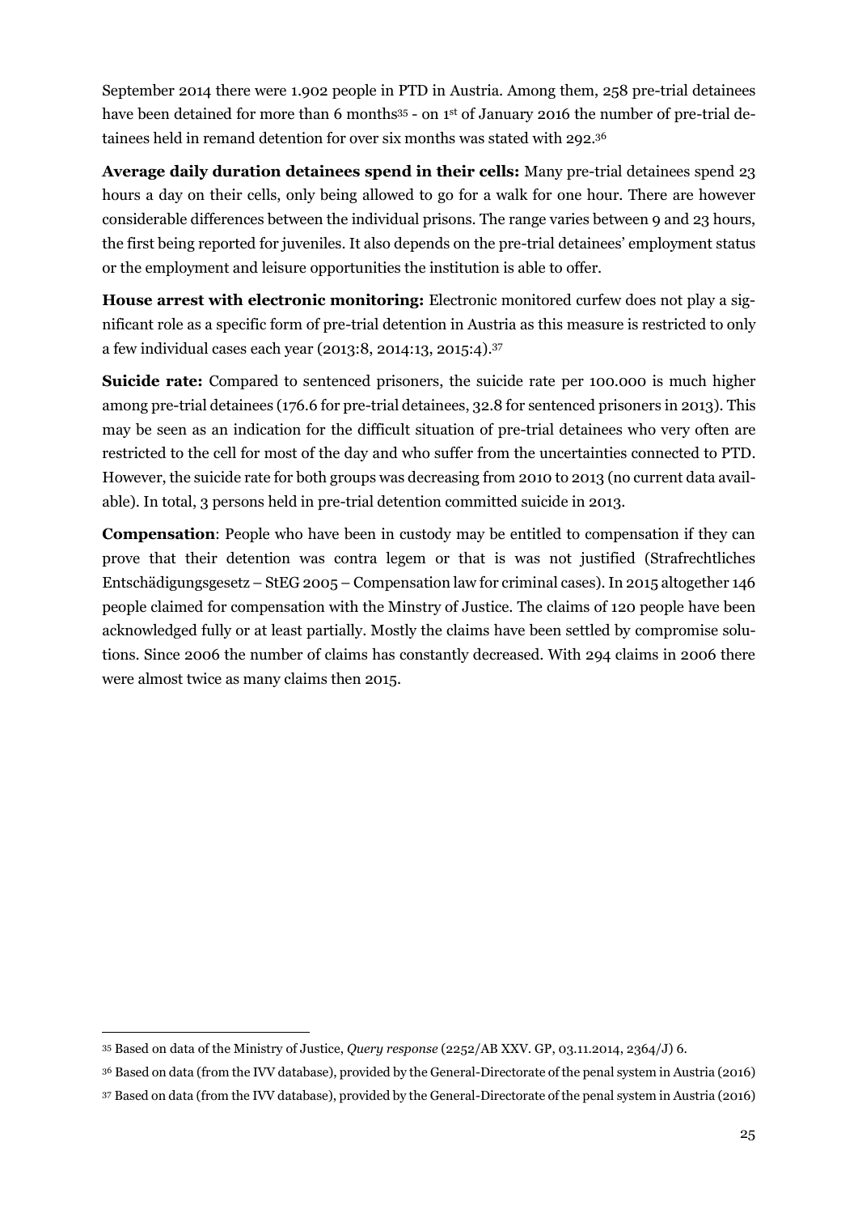September 2014 there were 1.902 people in PTD in Austria. Among them, 258 pre-trial detainees have been detained for more than 6 months[35] - on 1st of January 2016 the number of pre-trial detainees held in remand detention for over six months was stated with 292.[36]

**Average daily duration detainees spend in their cells:** Many pre-trial detainees spend 23 hours a day on their cells, only being allowed to go for a walk for one hour. There are however considerable differences between the individual prisons. The range varies between 9 and 23 hours, the first being reported for juveniles. It also depends on the pre-trial detainees' employment status or the employment and leisure opportunities the institution is able to offer.

**House arrest with electronic monitoring:** Electronic monitored curfew does not play a significant role as a specific form of pre-trial detention in Austria as this measure is restricted to only a few individual cases each year (2013:8, 2014:13, 2015:4).[37]

**Suicide rate:** Compared to sentenced prisoners, the suicide rate per 100.000 is much higher among pre-trial detainees (176.6 for pre-trial detainees, 32.8 for sentenced prisoners in 2013). This may be seen as an indication for the difficult situation of pre-trial detainees who very often are restricted to the cell for most of the day and who suffer from the uncertainties connected to PTD. However, the suicide rate for both groups was decreasing from 2010 to 2013 (no current data available). In total, 3 persons held in pre-trial detention committed suicide in 2013.

**Compensation**: People who have been in custody may be entitled to compensation if they can prove that their detention was contra legem or that is was not justified (Strafrechtliches Entschädigungsgesetz – StEG 2005 – Compensation law for criminal cases). In 2015 altogether 146 people claimed for compensation with the Minstry of Justice. The claims of 120 people have been acknowledged fully or at least partially. Mostly the claims have been settled by compromise solutions. Since 2006 the number of claims has constantly decreased. With 294 claims in 2006 there were almost twice as many claims then 2015.

---

[35] Based on data of the Ministry of Justice, *Query response* (2252/AB XXV. GP, 03.11.2014, 2364/J) 6.

[36] Based on data (from the IVV database), provided by the General-Directorate of the penal system in Austria (2016)

[37] Based on data (from the IVV database), provided by the General-Directorate of the penal system in Austria (2016)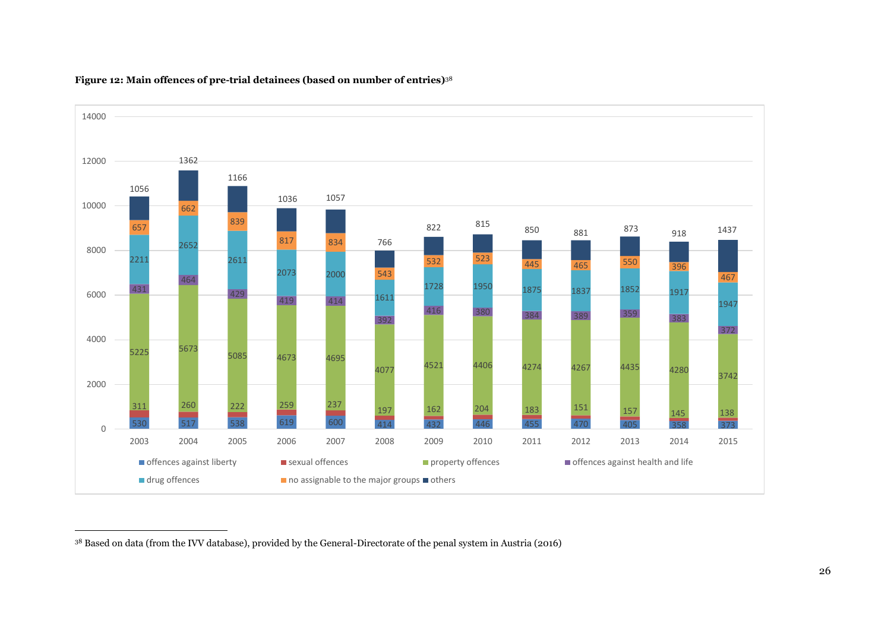**Figure 12: Main offences of pre-trial detainees (based on number of entries)**[38]

| Year | offences against liberty | sexual offences | property offences | offences against health and life | drug offences | no assignable to the major groups | others |
|---|---|---|---|---|---|---|---|
| 2003 | 530 | 311 | 5225 | 431 | 2211 | 657 | 1056 |
| 2004 | 517 | 260 | 5673 | 464 | 2652 | 662 | 1362 |
| 2005 | 538 | 222 | 5085 | 429 | 2611 | 839 | 1166 |
| 2006 | 619 | 259 | 4673 | 419 | 2073 | 817 | 1036 |
| 2007 | 600 | 237 | 4695 | 414 | 2000 | 834 | 1057 |
| 2008 | 414 | 197 | 4077 | 392 | 1611 | 543 | 766 |
| 2009 | 432 | 162 | 4521 | 416 | 1728 | 532 | 822 |
| 2010 | 446 | 204 | 4406 | 380 | 1950 | 523 | 815 |
| 2011 | 455 | 183 | 4274 | 384 | 1875 | 445 | 850 |
| 2012 | 470 | 151 | 4267 | 389 | 1837 | 465 | 881 |
| 2013 | 405 | 157 | 4435 | 359 | 1852 | 550 | 873 |
| 2014 | 358 | 145 | 4280 | 383 | 1917 | 396 | 918 |
| 2015 | 373 | 138 | 3742 | 372 | 1947 | 467 | 1437 |

[38] Based on data (from the IVV database), provided by the General-Directorate of the penal system in Austria (2016)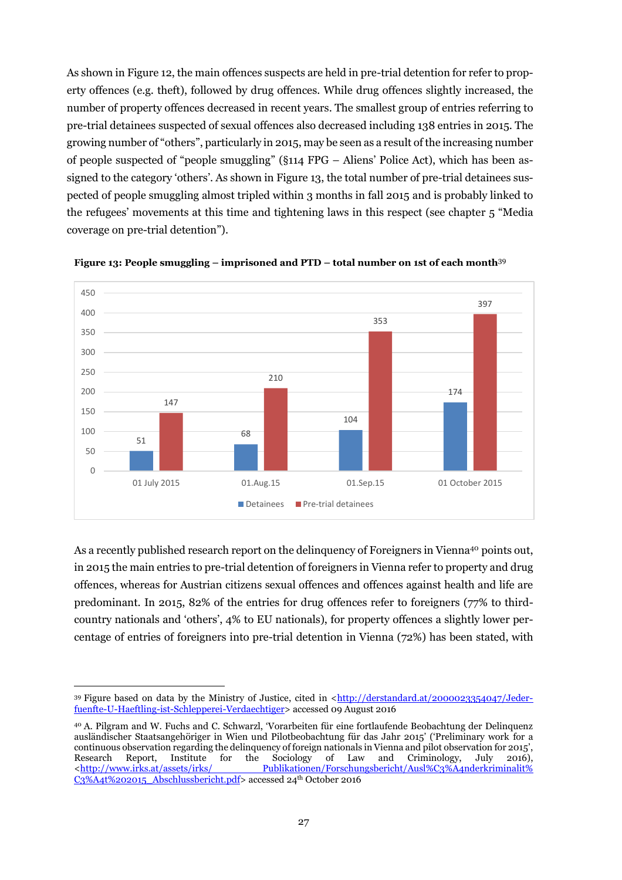As shown in Figure 12, the main offences suspects are held in pre-trial detention for refer to property offences (e.g. theft), followed by drug offences. While drug offences slightly increased, the number of property offences decreased in recent years. The smallest group of entries referring to pre-trial detainees suspected of sexual offences also decreased including 138 entries in 2015. The growing number of "others", particularly in 2015, may be seen as a result of the increasing number of people suspected of "people smuggling" (§114 FPG – Aliens' Police Act), which has been assigned to the category 'others'. As shown in Figure 13, the total number of pre-trial detainees suspected of people smuggling almost tripled within 3 months in fall 2015 and is probably linked to the refugees' movements at this time and tightening laws in this respect (see chapter 5 "Media coverage on pre-trial detention").

**Figure 13: People smuggling – imprisoned and PTD – total number on 1st of each month**[39]

| | Detainees | Pre-trial detainees |
|---|---|---|
| 01 July 2015 | 51 | 147 |
| 01.Aug.15 | 68 | 210 |
| 01.Sep.15 | 104 | 353 |
| 01 October 2015 | 174 | 397 |

As a recently published research report on the delinquency of Foreigners in Vienna[40] points out, in 2015 the main entries to pre-trial detention of foreigners in Vienna refer to property and drug offences, whereas for Austrian citizens sexual offences and offences against health and life are predominant. In 2015, 82% of the entries for drug offences refer to foreigners (77% to third-country nationals and 'others', 4% to EU nationals), for property offences a slightly lower percentage of entries of foreigners into pre-trial detention in Vienna (72%) has been stated, with

---

[39] Figure based on data by the Ministry of Justice, cited in <http://derstandard.at/2000023354047/Jeder-fuenfte-U-Haeftling-ist-Schlepperei-Verdaechtiger> accessed 09 August 2016

[40] A. Pilgram and W. Fuchs and C. Schwarzl, 'Vorarbeiten für eine fortlaufende Beobachtung der Delinquenz ausländischer Staatsangehöriger in Wien und Pilotbeobachtung für das Jahr 2015' ('Preliminary work for a continuous observation regarding the delinquency of foreign nationals in Vienna and pilot observation for 2015', Research Report, Institute for the Sociology of Law and Criminology, July 2016), <http://www.irks.at/assets/irks/ Publikationen/Forschungsbericht/Ausl%C3%A4nderkriminalit%C3%A4t%202015_Abschlussbericht.pdf> accessed 24th October 2016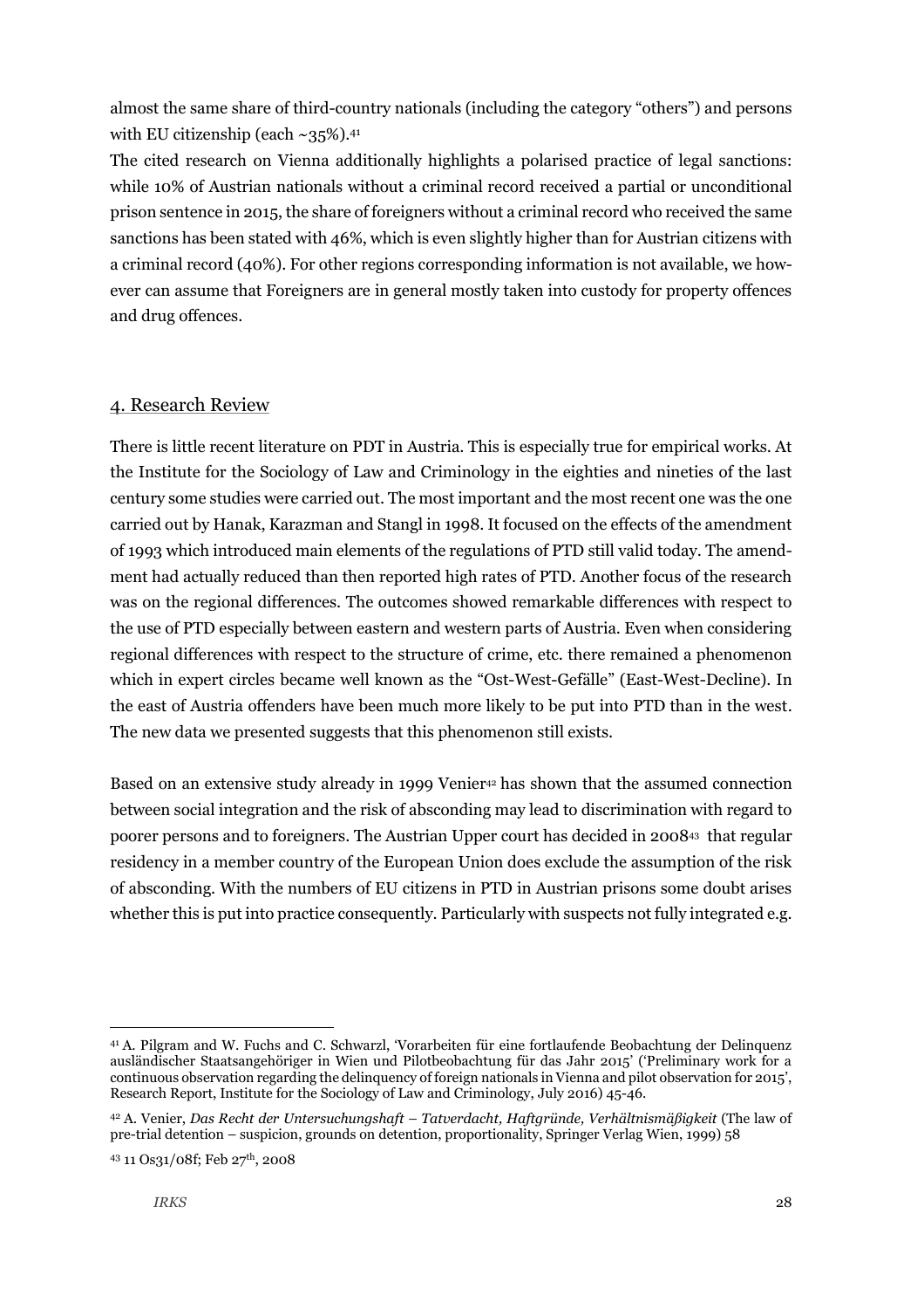almost the same share of third-country nationals (including the category "others") and persons with EU citizenship (each ~35%).[41]

The cited research on Vienna additionally highlights a polarised practice of legal sanctions: while 10% of Austrian nationals without a criminal record received a partial or unconditional prison sentence in 2015, the share of foreigners without a criminal record who received the same sanctions has been stated with 46%, which is even slightly higher than for Austrian citizens with a criminal record (40%). For other regions corresponding information is not available, we however can assume that Foreigners are in general mostly taken into custody for property offences and drug offences.

## 4. Research Review

There is little recent literature on PDT in Austria. This is especially true for empirical works. At the Institute for the Sociology of Law and Criminology in the eighties and nineties of the last century some studies were carried out. The most important and the most recent one was the one carried out by Hanak, Karazman and Stangl in 1998. It focused on the effects of the amendment of 1993 which introduced main elements of the regulations of PTD still valid today. The amendment had actually reduced than then reported high rates of PTD. Another focus of the research was on the regional differences. The outcomes showed remarkable differences with respect to the use of PTD especially between eastern and western parts of Austria. Even when considering regional differences with respect to the structure of crime, etc. there remained a phenomenon which in expert circles became well known as the "Ost-West-Gefälle" (East-West-Decline). In the east of Austria offenders have been much more likely to be put into PTD than in the west. The new data we presented suggests that this phenomenon still exists.

Based on an extensive study already in 1999 Venier[42] has shown that the assumed connection between social integration and the risk of absconding may lead to discrimination with regard to poorer persons and to foreigners. The Austrian Upper court has decided in 2008[43] that regular residency in a member country of the European Union does exclude the assumption of the risk of absconding. With the numbers of EU citizens in PTD in Austrian prisons some doubt arises whether this is put into practice consequently. Particularly with suspects not fully integrated e.g.

---

[41] A. Pilgram and W. Fuchs and C. Schwarzl, 'Vorarbeiten für eine fortlaufende Beobachtung der Delinquenz ausländischer Staatsangehöriger in Wien und Pilotbeobachtung für das Jahr 2015' ('Preliminary work for a continuous observation regarding the delinquency of foreign nationals in Vienna and pilot observation for 2015', Research Report, Institute for the Sociology of Law and Criminology, July 2016) 45-46.

[42] A. Venier, *Das Recht der Untersuchungshaft – Tatverdacht, Haftgründe, Verhältnismäßigkeit* (The law of pre-trial detention – suspicion, grounds on detention, proportionality, Springer Verlag Wien, 1999) 58

[43] 11 Os31/08f; Feb 27th, 2008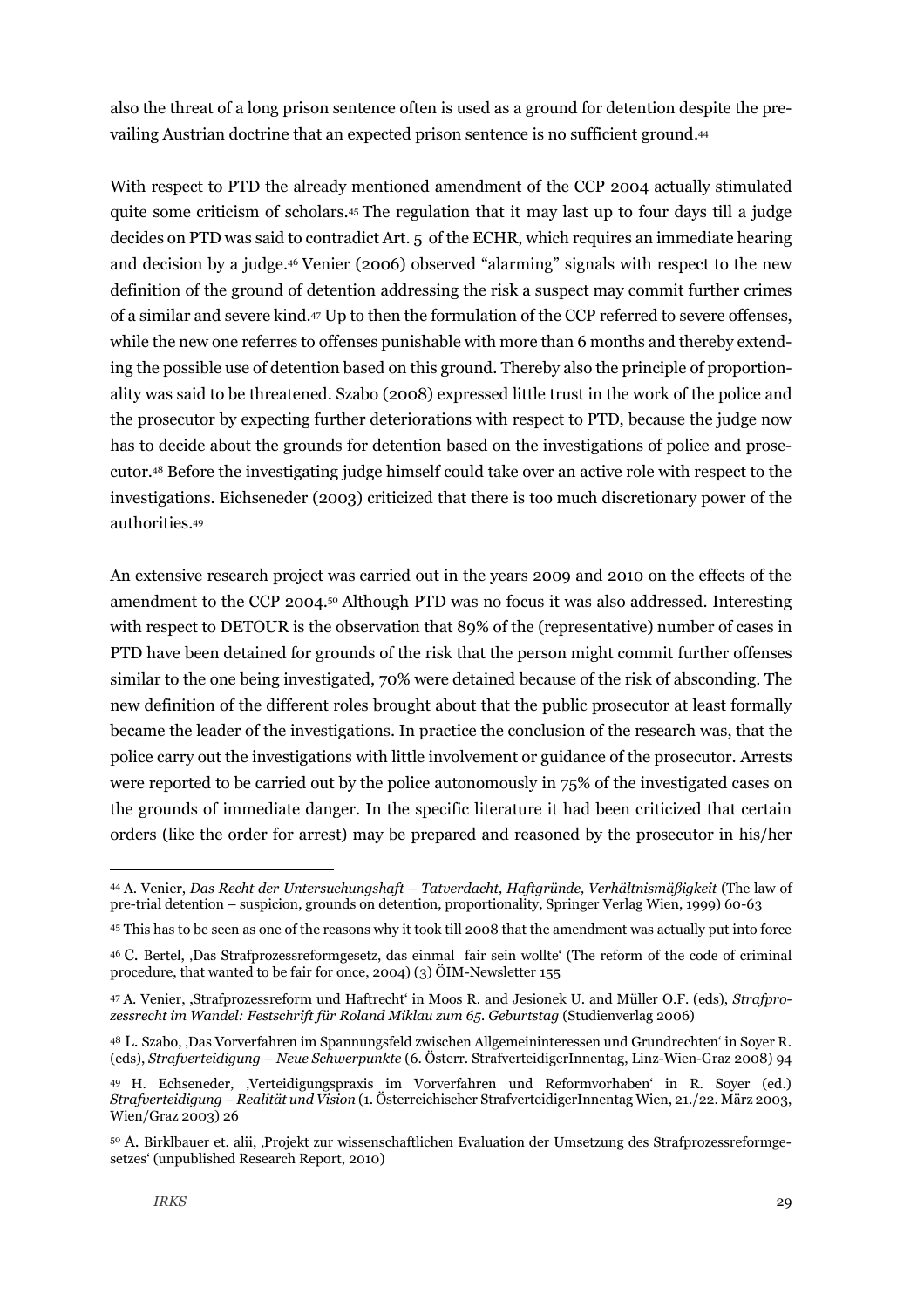also the threat of a long prison sentence often is used as a ground for detention despite the prevailing Austrian doctrine that an expected prison sentence is no sufficient ground.[44]

With respect to PTD the already mentioned amendment of the CCP 2004 actually stimulated quite some criticism of scholars.[45] The regulation that it may last up to four days till a judge decides on PTD was said to contradict Art. 5 of the ECHR, which requires an immediate hearing and decision by a judge.[46] Venier (2006) observed "alarming" signals with respect to the new definition of the ground of detention addressing the risk a suspect may commit further crimes of a similar and severe kind.[47] Up to then the formulation of the CCP referred to severe offenses, while the new one referres to offenses punishable with more than 6 months and thereby extending the possible use of detention based on this ground. Thereby also the principle of proportionality was said to be threatened. Szabo (2008) expressed little trust in the work of the police and the prosecutor by expecting further deteriorations with respect to PTD, because the judge now has to decide about the grounds for detention based on the investigations of police and prosecutor.[48] Before the investigating judge himself could take over an active role with respect to the investigations. Eichseneder (2003) criticized that there is too much discretionary power of the authorities.[49]

An extensive research project was carried out in the years 2009 and 2010 on the effects of the amendment to the CCP 2004.[50] Although PTD was no focus it was also addressed. Interesting with respect to DETOUR is the observation that 89% of the (representative) number of cases in PTD have been detained for grounds of the risk that the person might commit further offenses similar to the one being investigated, 70% were detained because of the risk of absconding. The new definition of the different roles brought about that the public prosecutor at least formally became the leader of the investigations. In practice the conclusion of the research was, that the police carry out the investigations with little involvement or guidance of the prosecutor. Arrests were reported to be carried out by the police autonomously in 75% of the investigated cases on the grounds of immediate danger. In the specific literature it had been criticized that certain orders (like the order for arrest) may be prepared and reasoned by the prosecutor in his/her

---

[44] A. Venier, *Das Recht der Untersuchungshaft – Tatverdacht, Haftgründe, Verhältnismäßigkeit* (The law of pre-trial detention – suspicion, grounds on detention, proportionality, Springer Verlag Wien, 1999) 60-63

[45] This has to be seen as one of the reasons why it took till 2008 that the amendment was actually put into force

[46] C. Bertel, ‚Das Strafprozessreformgesetz, das einmal fair sein wollte' (The reform of the code of criminal procedure, that wanted to be fair for once, 2004) (3) ÖIM-Newsletter 155

[47] A. Venier, ‚Strafprozessreform und Haftrecht' in Moos R. and Jesionek U. and Müller O.F. (eds), *Strafprozessrecht im Wandel: Festschrift für Roland Miklau zum 65. Geburtstag* (Studienverlag 2006)

[48] L. Szabo, ‚Das Vorverfahren im Spannungsfeld zwischen Allgemeininteressen und Grundrechten' in Soyer R. (eds), *Strafverteidigung – Neue Schwerpunkte* (6. Österr. StrafverteidigerInnentag, Linz-Wien-Graz 2008) 94

[49] H. Echseneder, ‚Verteidigungspraxis im Vorverfahren und Reformvorhaben' in R. Soyer (ed.) *Strafverteidigung – Realität und Vision* (1. Österreichischer StrafverteidigerInnentag Wien, 21./22. März 2003, Wien/Graz 2003) 26

[50] A. Birklbauer et. alii, ‚Projekt zur wissenschaftlichen Evaluation der Umsetzung des Strafprozessreformgesetzes' (unpublished Research Report, 2010)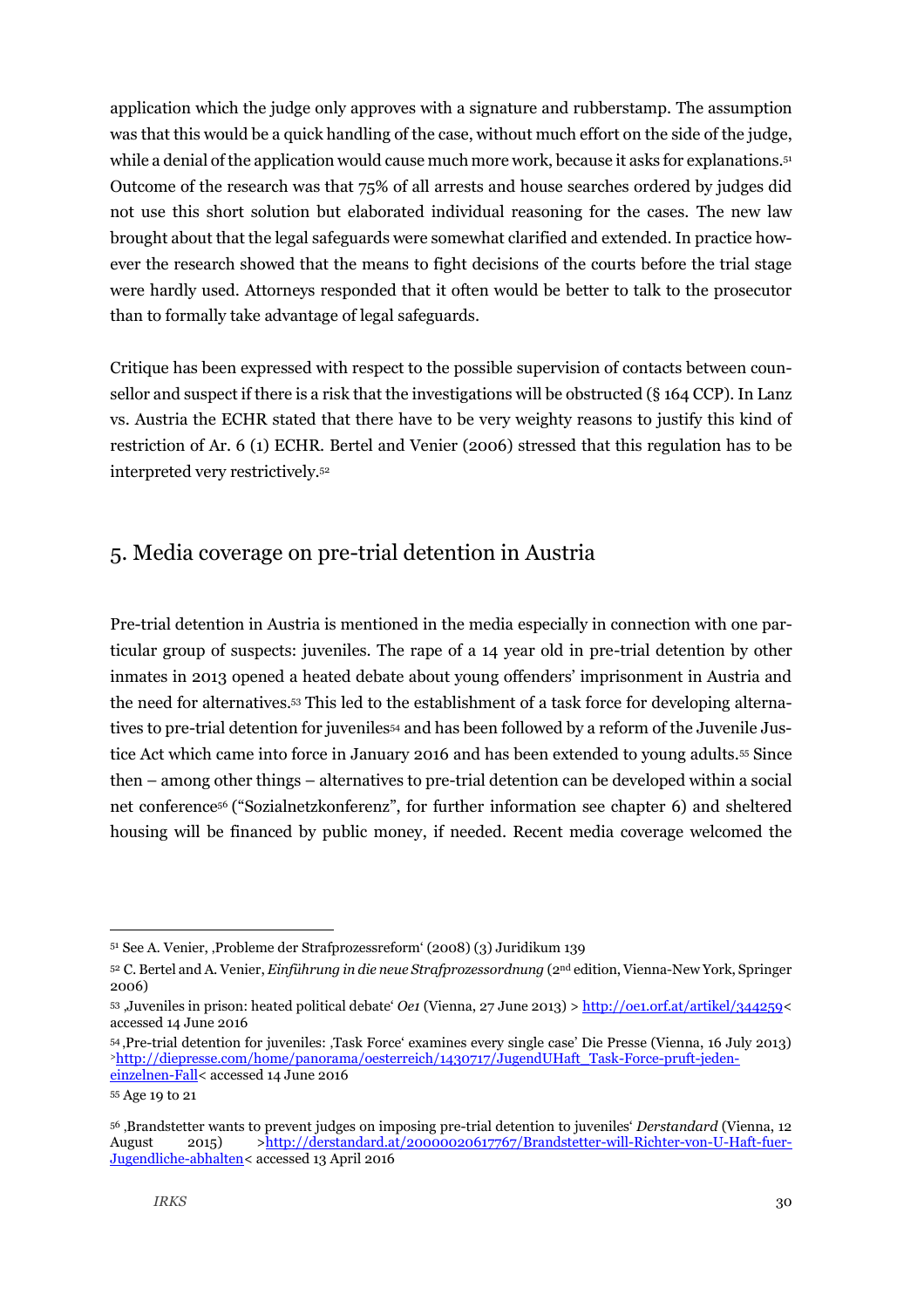application which the judge only approves with a signature and rubberstamp. The assumption was that this would be a quick handling of the case, without much effort on the side of the judge, while a denial of the application would cause much more work, because it asks for explanations.[51] Outcome of the research was that 75% of all arrests and house searches ordered by judges did not use this short solution but elaborated individual reasoning for the cases. The new law brought about that the legal safeguards were somewhat clarified and extended. In practice however the research showed that the means to fight decisions of the courts before the trial stage were hardly used. Attorneys responded that it often would be better to talk to the prosecutor than to formally take advantage of legal safeguards.

Critique has been expressed with respect to the possible supervision of contacts between counsellor and suspect if there is a risk that the investigations will be obstructed (§ 164 CCP). In Lanz vs. Austria the ECHR stated that there have to be very weighty reasons to justify this kind of restriction of Ar. 6 (1) ECHR. Bertel and Venier (2006) stressed that this regulation has to be interpreted very restrictively.[52]

## 5. Media coverage on pre-trial detention in Austria

Pre-trial detention in Austria is mentioned in the media especially in connection with one particular group of suspects: juveniles. The rape of a 14 year old in pre-trial detention by other inmates in 2013 opened a heated debate about young offenders' imprisonment in Austria and the need for alternatives.[53] This led to the establishment of a task force for developing alternatives to pre-trial detention for juveniles[54] and has been followed by a reform of the Juvenile Justice Act which came into force in January 2016 and has been extended to young adults.[55] Since then – among other things – alternatives to pre-trial detention can be developed within a social net conference[56] ("Sozialnetzkonferenz", for further information see chapter 6) and sheltered housing will be financed by public money, if needed. Recent media coverage welcomed the

---

[51] See A. Venier, ‚Probleme der Strafprozessreform' (2008) (3) Juridikum 139

[52] C. Bertel and A. Venier, *Einführung in die neue Strafprozessordnung* (2nd edition, Vienna-New York, Springer 2006)

[53] ‚Juveniles in prison: heated political debate' *Oe1* (Vienna, 27 June 2013) > http://oe1.orf.at/artikel/344259< accessed 14 June 2016

[54] ‚Pre-trial detention for juveniles: ‚Task Force' examines every single case' Die Presse (Vienna, 16 July 2013) >http://diepresse.com/home/panorama/oesterreich/1430717/JugendUHaft_Task-Force-pruft-jeden-einzelnen-Fall< accessed 14 June 2016

[55] Age 19 to 21

[56] ‚Brandstetter wants to prevent judges on imposing pre-trial detention to juveniles' *Derstandard* (Vienna, 12 August 2015) >http://derstandard.at/2000020617767/Brandstetter-will-Richter-von-U-Haft-fuer-Jugendliche-abhalten< accessed 13 April 2016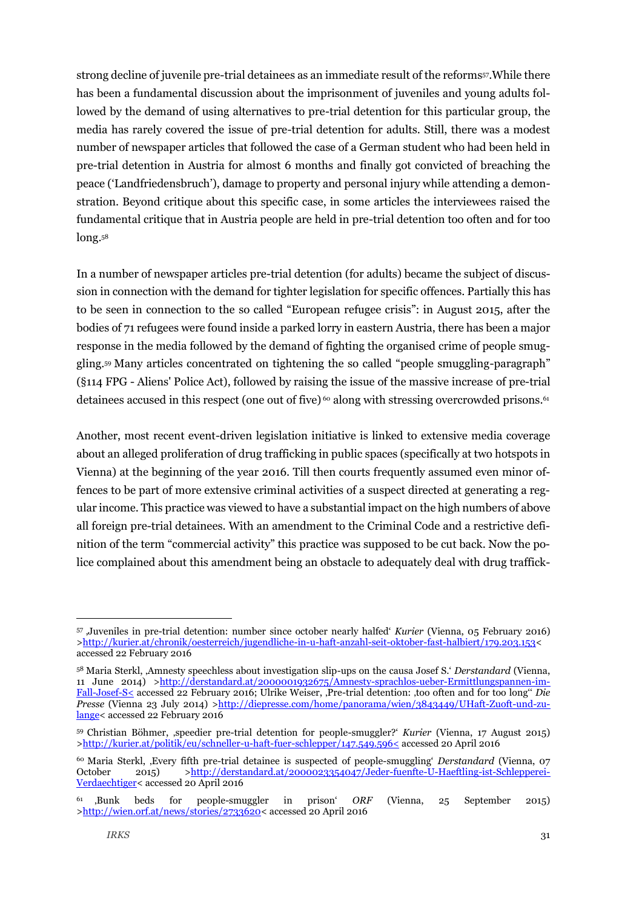strong decline of juvenile pre-trial detainees as an immediate result of the reforms[57].While there has been a fundamental discussion about the imprisonment of juveniles and young adults followed by the demand of using alternatives to pre-trial detention for this particular group, the media has rarely covered the issue of pre-trial detention for adults. Still, there was a modest number of newspaper articles that followed the case of a German student who had been held in pre-trial detention in Austria for almost 6 months and finally got convicted of breaching the peace ('Landfriedensbruch'), damage to property and personal injury while attending a demonstration. Beyond critique about this specific case, in some articles the interviewees raised the fundamental critique that in Austria people are held in pre-trial detention too often and for too long.[58]

In a number of newspaper articles pre-trial detention (for adults) became the subject of discussion in connection with the demand for tighter legislation for specific offences. Partially this has to be seen in connection to the so called "European refugee crisis": in August 2015, after the bodies of 71 refugees were found inside a parked lorry in eastern Austria, there has been a major response in the media followed by the demand of fighting the organised crime of people smuggling.[59] Many articles concentrated on tightening the so called "people smuggling-paragraph" (§114 FPG - Aliens' Police Act), followed by raising the issue of the massive increase of pre-trial detainees accused in this respect (one out of five)[60] along with stressing overcrowded prisons.[61]

Another, most recent event-driven legislation initiative is linked to extensive media coverage about an alleged proliferation of drug trafficking in public spaces (specifically at two hotspots in Vienna) at the beginning of the year 2016. Till then courts frequently assumed even minor offences to be part of more extensive criminal activities of a suspect directed at generating a regular income. This practice was viewed to have a substantial impact on the high numbers of above all foreign pre-trial detainees. With an amendment to the Criminal Code and a restrictive definition of the term "commercial activity" this practice was supposed to be cut back. Now the police complained about this amendment being an obstacle to adequately deal with drug traffick-

---

[57] ‚Juveniles in pre-trial detention: number since october nearly halfed' *Kurier* (Vienna, 05 February 2016) >http://kurier.at/chronik/oesterreich/jugendliche-in-u-haft-anzahl-seit-oktober-fast-halbiert/179.203.153< accessed 22 February 2016

[58] Maria Sterkl, ‚Amnesty speechless about investigation slip-ups on the causa Josef S.' *Derstandard* (Vienna, 11 June 2014) >http://derstandard.at/2000001932675/Amnesty-sprachlos-ueber-Ermittlungspannen-im-Fall-Josef-S< accessed 22 February 2016; Ulrike Weiser, ‚Pre-trial detention: ‚too often and for too long'' *Die Presse* (Vienna 23 July 2014) >http://diepresse.com/home/panorama/wien/3843449/UHaft-Zuoft-und-zulange< accessed 22 February 2016

[59] Christian Böhmer, ‚speedier pre-trial detention for people-smuggler?' *Kurier* (Vienna, 17 August 2015) >http://kurier.at/politik/eu/schneller-u-haft-fuer-schlepper/147.549.596< accessed 20 April 2016

[60] Maria Sterkl, ‚Every fifth pre-trial detainee is suspected of people-smuggling' *Derstandard* (Vienna, 07 October 2015) >http://derstandard.at/2000023354047/Jeder-fuenfte-U-Haeftling-ist-Schlepperei-Verdaechtiger< accessed 20 April 2016

[61] ‚Bunk beds for people-smuggler in prison' *ORF* (Vienna, 25 September 2015) >http://wien.orf.at/news/stories/2733620< accessed 20 April 2016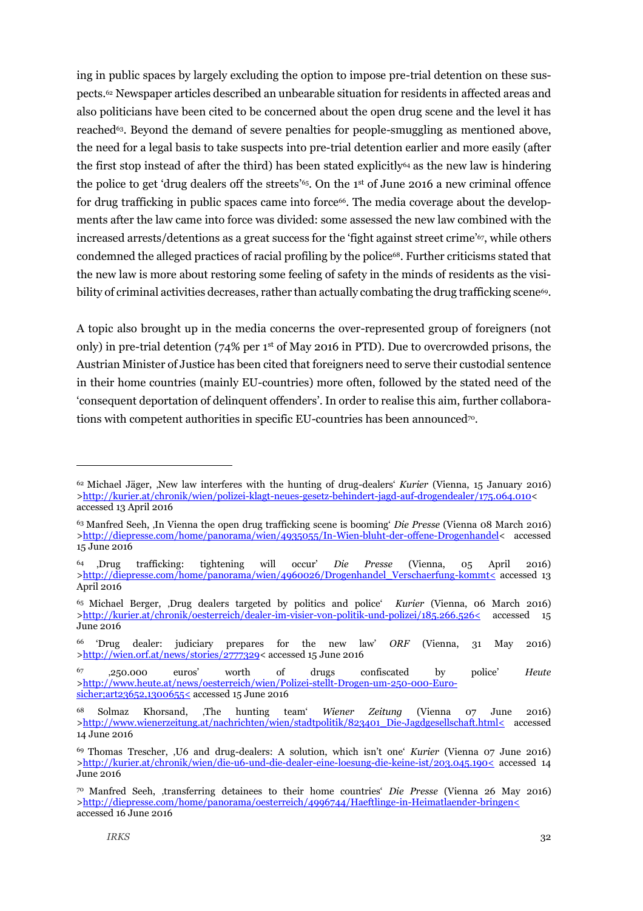ing in public spaces by largely excluding the option to impose pre-trial detention on these suspects.[62] Newspaper articles described an unbearable situation for residents in affected areas and also politicians have been cited to be concerned about the open drug scene and the level it has reached[63]. Beyond the demand of severe penalties for people-smuggling as mentioned above, the need for a legal basis to take suspects into pre-trial detention earlier and more easily (after the first stop instead of after the third) has been stated explicitly[64] as the new law is hindering the police to get 'drug dealers off the streets'[65]. On the 1st of June 2016 a new criminal offence for drug trafficking in public spaces came into force[66]. The media coverage about the developments after the law came into force was divided: some assessed the new law combined with the increased arrests/detentions as a great success for the 'fight against street crime'[67], while others condemned the alleged practices of racial profiling by the police[68]. Further criticisms stated that the new law is more about restoring some feeling of safety in the minds of residents as the visibility of criminal activities decreases, rather than actually combating the drug trafficking scene[69].

A topic also brought up in the media concerns the over-represented group of foreigners (not only) in pre-trial detention (74% per 1st of May 2016 in PTD). Due to overcrowded prisons, the Austrian Minister of Justice has been cited that foreigners need to serve their custodial sentence in their home countries (mainly EU-countries) more often, followed by the stated need of the 'consequent deportation of delinquent offenders'. In order to realise this aim, further collaborations with competent authorities in specific EU-countries has been announced[70].

---

[62] Michael Jäger, ‚New law interferes with the hunting of drug-dealers' *Kurier* (Vienna, 15 January 2016) >http://kurier.at/chronik/wien/polizei-klagt-neues-gesetz-behindert-jagd-auf-drogendealer/175.064.010< accessed 13 April 2016

[63] Manfred Seeh, ‚In Vienna the open drug trafficking scene is booming' *Die Presse* (Vienna 08 March 2016) >http://diepresse.com/home/panorama/wien/4935055/In-Wien-bluht-der-offene-Drogenhandel< accessed 15 June 2016

[64] ‚Drug trafficking: tightening will occur' *Die Presse* (Vienna, 05 April 2016) >http://diepresse.com/home/panorama/wien/4960026/Drogenhandel_Verschaerfung-kommt< accessed 13 April 2016

[65] Michael Berger, ‚Drug dealers targeted by politics and police' *Kurier* (Vienna, 06 March 2016) >http://kurier.at/chronik/oesterreich/dealer-im-visier-von-politik-und-polizei/185.266.526< accessed 15 June 2016

[66] 'Drug dealer: judiciary prepares for the new law' *ORF* (Vienna, 31 May 2016) >http://wien.orf.at/news/stories/2777329< accessed 15 June 2016

[67] ‚250.000 euros' worth of drugs confiscated by police' *Heute* >http://www.heute.at/news/oesterreich/wien/Polizei-stellt-Drogen-um-250-000-Euro-sicher;art23652,1300655< accessed 15 June 2016

[68] Solmaz Khorsand, ‚The hunting team' *Wiener Zeitung* (Vienna 07 June 2016) >http://www.wienerzeitung.at/nachrichten/wien/stadtpolitik/823401_Die-Jagdgesellschaft.html< accessed 14 June 2016

[69] Thomas Trescher, ‚U6 and drug-dealers: A solution, which isn't one' *Kurier* (Vienna 07 June 2016) >http://kurier.at/chronik/wien/die-u6-und-die-dealer-eine-loesung-die-keine-ist/203.045.190< accessed 14 June 2016

[70] Manfred Seeh, ‚transferring detainees to their home countries' *Die Presse* (Vienna 26 May 2016) >http://diepresse.com/home/panorama/oesterreich/4996744/Haeftlinge-in-Heimatlaender-bringen< accessed 16 June 2016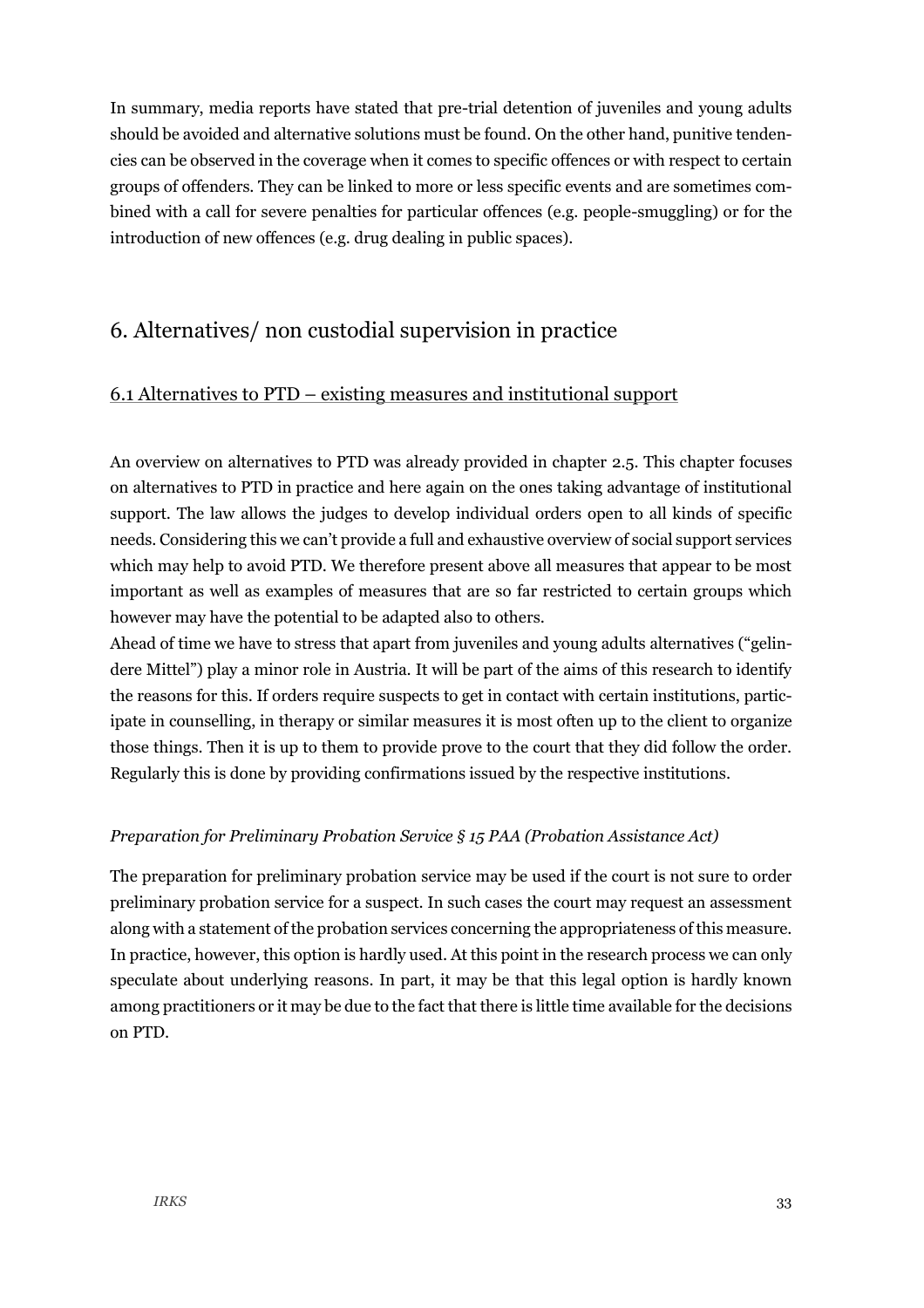In summary, media reports have stated that pre-trial detention of juveniles and young adults should be avoided and alternative solutions must be found. On the other hand, punitive tendencies can be observed in the coverage when it comes to specific offences or with respect to certain groups of offenders. They can be linked to more or less specific events and are sometimes combined with a call for severe penalties for particular offences (e.g. people-smuggling) or for the introduction of new offences (e.g. drug dealing in public spaces).

# 6. Alternatives/ non custodial supervision in practice

## 6.1 Alternatives to PTD – existing measures and institutional support

An overview on alternatives to PTD was already provided in chapter 2.5. This chapter focuses on alternatives to PTD in practice and here again on the ones taking advantage of institutional support. The law allows the judges to develop individual orders open to all kinds of specific needs. Considering this we can't provide a full and exhaustive overview of social support services which may help to avoid PTD. We therefore present above all measures that appear to be most important as well as examples of measures that are so far restricted to certain groups which however may have the potential to be adapted also to others.

Ahead of time we have to stress that apart from juveniles and young adults alternatives ("gelindere Mittel") play a minor role in Austria. It will be part of the aims of this research to identify the reasons for this. If orders require suspects to get in contact with certain institutions, participate in counselling, in therapy or similar measures it is most often up to the client to organize those things. Then it is up to them to provide prove to the court that they did follow the order. Regularly this is done by providing confirmations issued by the respective institutions.

*Preparation for Preliminary Probation Service § 15 PAA (Probation Assistance Act)*

The preparation for preliminary probation service may be used if the court is not sure to order preliminary probation service for a suspect. In such cases the court may request an assessment along with a statement of the probation services concerning the appropriateness of this measure. In practice, however, this option is hardly used. At this point in the research process we can only speculate about underlying reasons. In part, it may be that this legal option is hardly known among practitioners or it may be due to the fact that there is little time available for the decisions on PTD.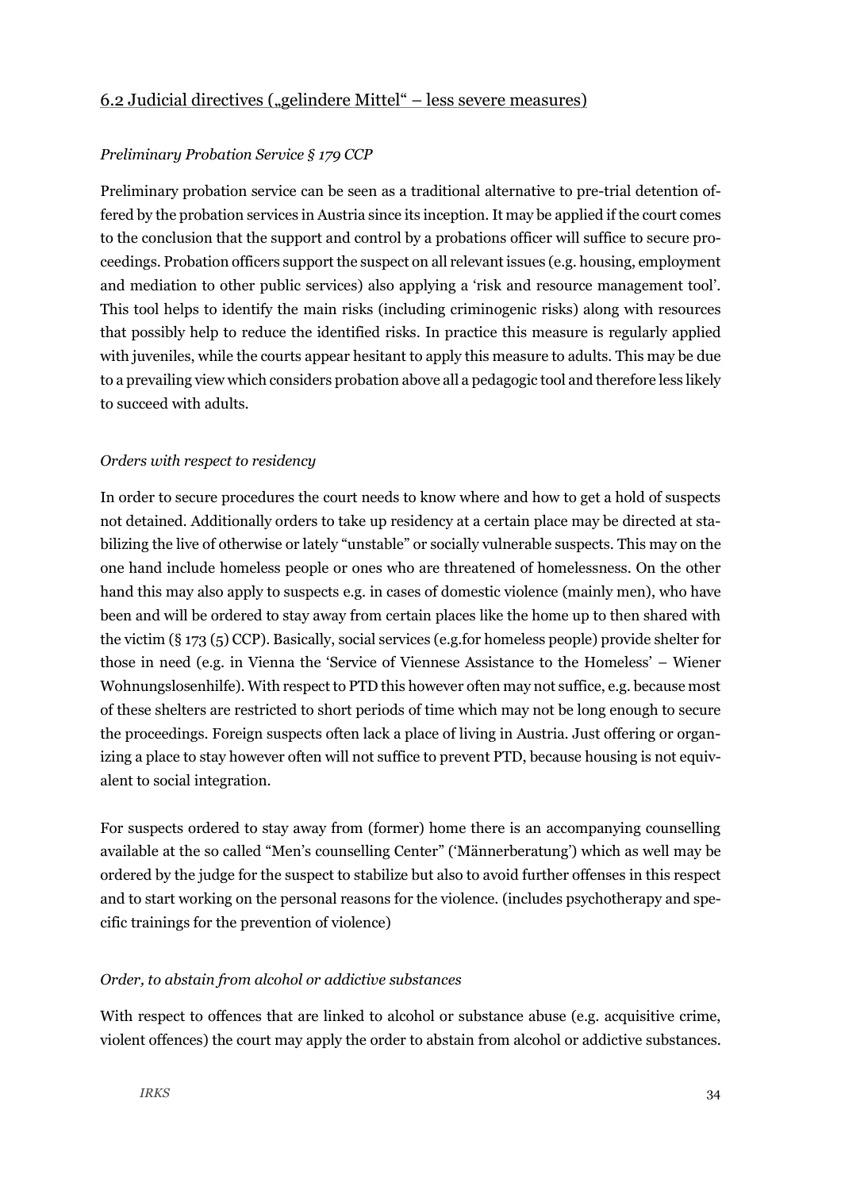## 6.2 Judicial directives („gelindere Mittel“ – less severe measures)

*Preliminary Probation Service § 179 CCP*

Preliminary probation service can be seen as a traditional alternative to pre-trial detention offered by the probation services in Austria since its inception. It may be applied if the court comes to the conclusion that the support and control by a probations officer will suffice to secure proceedings. Probation officers support the suspect on all relevant issues (e.g. housing, employment and mediation to other public services) also applying a 'risk and resource management tool'. This tool helps to identify the main risks (including criminogenic risks) along with resources that possibly help to reduce the identified risks. In practice this measure is regularly applied with juveniles, while the courts appear hesitant to apply this measure to adults. This may be due to a prevailing view which considers probation above all a pedagogic tool and therefore less likely to succeed with adults.

*Orders with respect to residency*

In order to secure procedures the court needs to know where and how to get a hold of suspects not detained. Additionally orders to take up residency at a certain place may be directed at stabilizing the live of otherwise or lately "unstable" or socially vulnerable suspects. This may on the one hand include homeless people or ones who are threatened of homelessness. On the other hand this may also apply to suspects e.g. in cases of domestic violence (mainly men), who have been and will be ordered to stay away from certain places like the home up to then shared with the victim (§ 173 (5) CCP). Basically, social services (e.g.for homeless people) provide shelter for those in need (e.g. in Vienna the 'Service of Viennese Assistance to the Homeless' – Wiener Wohnungslosenhilfe). With respect to PTD this however often may not suffice, e.g. because most of these shelters are restricted to short periods of time which may not be long enough to secure the proceedings. Foreign suspects often lack a place of living in Austria. Just offering or organizing a place to stay however often will not suffice to prevent PTD, because housing is not equivalent to social integration.

For suspects ordered to stay away from (former) home there is an accompanying counselling available at the so called "Men's counselling Center" ('Männerberatung') which as well may be ordered by the judge for the suspect to stabilize but also to avoid further offenses in this respect and to start working on the personal reasons for the violence. (includes psychotherapy and specific trainings for the prevention of violence)

*Order, to abstain from alcohol or addictive substances*

With respect to offences that are linked to alcohol or substance abuse (e.g. acquisitive crime, violent offences) the court may apply the order to abstain from alcohol or addictive substances.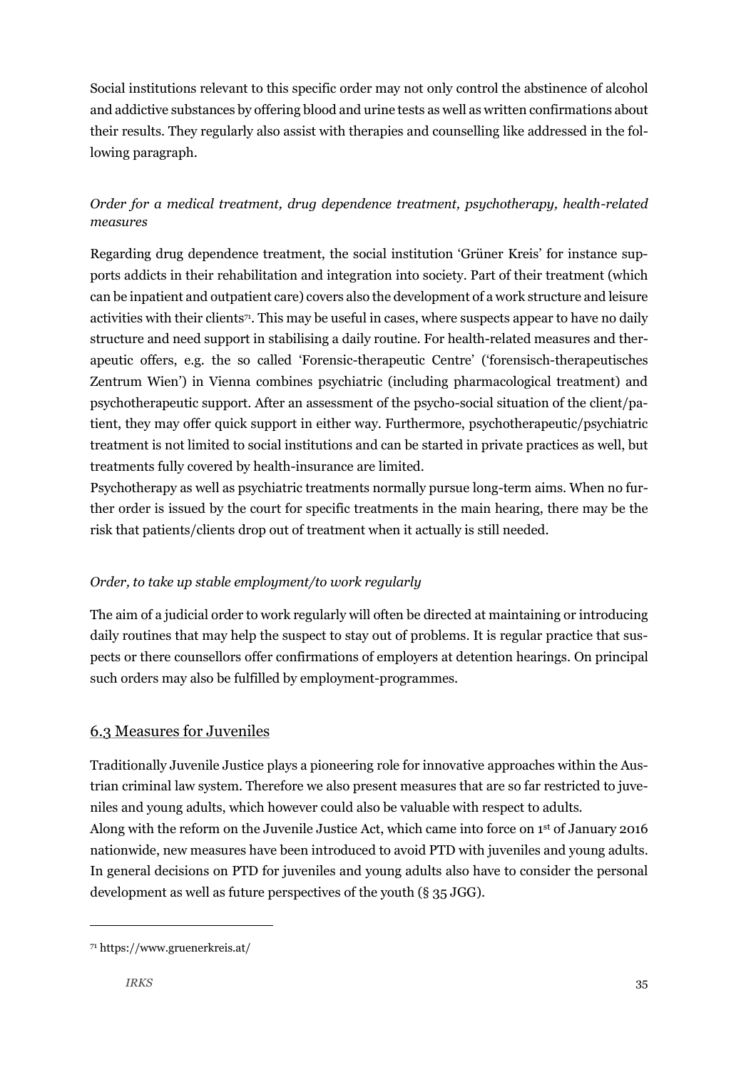Social institutions relevant to this specific order may not only control the abstinence of alcohol and addictive substances by offering blood and urine tests as well as written confirmations about their results. They regularly also assist with therapies and counselling like addressed in the following paragraph.

*Order for a medical treatment, drug dependence treatment, psychotherapy, health-related measures*

Regarding drug dependence treatment, the social institution 'Grüner Kreis' for instance supports addicts in their rehabilitation and integration into society. Part of their treatment (which can be inpatient and outpatient care) covers also the development of a work structure and leisure activities with their clients[71]. This may be useful in cases, where suspects appear to have no daily structure and need support in stabilising a daily routine. For health-related measures and therapeutic offers, e.g. the so called 'Forensic-therapeutic Centre' ('forensisch-therapeutisches Zentrum Wien') in Vienna combines psychiatric (including pharmacological treatment) and psychotherapeutic support. After an assessment of the psycho-social situation of the client/patient, they may offer quick support in either way. Furthermore, psychotherapeutic/psychiatric treatment is not limited to social institutions and can be started in private practices as well, but treatments fully covered by health-insurance are limited.

Psychotherapy as well as psychiatric treatments normally pursue long-term aims. When no further order is issued by the court for specific treatments in the main hearing, there may be the risk that patients/clients drop out of treatment when it actually is still needed.

*Order, to take up stable employment/to work regularly*

The aim of a judicial order to work regularly will often be directed at maintaining or introducing daily routines that may help the suspect to stay out of problems. It is regular practice that suspects or there counsellors offer confirmations of employers at detention hearings. On principal such orders may also be fulfilled by employment-programmes.

## 6.3 Measures for Juveniles

Traditionally Juvenile Justice plays a pioneering role for innovative approaches within the Austrian criminal law system. Therefore we also present measures that are so far restricted to juveniles and young adults, which however could also be valuable with respect to adults.

Along with the reform on the Juvenile Justice Act, which came into force on 1st of January 2016 nationwide, new measures have been introduced to avoid PTD with juveniles and young adults. In general decisions on PTD for juveniles and young adults also have to consider the personal development as well as future perspectives of the youth (§ 35 JGG).

---

[71] https://www.gruenerkreis.at/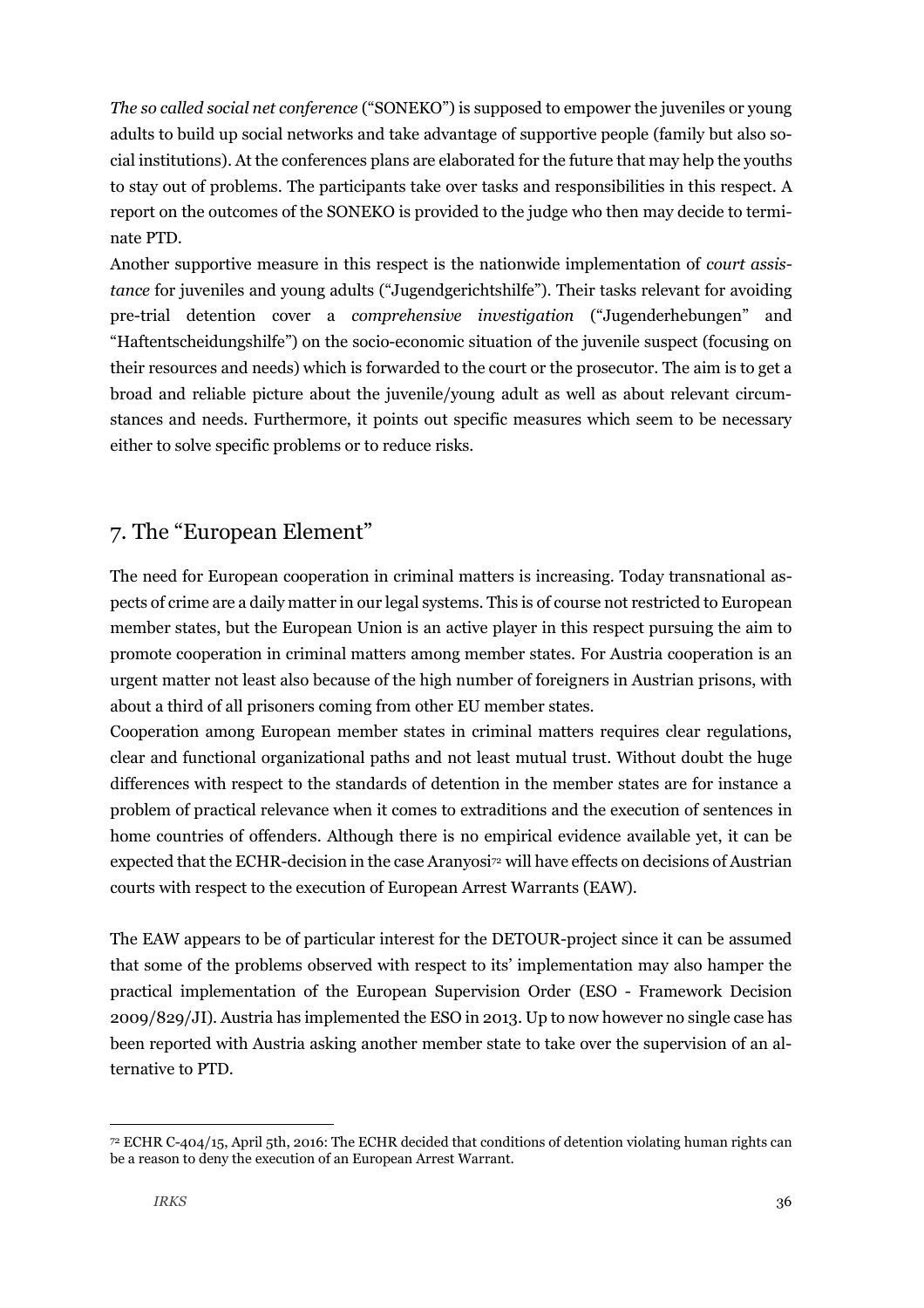*The so called social net conference* ("SONEKO") is supposed to empower the juveniles or young adults to build up social networks and take advantage of supportive people (family but also social institutions). At the conferences plans are elaborated for the future that may help the youths to stay out of problems. The participants take over tasks and responsibilities in this respect. A report on the outcomes of the SONEKO is provided to the judge who then may decide to terminate PTD.

Another supportive measure in this respect is the nationwide implementation of *court assistance* for juveniles and young adults ("Jugendgerichtshilfe"). Their tasks relevant for avoiding pre-trial detention cover a *comprehensive investigation* ("Jugenderhebungen" and "Haftentscheidungshilfe") on the socio-economic situation of the juvenile suspect (focusing on their resources and needs) which is forwarded to the court or the prosecutor. The aim is to get a broad and reliable picture about the juvenile/young adult as well as about relevant circumstances and needs. Furthermore, it points out specific measures which seem to be necessary either to solve specific problems or to reduce risks.

## 7. The "European Element"

The need for European cooperation in criminal matters is increasing. Today transnational aspects of crime are a daily matter in our legal systems. This is of course not restricted to European member states, but the European Union is an active player in this respect pursuing the aim to promote cooperation in criminal matters among member states. For Austria cooperation is an urgent matter not least also because of the high number of foreigners in Austrian prisons, with about a third of all prisoners coming from other EU member states.

Cooperation among European member states in criminal matters requires clear regulations, clear and functional organizational paths and not least mutual trust. Without doubt the huge differences with respect to the standards of detention in the member states are for instance a problem of practical relevance when it comes to extraditions and the execution of sentences in home countries of offenders. Although there is no empirical evidence available yet, it can be expected that the ECHR-decision in the case Aranyosi[72] will have effects on decisions of Austrian courts with respect to the execution of European Arrest Warrants (EAW).

The EAW appears to be of particular interest for the DETOUR-project since it can be assumed that some of the problems observed with respect to its' implementation may also hamper the practical implementation of the European Supervision Order (ESO - Framework Decision 2009/829/JI). Austria has implemented the ESO in 2013. Up to now however no single case has been reported with Austria asking another member state to take over the supervision of an alternative to PTD.

---

[72] ECHR C-404/15, April 5th, 2016: The ECHR decided that conditions of detention violating human rights can be a reason to deny the execution of an European Arrest Warrant.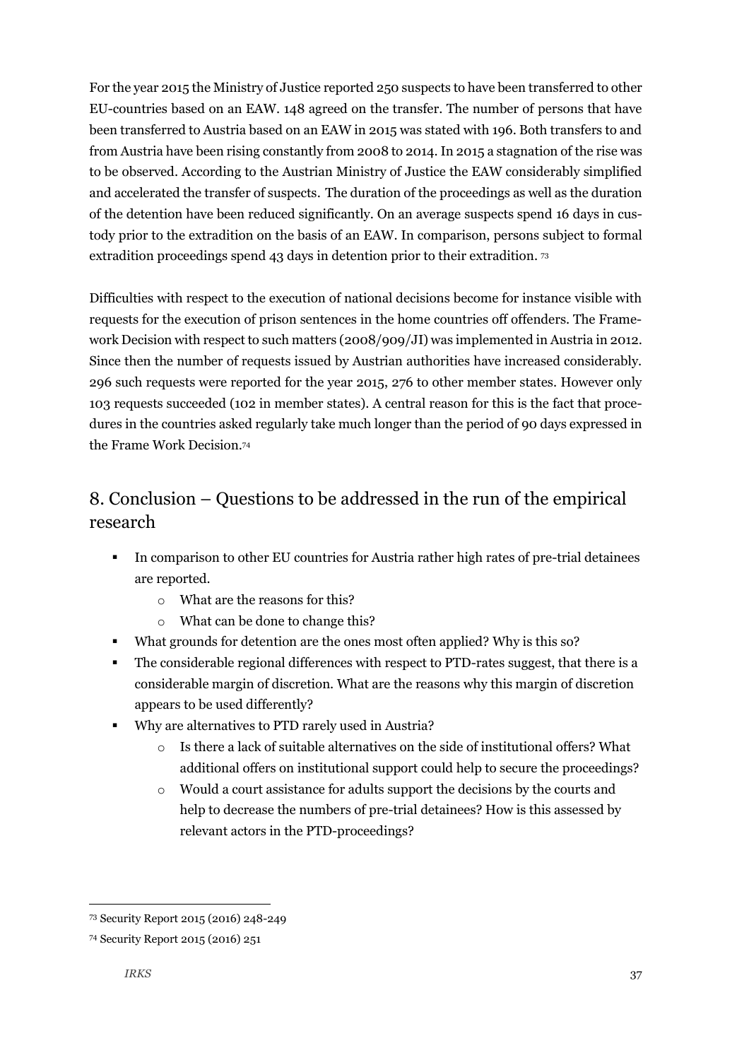For the year 2015 the Ministry of Justice reported 250 suspects to have been transferred to other EU-countries based on an EAW. 148 agreed on the transfer. The number of persons that have been transferred to Austria based on an EAW in 2015 was stated with 196. Both transfers to and from Austria have been rising constantly from 2008 to 2014. In 2015 a stagnation of the rise was to be observed. According to the Austrian Ministry of Justice the EAW considerably simplified and accelerated the transfer of suspects. The duration of the proceedings as well as the duration of the detention have been reduced significantly. On an average suspects spend 16 days in custody prior to the extradition on the basis of an EAW. In comparison, persons subject to formal extradition proceedings spend 43 days in detention prior to their extradition. [73]

Difficulties with respect to the execution of national decisions become for instance visible with requests for the execution of prison sentences in the home countries off offenders. The Framework Decision with respect to such matters (2008/909/JI) was implemented in Austria in 2012. Since then the number of requests issued by Austrian authorities have increased considerably. 296 such requests were reported for the year 2015, 276 to other member states. However only 103 requests succeeded (102 in member states). A central reason for this is the fact that procedures in the countries asked regularly take much longer than the period of 90 days expressed in the Frame Work Decision.[74]

## 8. Conclusion – Questions to be addressed in the run of the empirical research

- In comparison to other EU countries for Austria rather high rates of pre-trial detainees are reported.
    - What are the reasons for this?
    - What can be done to change this?
- What grounds for detention are the ones most often applied? Why is this so?
- The considerable regional differences with respect to PTD-rates suggest, that there is a considerable margin of discretion. What are the reasons why this margin of discretion appears to be used differently?
- Why are alternatives to PTD rarely used in Austria?
    - Is there a lack of suitable alternatives on the side of institutional offers? What additional offers on institutional support could help to secure the proceedings?
    - Would a court assistance for adults support the decisions by the courts and help to decrease the numbers of pre-trial detainees? How is this assessed by relevant actors in the PTD-proceedings?

---

[73] Security Report 2015 (2016) 248-249

[74] Security Report 2015 (2016) 251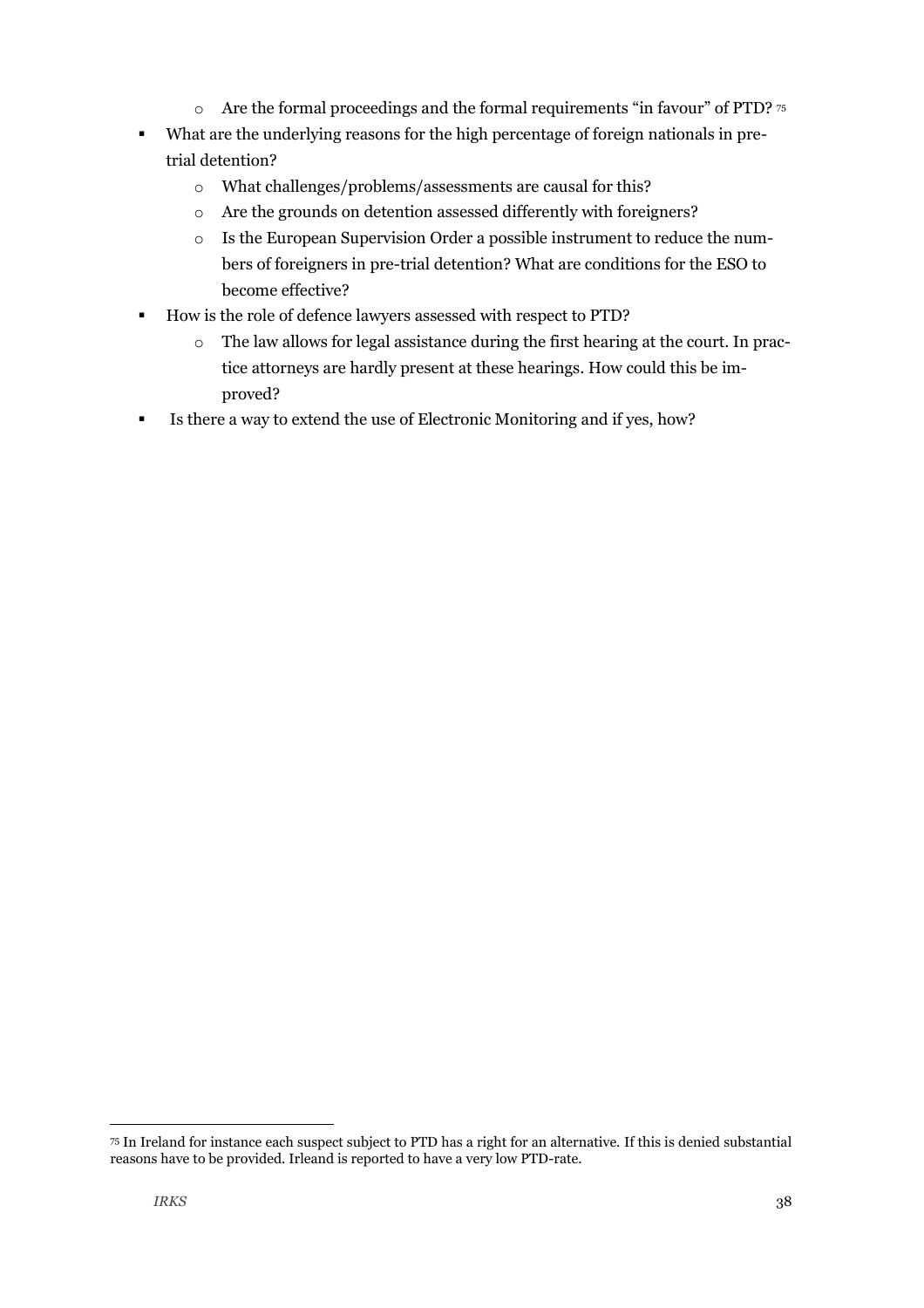- Are the formal proceedings and the formal requirements "in favour" of PTD? [75]
- What are the underlying reasons for the high percentage of foreign nationals in pre-trial detention?
    - What challenges/problems/assessments are causal for this?
    - Are the grounds on detention assessed differently with foreigners?
    - Is the European Supervision Order a possible instrument to reduce the numbers of foreigners in pre-trial detention? What are conditions for the ESO to become effective?
- How is the role of defence lawyers assessed with respect to PTD?
    - The law allows for legal assistance during the first hearing at the court. In practice attorneys are hardly present at these hearings. How could this be improved?
- Is there a way to extend the use of Electronic Monitoring and if yes, how?

---

[75] In Ireland for instance each suspect subject to PTD has a right for an alternative. If this is denied substantial reasons have to be provided. Irleand is reported to have a very low PTD-rate.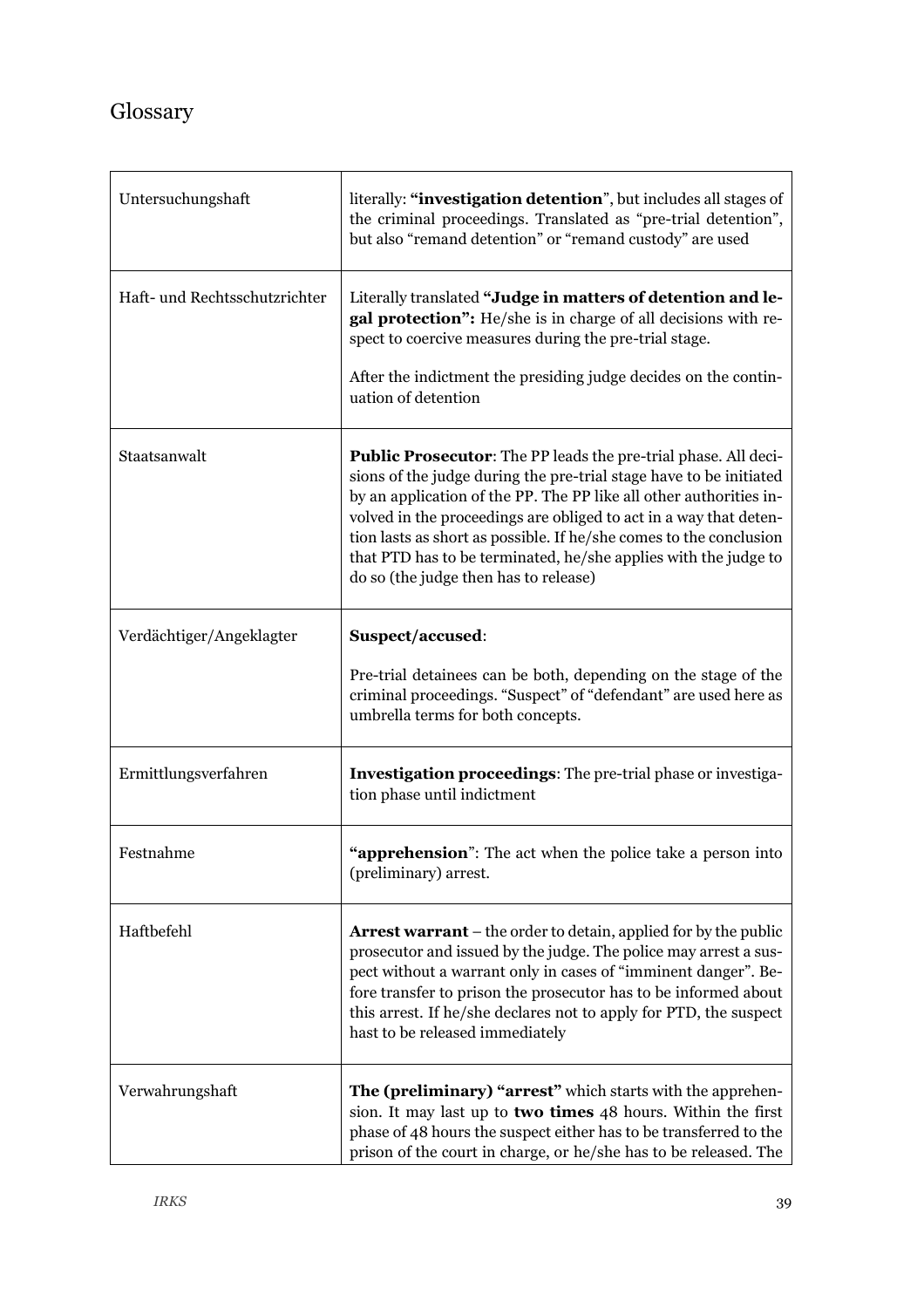# Glossary

| | |
|---|---|
| Untersuchungshaft | literally: **"investigation detention**", but includes all stages of the criminal proceedings. Translated as "pre-trial detention", but also "remand detention" or "remand custody" are used |
| Haft- und Rechtsschutzrichter | Literally translated **"Judge in matters of detention and legal protection":** He/she is in charge of all decisions with respect to coercive measures during the pre-trial stage.<br><br>After the indictment the presiding judge decides on the continuation of detention |
| Staatsanwalt | **Public Prosecutor**: The PP leads the pre-trial phase. All decisions of the judge during the pre-trial stage have to be initiated by an application of the PP. The PP like all other authorities involved in the proceedings are obliged to act in a way that detention lasts as short as possible. If he/she comes to the conclusion that PTD has to be terminated, he/she applies with the judge to do so (the judge then has to release) |
| Verdächtiger/Angeklagter | **Suspect/accused**:<br><br>Pre-trial detainees can be both, depending on the stage of the criminal proceedings. "Suspect" of "defendant" are used here as umbrella terms for both concepts. |
| Ermittlungsverfahren | **Investigation proceedings**: The pre-trial phase or investigation phase until indictment |
| Festnahme | **"apprehension**": The act when the police take a person into (preliminary) arrest. |
| Haftbefehl | **Arrest warrant** – the order to detain, applied for by the public prosecutor and issued by the judge. The police may arrest a suspect without a warrant only in cases of "imminent danger". Before transfer to prison the prosecutor has to be informed about this arrest. If he/she declares not to apply for PTD, the suspect hast to be released immediately |
| Verwahrungshaft | **The (preliminary) "arrest"** which starts with the apprehension. It may last up to **two times** 48 hours. Within the first phase of 48 hours the suspect either has to be transferred to the prison of the court in charge, or he/she has to be released. The |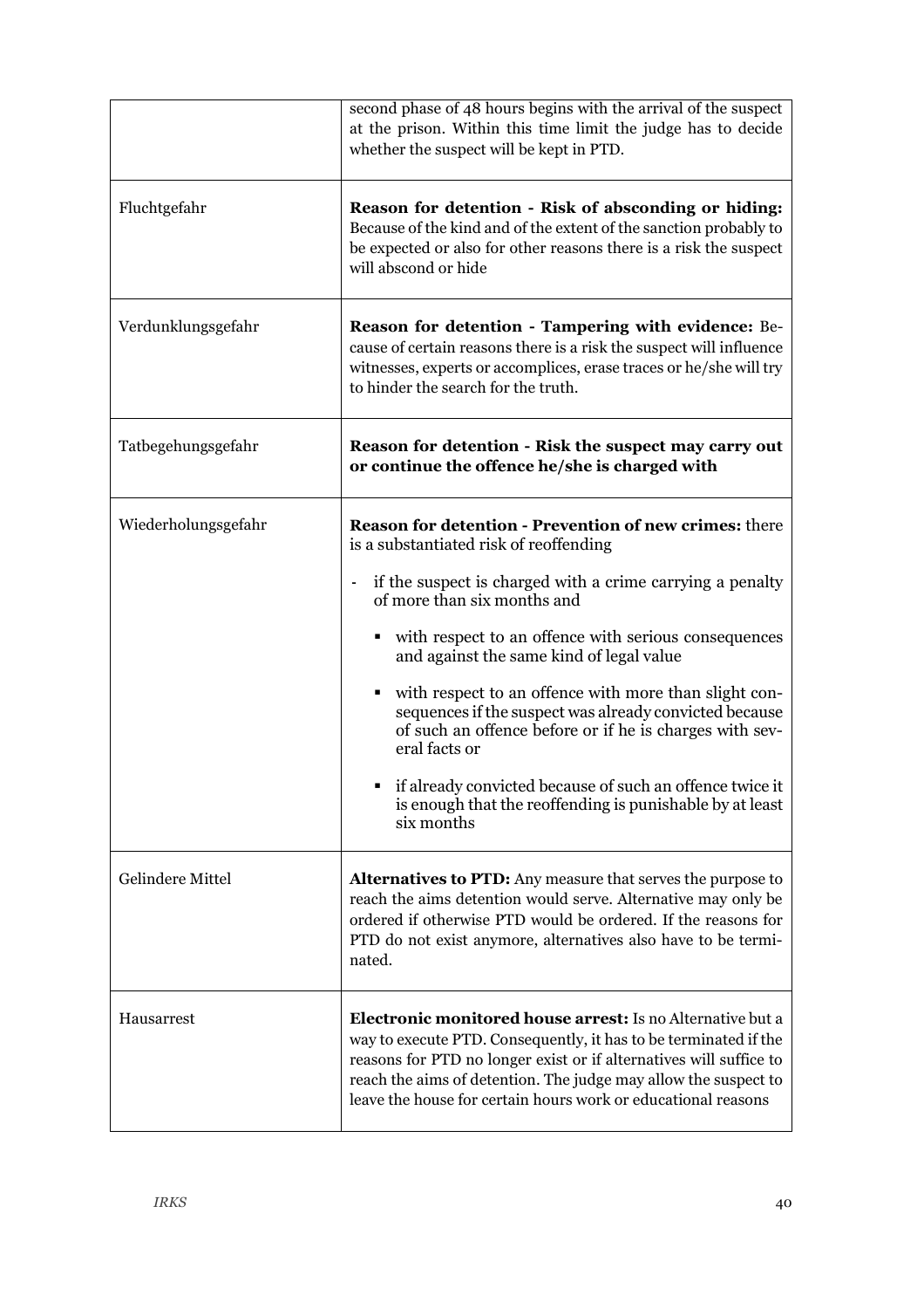| | |
|---|---|
| | second phase of 48 hours begins with the arrival of the suspect at the prison. Within this time limit the judge has to decide whether the suspect will be kept in PTD. |
| Fluchtgefahr | **Reason for detention - Risk of absconding or hiding:** Because of the kind and of the extent of the sanction probably to be expected or also for other reasons there is a risk the suspect will abscond or hide |
| Verdunklungsgefahr | **Reason for detention - Tampering with evidence:** Because of certain reasons there is a risk the suspect will influence witnesses, experts or accomplices, erase traces or he/she will try to hinder the search for the truth. |
| Tatbegehungsgefahr | **Reason for detention - Risk the suspect may carry out or continue the offence he/she is charged with** |
| Wiederholungsgefahr | **Reason for detention - Prevention of new crimes:** there is a substantiated risk of reoffending<br>- if the suspect is charged with a crime carrying a penalty of more than six months and<br>▪ with respect to an offence with serious consequences and against the same kind of legal value<br>▪ with respect to an offence with more than slight consequences if the suspect was already convicted because of such an offence before or if he is charges with several facts or<br>▪ if already convicted because of such an offence twice it is enough that the reoffending is punishable by at least six months |
| Gelindere Mittel | **Alternatives to PTD:** Any measure that serves the purpose to reach the aims detention would serve. Alternative may only be ordered if otherwise PTD would be ordered. If the reasons for PTD do not exist anymore, alternatives also have to be terminated. |
| Hausarrest | **Electronic monitored house arrest:** Is no Alternative but a way to execute PTD. Consequently, it has to be terminated if the reasons for PTD no longer exist or if alternatives will suffice to reach the aims of detention. The judge may allow the suspect to leave the house for certain hours work or educational reasons |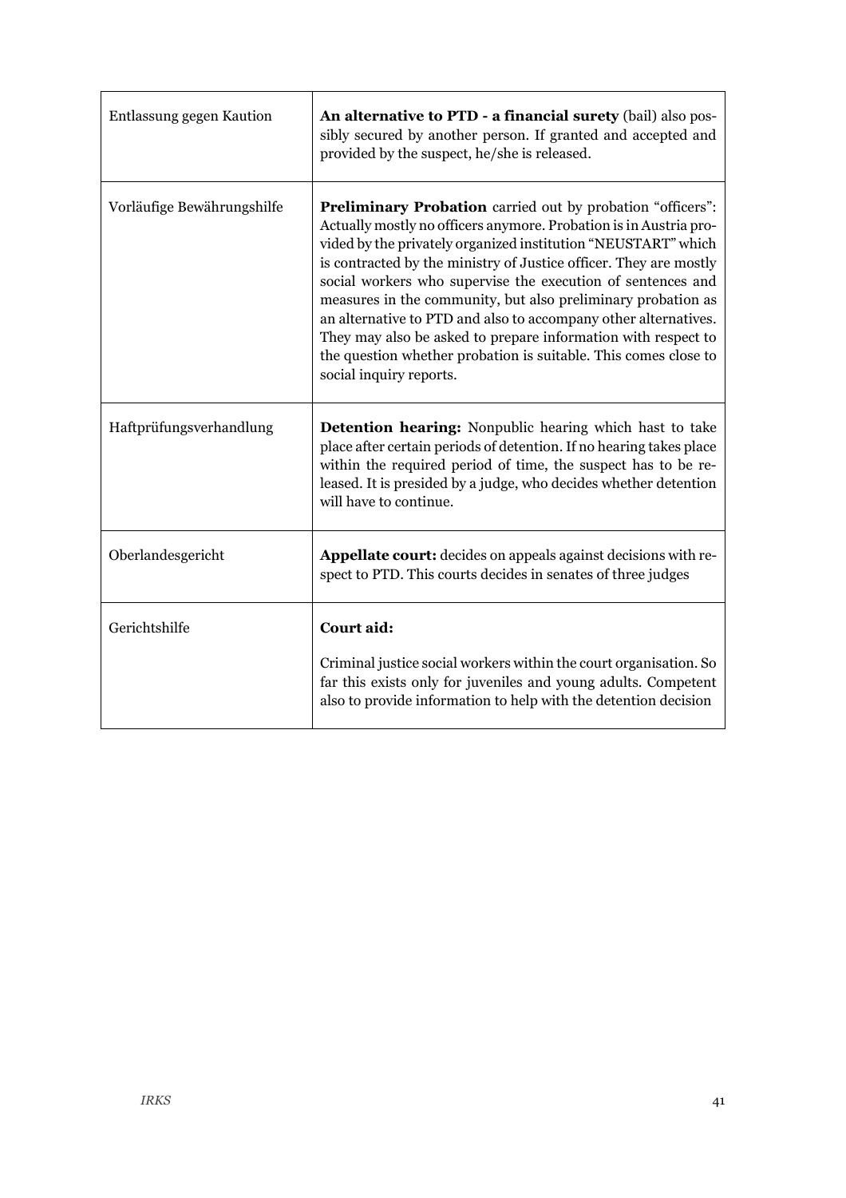| | |
|---|---|
| Entlassung gegen Kaution | **An alternative to PTD - a financial surety** (bail) also possibly secured by another person. If granted and accepted and provided by the suspect, he/she is released. |
| Vorläufige Bewährungshilfe | **Preliminary Probation** carried out by probation "officers": Actually mostly no officers anymore. Probation is in Austria provided by the privately organized institution "NEUSTART" which is contracted by the ministry of Justice officer. They are mostly social workers who supervise the execution of sentences and measures in the community, but also preliminary probation as an alternative to PTD and also to accompany other alternatives. They may also be asked to prepare information with respect to the question whether probation is suitable. This comes close to social inquiry reports. |
| Haftprüfungsverhandlung | **Detention hearing:** Nonpublic hearing which hast to take place after certain periods of detention. If no hearing takes place within the required period of time, the suspect has to be released. It is presided by a judge, who decides whether detention will have to continue. |
| Oberlandesgericht | **Appellate court:** decides on appeals against decisions with respect to PTD. This courts decides in senates of three judges |
| Gerichtshilfe | **Court aid:** Criminal justice social workers within the court organisation. So far this exists only for juveniles and young adults. Competent also to provide information to help with the detention decision |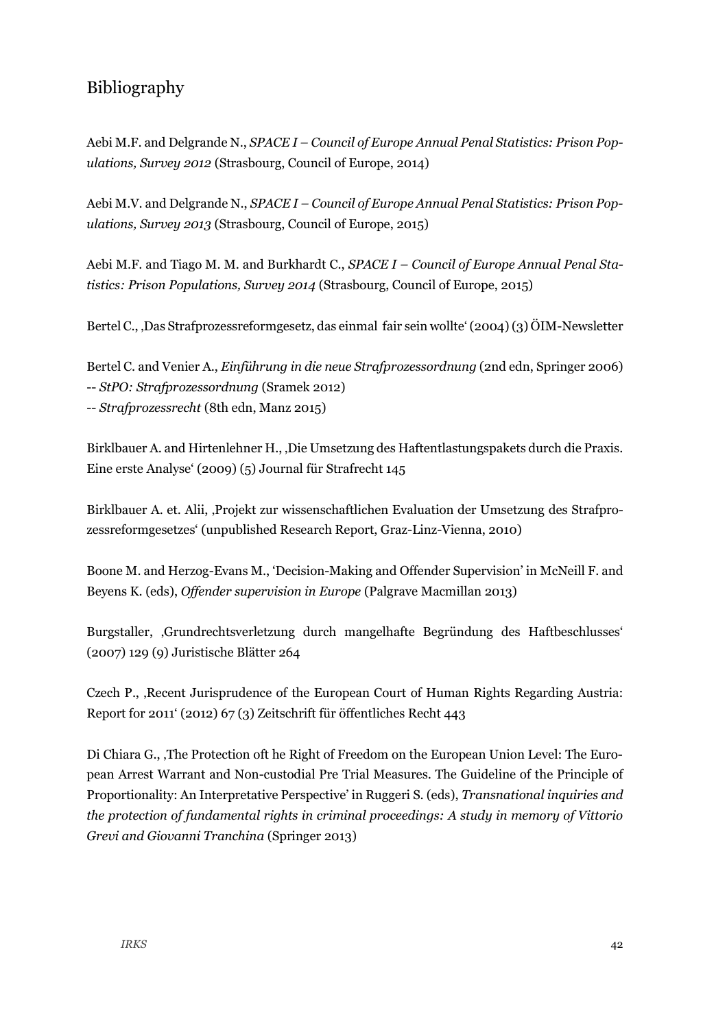## Bibliography

Aebi M.F. and Delgrande N., *SPACE I – Council of Europe Annual Penal Statistics: Prison Populations, Survey 2012* (Strasbourg, Council of Europe, 2014)

Aebi M.V. and Delgrande N., *SPACE I – Council of Europe Annual Penal Statistics: Prison Populations, Survey 2013* (Strasbourg, Council of Europe, 2015)

Aebi M.F. and Tiago M. M. and Burkhardt C., *SPACE I – Council of Europe Annual Penal Statistics: Prison Populations, Survey 2014* (Strasbourg, Council of Europe, 2015)

Bertel C., ‚Das Strafprozessreformgesetz, das einmal fair sein wollte' (2004) (3) ÖIM-Newsletter

Bertel C. and Venier A., *Einführung in die neue Strafprozessordnung* (2nd edn, Springer 2006)
-- *StPO: Strafprozessordnung* (Sramek 2012)
-- *Strafprozessrecht* (8th edn, Manz 2015)

Birklbauer A. and Hirtenlehner H., ‚Die Umsetzung des Haftentlastungspakets durch die Praxis. Eine erste Analyse' (2009) (5) Journal für Strafrecht 145

Birklbauer A. et. Alii, ‚Projekt zur wissenschaftlichen Evaluation der Umsetzung des Strafprozessreformgesetzes' (unpublished Research Report, Graz-Linz-Vienna, 2010)

Boone M. and Herzog-Evans M., 'Decision-Making and Offender Supervision' in McNeill F. and Beyens K. (eds), *Offender supervision in Europe* (Palgrave Macmillan 2013)

Burgstaller, ‚Grundrechtsverletzung durch mangelhafte Begründung des Haftbeschlusses' (2007) 129 (9) Juristische Blätter 264

Czech P., ‚Recent Jurisprudence of the European Court of Human Rights Regarding Austria: Report for 2011' (2012) 67 (3) Zeitschrift für öffentliches Recht 443

Di Chiara G., ‚The Protection oft he Right of Freedom on the European Union Level: The European Arrest Warrant and Non-custodial Pre Trial Measures. The Guideline of the Principle of Proportionality: An Interpretative Perspective' in Ruggeri S. (eds), *Transnational inquiries and the protection of fundamental rights in criminal proceedings: A study in memory of Vittorio Grevi and Giovanni Tranchina* (Springer 2013)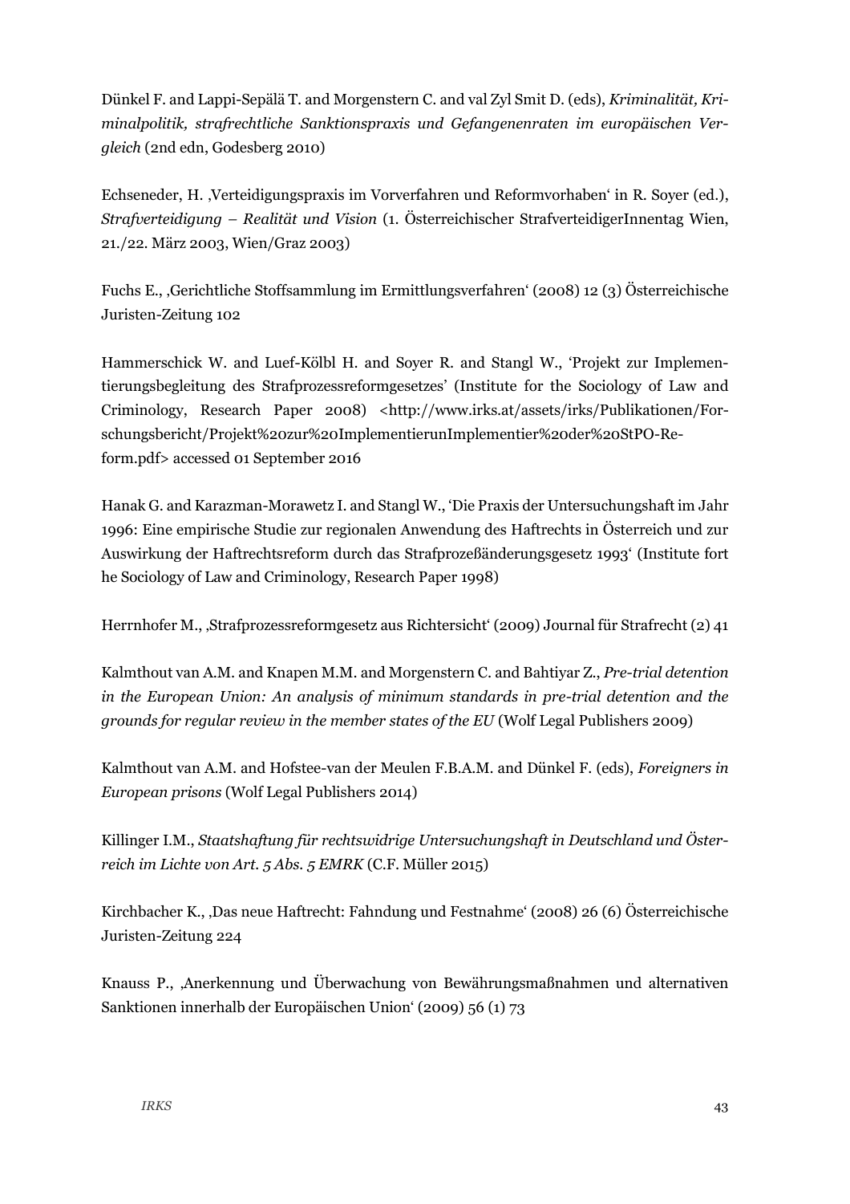Dünkel F. and Lappi-Sepälä T. and Morgenstern C. and val Zyl Smit D. (eds), *Kriminalität, Kriminalpolitik, strafrechtliche Sanktionspraxis und Gefangenenraten im europäischen Vergleich* (2nd edn, Godesberg 2010)

Echseneder, H. ‚Verteidigungspraxis im Vorverfahren und Reformvorhaben' in R. Soyer (ed.), *Strafverteidigung – Realität und Vision* (1. Österreichischer StrafverteidigerInnentag Wien, 21./22. März 2003, Wien/Graz 2003)

Fuchs E., ‚Gerichtliche Stoffsammlung im Ermittlungsverfahren' (2008) 12 (3) Österreichische Juristen-Zeitung 102

Hammerschick W. and Luef-Kölbl H. and Soyer R. and Stangl W., 'Projekt zur Implementierungsbegleitung des Strafprozessreformgesetzes' (Institute for the Sociology of Law and Criminology, Research Paper 2008) <http://www.irks.at/assets/irks/Publikationen/Forschungsbericht/Projekt%20zur%20ImplementierunImplementier%20der%20StPO-Reform.pdf> accessed 01 September 2016

Hanak G. and Karazman-Morawetz I. and Stangl W., 'Die Praxis der Untersuchungshaft im Jahr 1996: Eine empirische Studie zur regionalen Anwendung des Haftrechts in Österreich und zur Auswirkung der Haftrechtsreform durch das Strafprozeßänderungsgesetz 1993' (Institute fort he Sociology of Law and Criminology, Research Paper 1998)

Herrnhofer M., ‚Strafprozessreformgesetz aus Richtersicht' (2009) Journal für Strafrecht (2) 41

Kalmthout van A.M. and Knapen M.M. and Morgenstern C. and Bahtiyar Z., *Pre-trial detention in the European Union: An analysis of minimum standards in pre-trial detention and the grounds for regular review in the member states of the EU* (Wolf Legal Publishers 2009)

Kalmthout van A.M. and Hofstee-van der Meulen F.B.A.M. and Dünkel F. (eds), *Foreigners in European prisons* (Wolf Legal Publishers 2014)

Killinger I.M., *Staatshaftung für rechtswidrige Untersuchungshaft in Deutschland und Österreich im Lichte von Art. 5 Abs. 5 EMRK* (C.F. Müller 2015)

Kirchbacher K., ‚Das neue Haftrecht: Fahndung und Festnahme' (2008) 26 (6) Österreichische Juristen-Zeitung 224

Knauss P., ‚Anerkennung und Überwachung von Bewährungsmaßnahmen und alternativen Sanktionen innerhalb der Europäischen Union' (2009) 56 (1) 73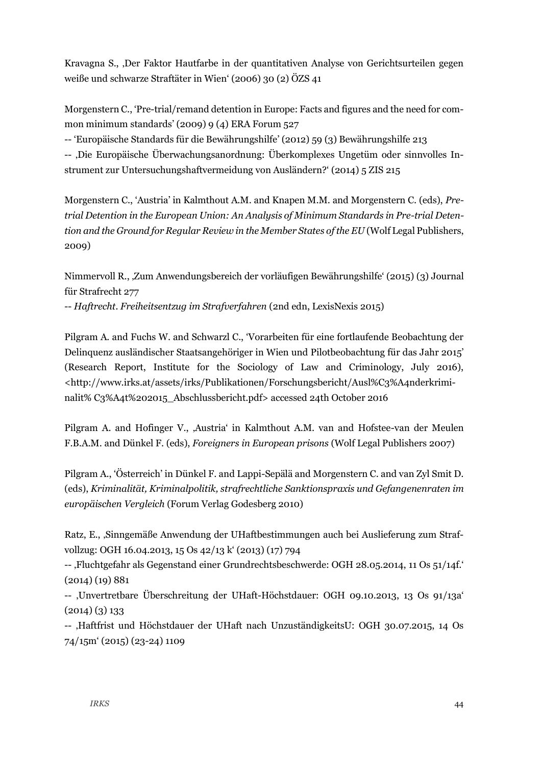Kravagna S., ‚Der Faktor Hautfarbe in der quantitativen Analyse von Gerichtsurteilen gegen weiße und schwarze Straftäter in Wien' (2006) 30 (2) ÖZS 41

Morgenstern C., 'Pre-trial/remand detention in Europe: Facts and figures and the need for common minimum standards' (2009) 9 (4) ERA Forum 527

-- 'Europäische Standards für die Bewährungshilfe' (2012) 59 (3) Bewährungshilfe 213

-- ‚Die Europäische Überwachungsanordnung: Überkomplexes Ungetüm oder sinnvolles Instrument zur Untersuchungshaftvermeidung von Ausländern?' (2014) 5 ZIS 215

Morgenstern C., 'Austria' in Kalmthout A.M. and Knapen M.M. and Morgenstern C. (eds), *Pretrial Detention in the European Union: An Analysis of Minimum Standards in Pre-trial Detention and the Ground for Regular Review in the Member States of the EU* (Wolf Legal Publishers, 2009)

Nimmervoll R., ‚Zum Anwendungsbereich der vorläufigen Bewährungshilfe' (2015) (3) Journal für Strafrecht 277

-- *Haftrecht. Freiheitsentzug im Strafverfahren* (2nd edn, LexisNexis 2015)

Pilgram A. and Fuchs W. and Schwarzl C., 'Vorarbeiten für eine fortlaufende Beobachtung der Delinquenz ausländischer Staatsangehöriger in Wien und Pilotbeobachtung für das Jahr 2015' (Research Report, Institute for the Sociology of Law and Criminology, July 2016), <http://www.irks.at/assets/irks/Publikationen/Forschungsbericht/Ausl%C3%A4nderkriminalit% C3%A4t%202015_Abschlussbericht.pdf> accessed 24th October 2016

Pilgram A. and Hofinger V., ‚Austria' in Kalmthout A.M. van and Hofstee-van der Meulen F.B.A.M. and Dünkel F. (eds), *Foreigners in European prisons* (Wolf Legal Publishers 2007)

Pilgram A., 'Österreich' in Dünkel F. and Lappi-Sepälä and Morgenstern C. and van Zyl Smit D. (eds), *Kriminalität, Kriminalpolitik, strafrechtliche Sanktionspraxis und Gefangenenraten im europäischen Vergleich* (Forum Verlag Godesberg 2010)

Ratz, E., ‚Sinngemäße Anwendung der UHaftbestimmungen auch bei Auslieferung zum Strafvollzug: OGH 16.04.2013, 15 Os 42/13 k' (2013) (17) 794

-- ‚Fluchtgefahr als Gegenstand einer Grundrechtsbeschwerde: OGH 28.05.2014, 11 Os 51/14f.' (2014) (19) 881

-- ‚Unvertretbare Überschreitung der UHaft-Höchstdauer: OGH 09.10.2013, 13 Os 91/13a' (2014) (3) 133

-- ‚Haftfrist und Höchstdauer der UHaft nach UnzuständigkeitsU: OGH 30.07.2015, 14 Os 74/15m' (2015) (23-24) 1109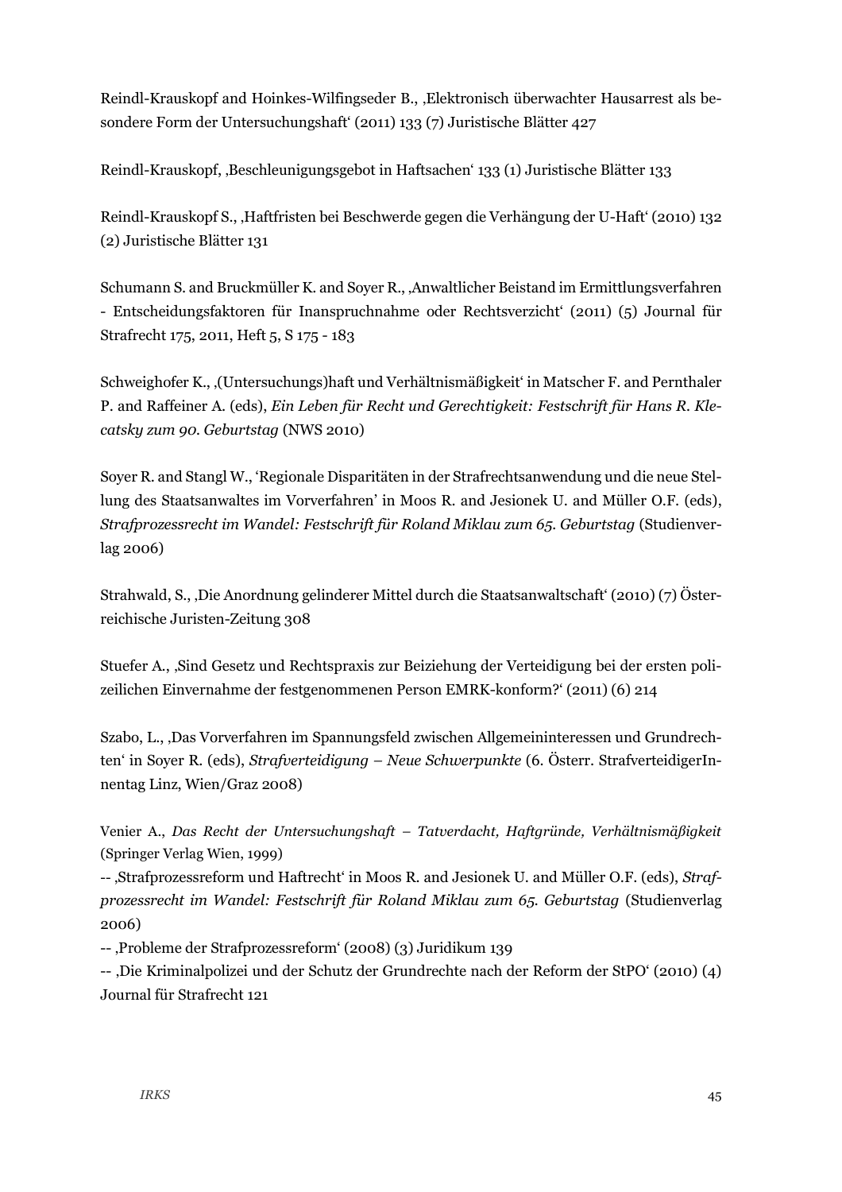Reindl-Krauskopf and Hoinkes-Wilfingseder B., ‚Elektronisch überwachter Hausarrest als besondere Form der Untersuchungshaft' (2011) 133 (7) Juristische Blätter 427

Reindl-Krauskopf, ‚Beschleunigungsgebot in Haftsachen' 133 (1) Juristische Blätter 133

Reindl-Krauskopf S., ‚Haftfristen bei Beschwerde gegen die Verhängung der U-Haft' (2010) 132 (2) Juristische Blätter 131

Schumann S. and Bruckmüller K. and Soyer R., ‚Anwaltlicher Beistand im Ermittlungsverfahren - Entscheidungsfaktoren für Inanspruchnahme oder Rechtsverzicht' (2011) (5) Journal für Strafrecht 175, 2011, Heft 5, S 175 - 183

Schweighofer K., ‚(Untersuchungs)haft und Verhältnismäßigkeit' in Matscher F. and Pernthaler P. and Raffeiner A. (eds), *Ein Leben für Recht und Gerechtigkeit: Festschrift für Hans R. Klecatsky zum 90. Geburtstag* (NWS 2010)

Soyer R. and Stangl W., 'Regionale Disparitäten in der Strafrechtsanwendung und die neue Stellung des Staatsanwaltes im Vorverfahren' in Moos R. and Jesionek U. and Müller O.F. (eds), *Strafprozessrecht im Wandel: Festschrift für Roland Miklau zum 65. Geburtstag* (Studienverlag 2006)

Strahwald, S., ‚Die Anordnung gelinderer Mittel durch die Staatsanwaltschaft' (2010) (7) Österreichische Juristen-Zeitung 308

Stuefer A., ‚Sind Gesetz und Rechtspraxis zur Beiziehung der Verteidigung bei der ersten polizeilichen Einvernahme der festgenommenen Person EMRK-konform?' (2011) (6) 214

Szabo, L., ‚Das Vorverfahren im Spannungsfeld zwischen Allgemeininteressen und Grundrechten' in Soyer R. (eds), *Strafverteidigung – Neue Schwerpunkte* (6. Österr. StrafverteidigerInnentag Linz, Wien/Graz 2008)

Venier A., *Das Recht der Untersuchungshaft – Tatverdacht, Haftgründe, Verhältnismäßigkeit* (Springer Verlag Wien, 1999)

-- ‚Strafprozessreform und Haftrecht' in Moos R. and Jesionek U. and Müller O.F. (eds), *Strafprozessrecht im Wandel: Festschrift für Roland Miklau zum 65. Geburtstag* (Studienverlag 2006)

-- ‚Probleme der Strafprozessreform' (2008) (3) Juridikum 139

-- ‚Die Kriminalpolizei und der Schutz der Grundrechte nach der Reform der StPO' (2010) (4) Journal für Strafrecht 121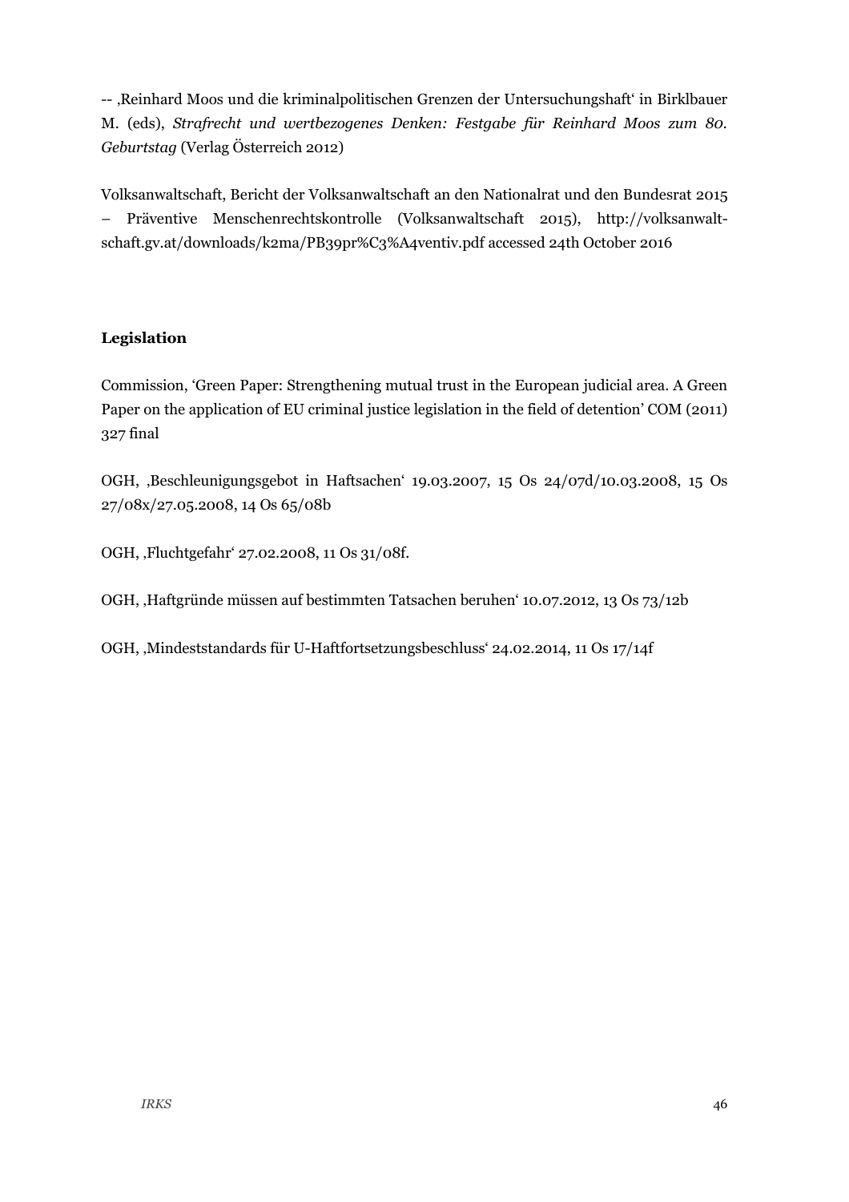-- ‚Reinhard Moos und die kriminalpolitischen Grenzen der Untersuchungshaft' in Birklbauer M. (eds), *Strafrecht und wertbezogenes Denken: Festgabe für Reinhard Moos zum 80. Geburtstag* (Verlag Österreich 2012)

Volksanwaltschaft, Bericht der Volksanwaltschaft an den Nationalrat und den Bundesrat 2015 – Präventive Menschenrechtskontrolle (Volksanwaltschaft 2015), http://volksanwaltschaft.gv.at/downloads/k2ma/PB39pr%C3%A4ventiv.pdf accessed 24th October 2016

**Legislation**

Commission, 'Green Paper: Strengthening mutual trust in the European judicial area. A Green Paper on the application of EU criminal justice legislation in the field of detention' COM (2011) 327 final

OGH, ‚Beschleunigungsgebot in Haftsachen' 19.03.2007, 15 Os 24/07d/10.03.2008, 15 Os 27/08x/27.05.2008, 14 Os 65/08b

OGH, ‚Fluchtgefahr' 27.02.2008, 11 Os 31/08f.

OGH, ‚Haftgründe müssen auf bestimmten Tatsachen beruhen' 10.07.2012, 13 Os 73/12b

OGH, ‚Mindeststandards für U-Haftfortsetzungsbeschluss' 24.02.2014, 11 Os 17/14f